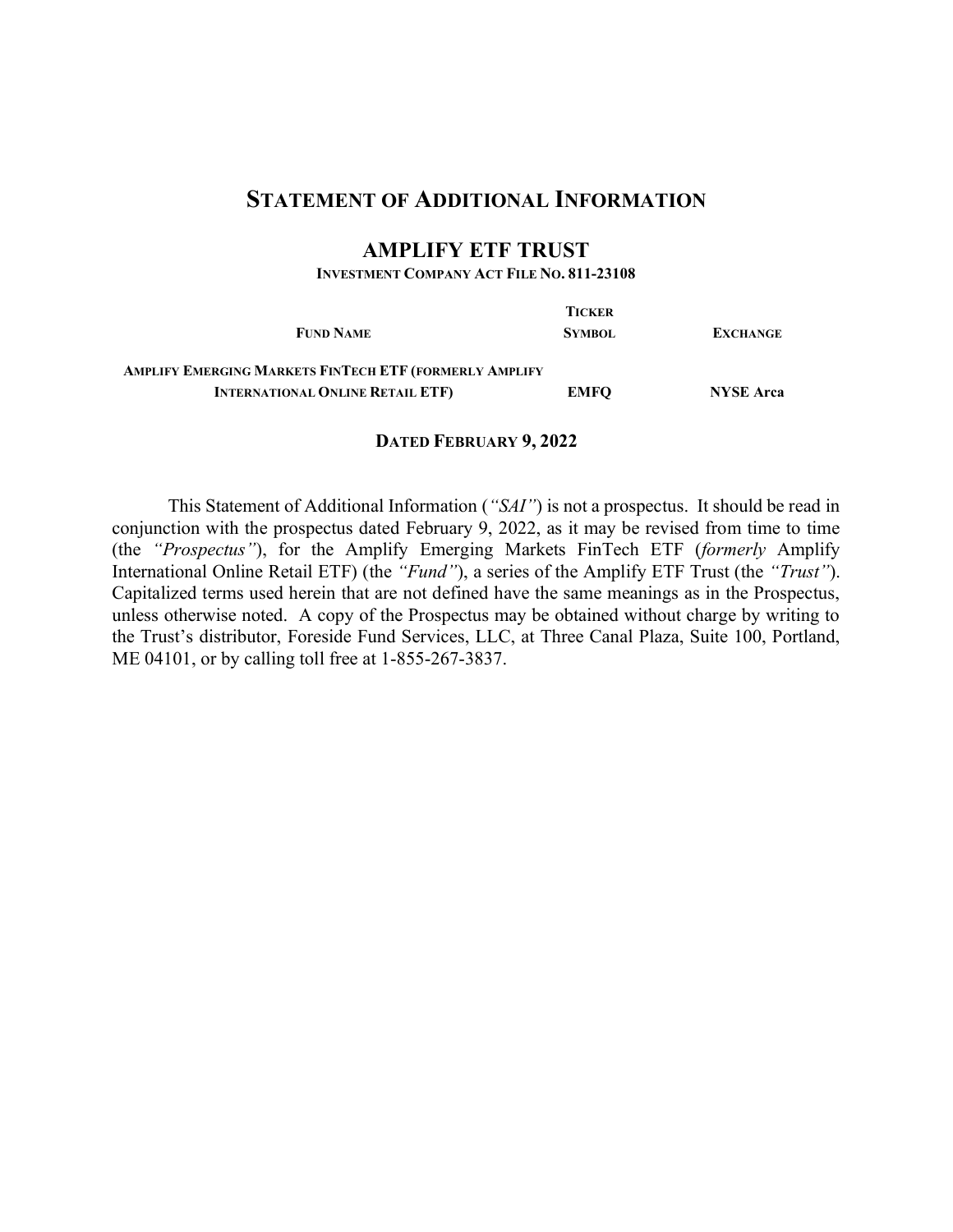# STATEMENT OF ADDITIONAL INFORMATION

## AMPLIFY ETF TRUST

**INVESTMENT COMPANY ACT FILE NO. 811-23108**

| FUND NAME | TICKER SYMBOL | EXCHANGE |
|---|---|---|
| **AMPLIFY EMERGING MARKETS FINTECH ETF (FORMERLY AMPLIFY INTERNATIONAL ONLINE RETAIL ETF)** | **EMFQ** | **NYSE Arca** |

**DATED FEBRUARY 9, 2022**

This Statement of Additional Information (*"SAI"*) is not a prospectus. It should be read in conjunction with the prospectus dated February 9, 2022, as it may be revised from time to time (the *"Prospectus"*), for the Amplify Emerging Markets FinTech ETF (*formerly* Amplify International Online Retail ETF) (the *"Fund"*), a series of the Amplify ETF Trust (the *"Trust"*). Capitalized terms used herein that are not defined have the same meanings as in the Prospectus, unless otherwise noted. A copy of the Prospectus may be obtained without charge by writing to the Trust's distributor, Foreside Fund Services, LLC, at Three Canal Plaza, Suite 100, Portland, ME 04101, or by calling toll free at 1-855-267-3837.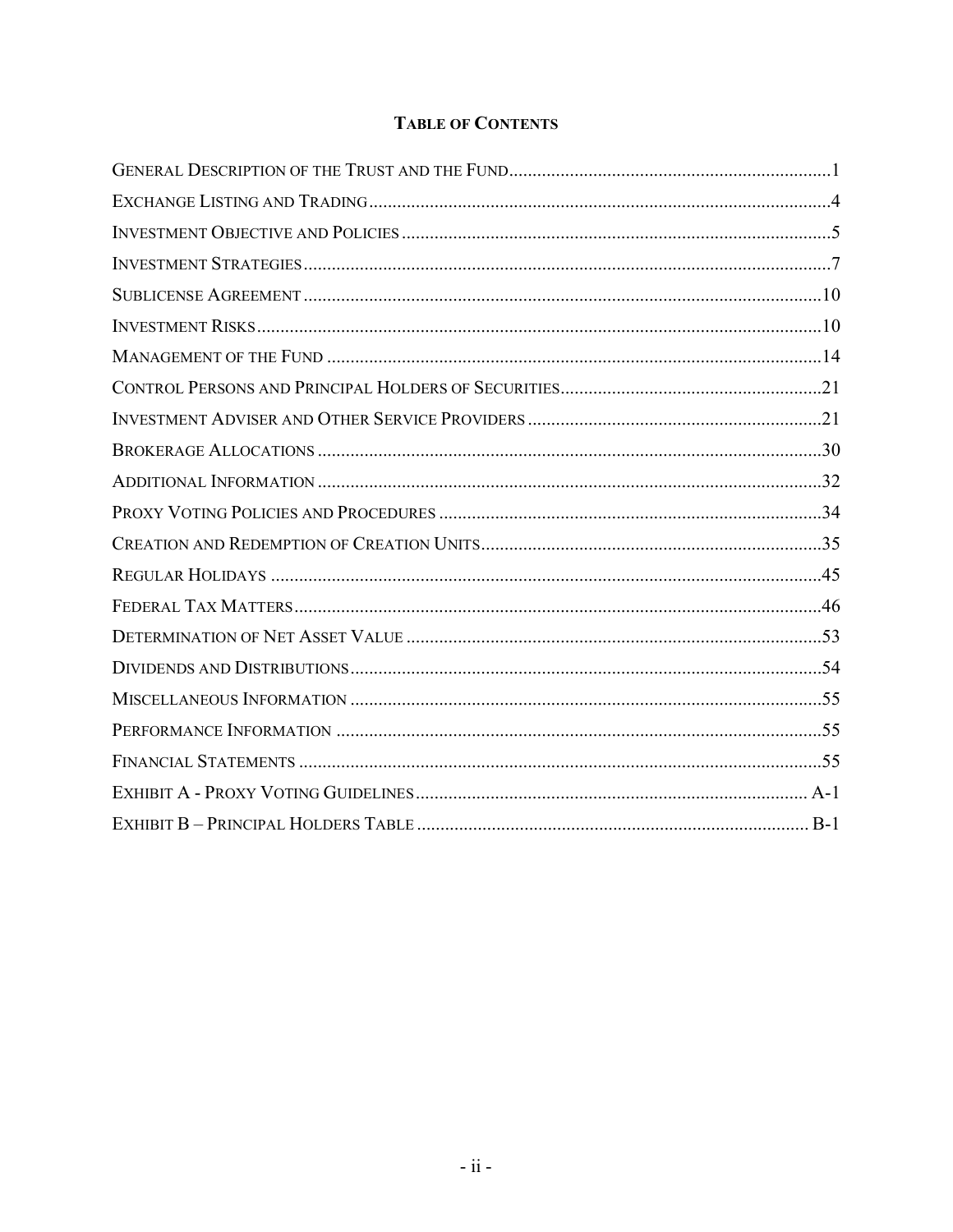## TABLE OF CONTENTS

| | |
|---|---|
| GENERAL DESCRIPTION OF THE TRUST AND THE FUND | 1 |
| EXCHANGE LISTING AND TRADING | 4 |
| INVESTMENT OBJECTIVE AND POLICIES | 5 |
| INVESTMENT STRATEGIES | 7 |
| SUBLICENSE AGREEMENT | 10 |
| INVESTMENT RISKS | 10 |
| MANAGEMENT OF THE FUND | 14 |
| CONTROL PERSONS AND PRINCIPAL HOLDERS OF SECURITIES | 21 |
| INVESTMENT ADVISER AND OTHER SERVICE PROVIDERS | 21 |
| BROKERAGE ALLOCATIONS | 30 |
| ADDITIONAL INFORMATION | 32 |
| PROXY VOTING POLICIES AND PROCEDURES | 34 |
| CREATION AND REDEMPTION OF CREATION UNITS | 35 |
| REGULAR HOLIDAYS | 45 |
| FEDERAL TAX MATTERS | 46 |
| DETERMINATION OF NET ASSET VALUE | 53 |
| DIVIDENDS AND DISTRIBUTIONS | 54 |
| MISCELLANEOUS INFORMATION | 55 |
| PERFORMANCE INFORMATION | 55 |
| FINANCIAL STATEMENTS | 55 |
| EXHIBIT A - PROXY VOTING GUIDELINES | A-1 |
| EXHIBIT B – PRINCIPAL HOLDERS TABLE | B-1 |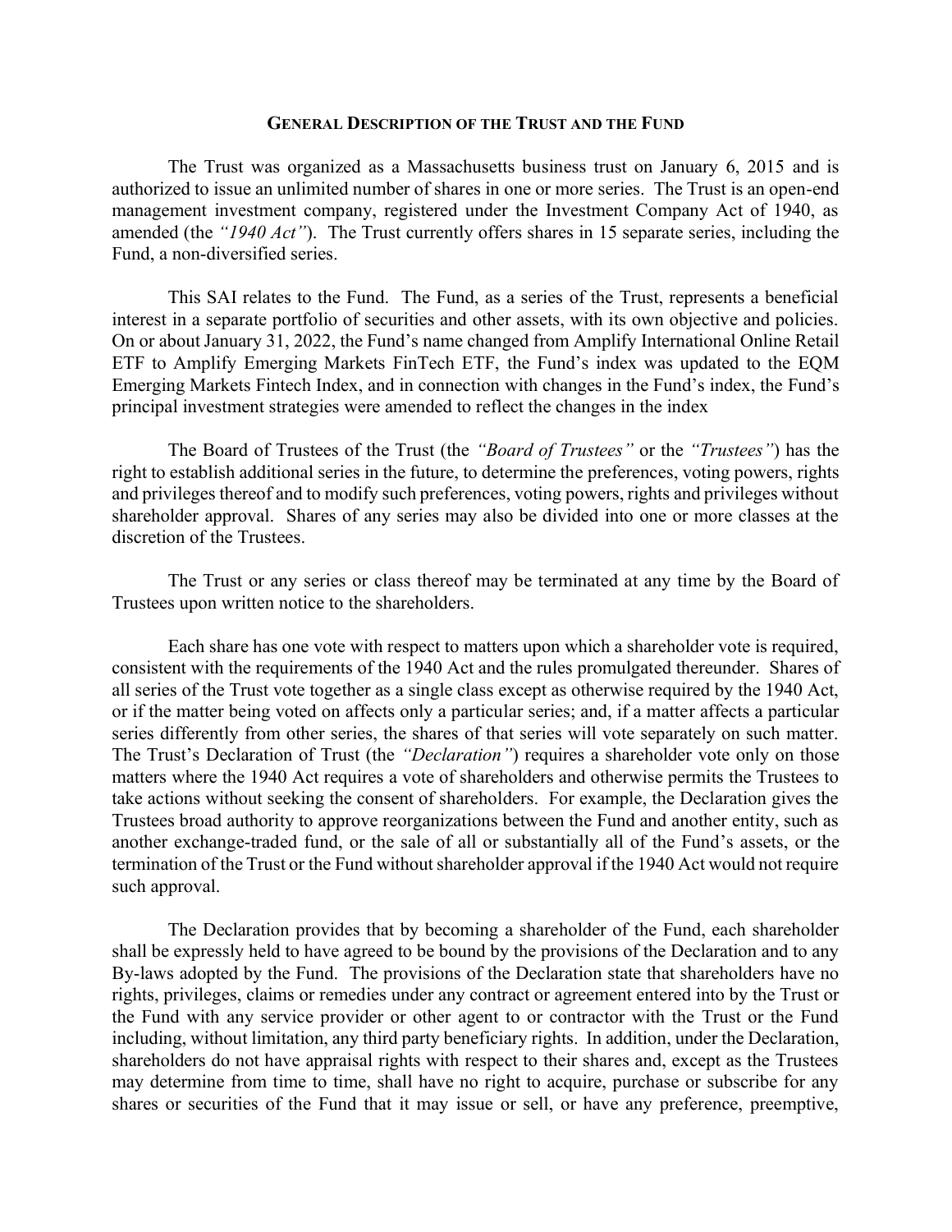## General Description of the Trust and the Fund

The Trust was organized as a Massachusetts business trust on January 6, 2015 and is authorized to issue an unlimited number of shares in one or more series. The Trust is an open-end management investment company, registered under the Investment Company Act of 1940, as amended (the *"1940 Act"*). The Trust currently offers shares in 15 separate series, including the Fund, a non-diversified series.

This SAI relates to the Fund. The Fund, as a series of the Trust, represents a beneficial interest in a separate portfolio of securities and other assets, with its own objective and policies. On or about January 31, 2022, the Fund's name changed from Amplify International Online Retail ETF to Amplify Emerging Markets FinTech ETF, the Fund's index was updated to the EQM Emerging Markets Fintech Index, and in connection with changes in the Fund's index, the Fund's principal investment strategies were amended to reflect the changes in the index

The Board of Trustees of the Trust (the *"Board of Trustees"* or the *"Trustees"*) has the right to establish additional series in the future, to determine the preferences, voting powers, rights and privileges thereof and to modify such preferences, voting powers, rights and privileges without shareholder approval. Shares of any series may also be divided into one or more classes at the discretion of the Trustees.

The Trust or any series or class thereof may be terminated at any time by the Board of Trustees upon written notice to the shareholders.

Each share has one vote with respect to matters upon which a shareholder vote is required, consistent with the requirements of the 1940 Act and the rules promulgated thereunder. Shares of all series of the Trust vote together as a single class except as otherwise required by the 1940 Act, or if the matter being voted on affects only a particular series; and, if a matter affects a particular series differently from other series, the shares of that series will vote separately on such matter. The Trust's Declaration of Trust (the *"Declaration"*) requires a shareholder vote only on those matters where the 1940 Act requires a vote of shareholders and otherwise permits the Trustees to take actions without seeking the consent of shareholders. For example, the Declaration gives the Trustees broad authority to approve reorganizations between the Fund and another entity, such as another exchange-traded fund, or the sale of all or substantially all of the Fund's assets, or the termination of the Trust or the Fund without shareholder approval if the 1940 Act would not require such approval.

The Declaration provides that by becoming a shareholder of the Fund, each shareholder shall be expressly held to have agreed to be bound by the provisions of the Declaration and to any By-laws adopted by the Fund. The provisions of the Declaration state that shareholders have no rights, privileges, claims or remedies under any contract or agreement entered into by the Trust or the Fund with any service provider or other agent to or contractor with the Trust or the Fund including, without limitation, any third party beneficiary rights. In addition, under the Declaration, shareholders do not have appraisal rights with respect to their shares and, except as the Trustees may determine from time to time, shall have no right to acquire, purchase or subscribe for any shares or securities of the Fund that it may issue or sell, or have any preference, preemptive,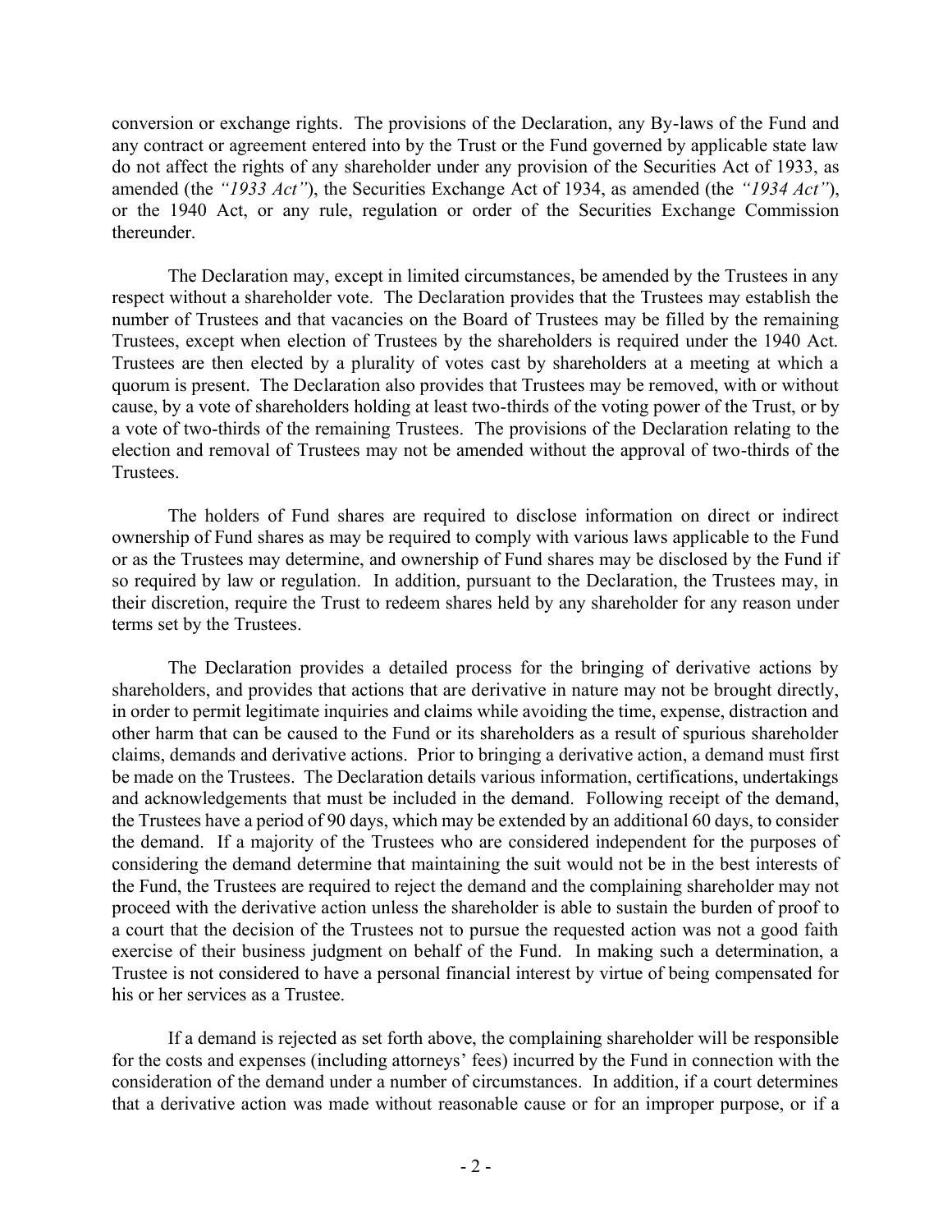conversion or exchange rights. The provisions of the Declaration, any By-laws of the Fund and any contract or agreement entered into by the Trust or the Fund governed by applicable state law do not affect the rights of any shareholder under any provision of the Securities Act of 1933, as amended (the *"1933 Act"*), the Securities Exchange Act of 1934, as amended (the *"1934 Act"*), or the 1940 Act, or any rule, regulation or order of the Securities Exchange Commission thereunder.

The Declaration may, except in limited circumstances, be amended by the Trustees in any respect without a shareholder vote. The Declaration provides that the Trustees may establish the number of Trustees and that vacancies on the Board of Trustees may be filled by the remaining Trustees, except when election of Trustees by the shareholders is required under the 1940 Act. Trustees are then elected by a plurality of votes cast by shareholders at a meeting at which a quorum is present. The Declaration also provides that Trustees may be removed, with or without cause, by a vote of shareholders holding at least two-thirds of the voting power of the Trust, or by a vote of two-thirds of the remaining Trustees. The provisions of the Declaration relating to the election and removal of Trustees may not be amended without the approval of two-thirds of the Trustees.

The holders of Fund shares are required to disclose information on direct or indirect ownership of Fund shares as may be required to comply with various laws applicable to the Fund or as the Trustees may determine, and ownership of Fund shares may be disclosed by the Fund if so required by law or regulation. In addition, pursuant to the Declaration, the Trustees may, in their discretion, require the Trust to redeem shares held by any shareholder for any reason under terms set by the Trustees.

The Declaration provides a detailed process for the bringing of derivative actions by shareholders, and provides that actions that are derivative in nature may not be brought directly, in order to permit legitimate inquiries and claims while avoiding the time, expense, distraction and other harm that can be caused to the Fund or its shareholders as a result of spurious shareholder claims, demands and derivative actions. Prior to bringing a derivative action, a demand must first be made on the Trustees. The Declaration details various information, certifications, undertakings and acknowledgements that must be included in the demand. Following receipt of the demand, the Trustees have a period of 90 days, which may be extended by an additional 60 days, to consider the demand. If a majority of the Trustees who are considered independent for the purposes of considering the demand determine that maintaining the suit would not be in the best interests of the Fund, the Trustees are required to reject the demand and the complaining shareholder may not proceed with the derivative action unless the shareholder is able to sustain the burden of proof to a court that the decision of the Trustees not to pursue the requested action was not a good faith exercise of their business judgment on behalf of the Fund. In making such a determination, a Trustee is not considered to have a personal financial interest by virtue of being compensated for his or her services as a Trustee.

If a demand is rejected as set forth above, the complaining shareholder will be responsible for the costs and expenses (including attorneys' fees) incurred by the Fund in connection with the consideration of the demand under a number of circumstances. In addition, if a court determines that a derivative action was made without reasonable cause or for an improper purpose, or if a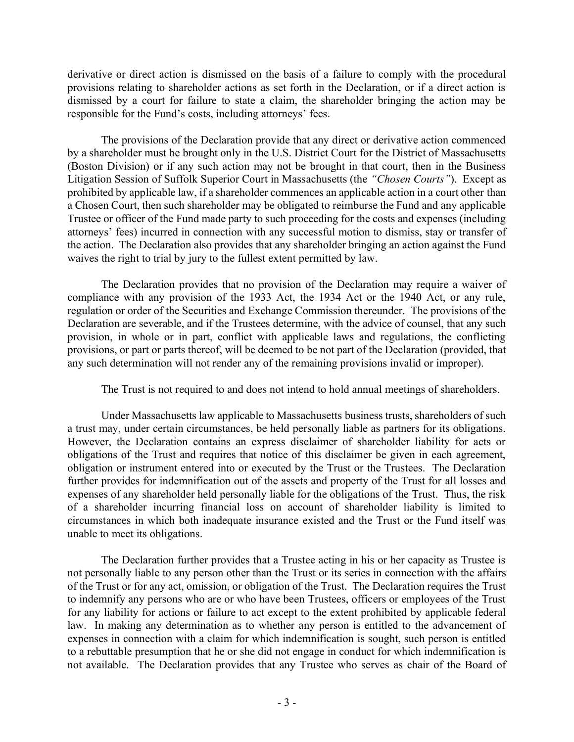derivative or direct action is dismissed on the basis of a failure to comply with the procedural provisions relating to shareholder actions as set forth in the Declaration, or if a direct action is dismissed by a court for failure to state a claim, the shareholder bringing the action may be responsible for the Fund's costs, including attorneys' fees.

The provisions of the Declaration provide that any direct or derivative action commenced by a shareholder must be brought only in the U.S. District Court for the District of Massachusetts (Boston Division) or if any such action may not be brought in that court, then in the Business Litigation Session of Suffolk Superior Court in Massachusetts (the *"Chosen Courts"*). Except as prohibited by applicable law, if a shareholder commences an applicable action in a court other than a Chosen Court, then such shareholder may be obligated to reimburse the Fund and any applicable Trustee or officer of the Fund made party to such proceeding for the costs and expenses (including attorneys' fees) incurred in connection with any successful motion to dismiss, stay or transfer of the action. The Declaration also provides that any shareholder bringing an action against the Fund waives the right to trial by jury to the fullest extent permitted by law.

The Declaration provides that no provision of the Declaration may require a waiver of compliance with any provision of the 1933 Act, the 1934 Act or the 1940 Act, or any rule, regulation or order of the Securities and Exchange Commission thereunder. The provisions of the Declaration are severable, and if the Trustees determine, with the advice of counsel, that any such provision, in whole or in part, conflict with applicable laws and regulations, the conflicting provisions, or part or parts thereof, will be deemed to be not part of the Declaration (provided, that any such determination will not render any of the remaining provisions invalid or improper).

The Trust is not required to and does not intend to hold annual meetings of shareholders.

Under Massachusetts law applicable to Massachusetts business trusts, shareholders of such a trust may, under certain circumstances, be held personally liable as partners for its obligations. However, the Declaration contains an express disclaimer of shareholder liability for acts or obligations of the Trust and requires that notice of this disclaimer be given in each agreement, obligation or instrument entered into or executed by the Trust or the Trustees. The Declaration further provides for indemnification out of the assets and property of the Trust for all losses and expenses of any shareholder held personally liable for the obligations of the Trust. Thus, the risk of a shareholder incurring financial loss on account of shareholder liability is limited to circumstances in which both inadequate insurance existed and the Trust or the Fund itself was unable to meet its obligations.

The Declaration further provides that a Trustee acting in his or her capacity as Trustee is not personally liable to any person other than the Trust or its series in connection with the affairs of the Trust or for any act, omission, or obligation of the Trust. The Declaration requires the Trust to indemnify any persons who are or who have been Trustees, officers or employees of the Trust for any liability for actions or failure to act except to the extent prohibited by applicable federal law. In making any determination as to whether any person is entitled to the advancement of expenses in connection with a claim for which indemnification is sought, such person is entitled to a rebuttable presumption that he or she did not engage in conduct for which indemnification is not available. The Declaration provides that any Trustee who serves as chair of the Board of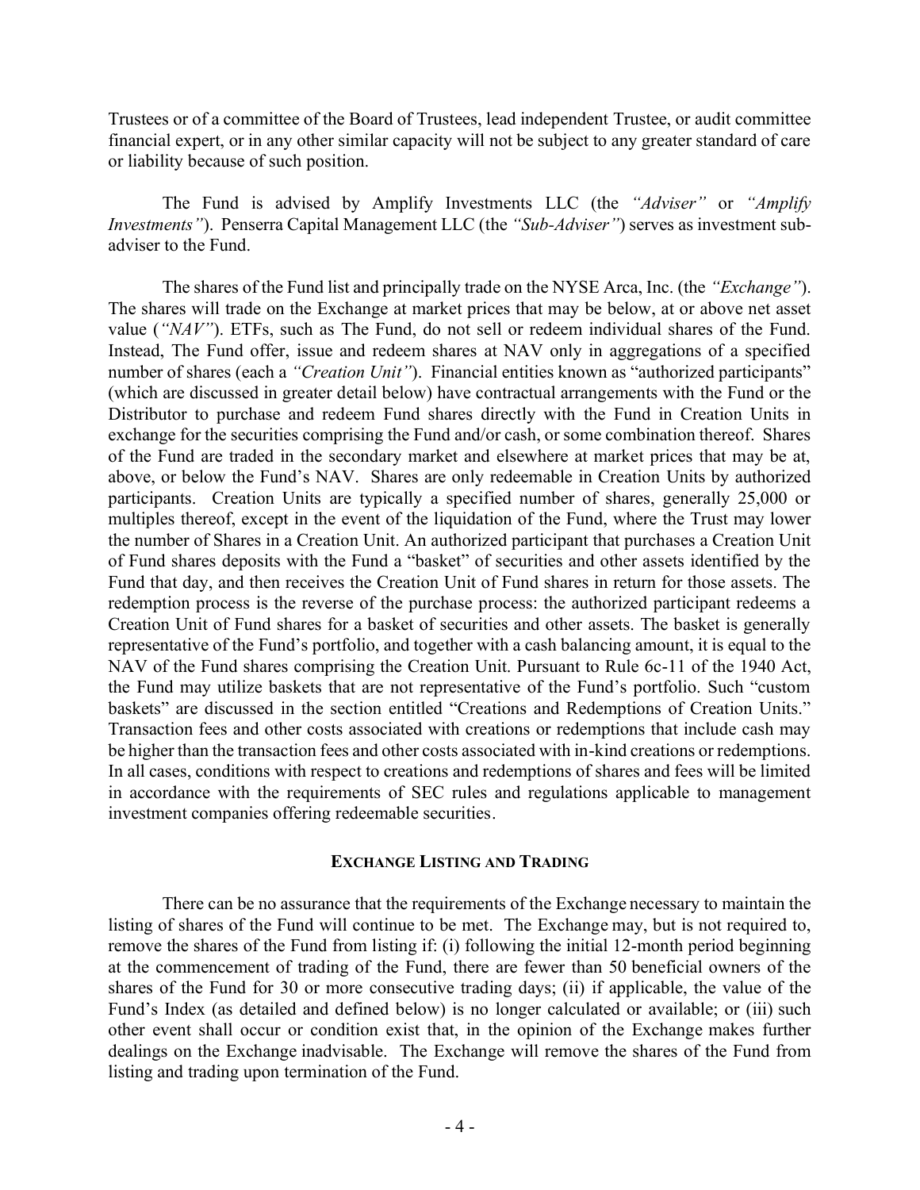Trustees or of a committee of the Board of Trustees, lead independent Trustee, or audit committee financial expert, or in any other similar capacity will not be subject to any greater standard of care or liability because of such position.

The Fund is advised by Amplify Investments LLC (the *"Adviser"* or *"Amplify Investments"*). Penserra Capital Management LLC (the *"Sub-Adviser"*) serves as investment sub-adviser to the Fund.

The shares of the Fund list and principally trade on the NYSE Arca, Inc. (the *"Exchange"*). The shares will trade on the Exchange at market prices that may be below, at or above net asset value (*"NAV"*). ETFs, such as The Fund, do not sell or redeem individual shares of the Fund. Instead, The Fund offer, issue and redeem shares at NAV only in aggregations of a specified number of shares (each a *"Creation Unit"*). Financial entities known as "authorized participants" (which are discussed in greater detail below) have contractual arrangements with the Fund or the Distributor to purchase and redeem Fund shares directly with the Fund in Creation Units in exchange for the securities comprising the Fund and/or cash, or some combination thereof. Shares of the Fund are traded in the secondary market and elsewhere at market prices that may be at, above, or below the Fund's NAV. Shares are only redeemable in Creation Units by authorized participants. Creation Units are typically a specified number of shares, generally 25,000 or multiples thereof, except in the event of the liquidation of the Fund, where the Trust may lower the number of Shares in a Creation Unit. An authorized participant that purchases a Creation Unit of Fund shares deposits with the Fund a "basket" of securities and other assets identified by the Fund that day, and then receives the Creation Unit of Fund shares in return for those assets. The redemption process is the reverse of the purchase process: the authorized participant redeems a Creation Unit of Fund shares for a basket of securities and other assets. The basket is generally representative of the Fund's portfolio, and together with a cash balancing amount, it is equal to the NAV of the Fund shares comprising the Creation Unit. Pursuant to Rule 6c-11 of the 1940 Act, the Fund may utilize baskets that are not representative of the Fund's portfolio. Such "custom baskets" are discussed in the section entitled "Creations and Redemptions of Creation Units." Transaction fees and other costs associated with creations or redemptions that include cash may be higher than the transaction fees and other costs associated with in-kind creations or redemptions. In all cases, conditions with respect to creations and redemptions of shares and fees will be limited in accordance with the requirements of SEC rules and regulations applicable to management investment companies offering redeemable securities.

## EXCHANGE LISTING AND TRADING

There can be no assurance that the requirements of the Exchange necessary to maintain the listing of shares of the Fund will continue to be met. The Exchange may, but is not required to, remove the shares of the Fund from listing if: (i) following the initial 12-month period beginning at the commencement of trading of the Fund, there are fewer than 50 beneficial owners of the shares of the Fund for 30 or more consecutive trading days; (ii) if applicable, the value of the Fund's Index (as detailed and defined below) is no longer calculated or available; or (iii) such other event shall occur or condition exist that, in the opinion of the Exchange makes further dealings on the Exchange inadvisable. The Exchange will remove the shares of the Fund from listing and trading upon termination of the Fund.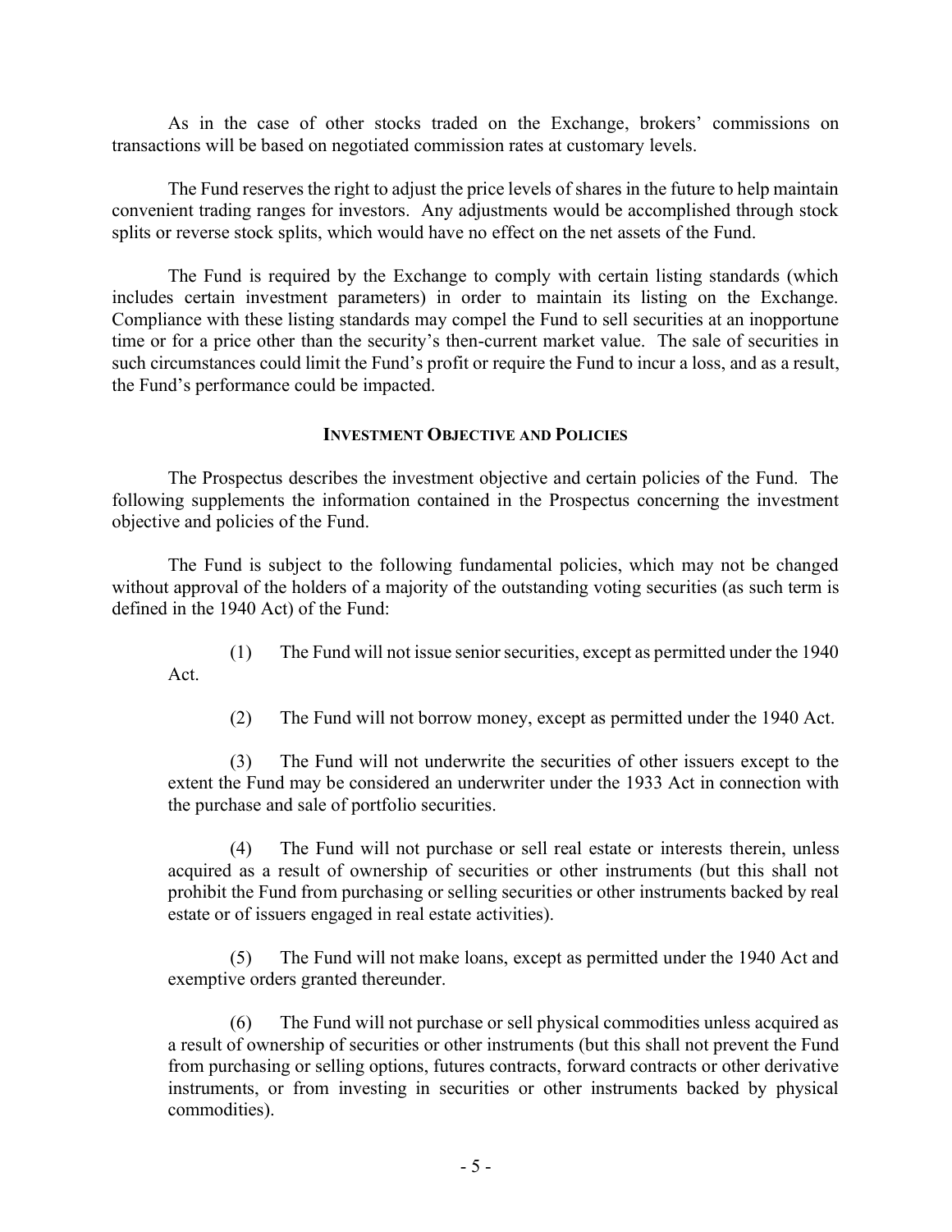As in the case of other stocks traded on the Exchange, brokers' commissions on transactions will be based on negotiated commission rates at customary levels.

The Fund reserves the right to adjust the price levels of shares in the future to help maintain convenient trading ranges for investors. Any adjustments would be accomplished through stock splits or reverse stock splits, which would have no effect on the net assets of the Fund.

The Fund is required by the Exchange to comply with certain listing standards (which includes certain investment parameters) in order to maintain its listing on the Exchange. Compliance with these listing standards may compel the Fund to sell securities at an inopportune time or for a price other than the security's then-current market value. The sale of securities in such circumstances could limit the Fund's profit or require the Fund to incur a loss, and as a result, the Fund's performance could be impacted.

## INVESTMENT OBJECTIVE AND POLICIES

The Prospectus describes the investment objective and certain policies of the Fund. The following supplements the information contained in the Prospectus concerning the investment objective and policies of the Fund.

The Fund is subject to the following fundamental policies, which may not be changed without approval of the holders of a majority of the outstanding voting securities (as such term is defined in the 1940 Act) of the Fund:

(1) The Fund will not issue senior securities, except as permitted under the 1940 Act.

(2) The Fund will not borrow money, except as permitted under the 1940 Act.

(3) The Fund will not underwrite the securities of other issuers except to the extent the Fund may be considered an underwriter under the 1933 Act in connection with the purchase and sale of portfolio securities.

(4) The Fund will not purchase or sell real estate or interests therein, unless acquired as a result of ownership of securities or other instruments (but this shall not prohibit the Fund from purchasing or selling securities or other instruments backed by real estate or of issuers engaged in real estate activities).

(5) The Fund will not make loans, except as permitted under the 1940 Act and exemptive orders granted thereunder.

(6) The Fund will not purchase or sell physical commodities unless acquired as a result of ownership of securities or other instruments (but this shall not prevent the Fund from purchasing or selling options, futures contracts, forward contracts or other derivative instruments, or from investing in securities or other instruments backed by physical commodities).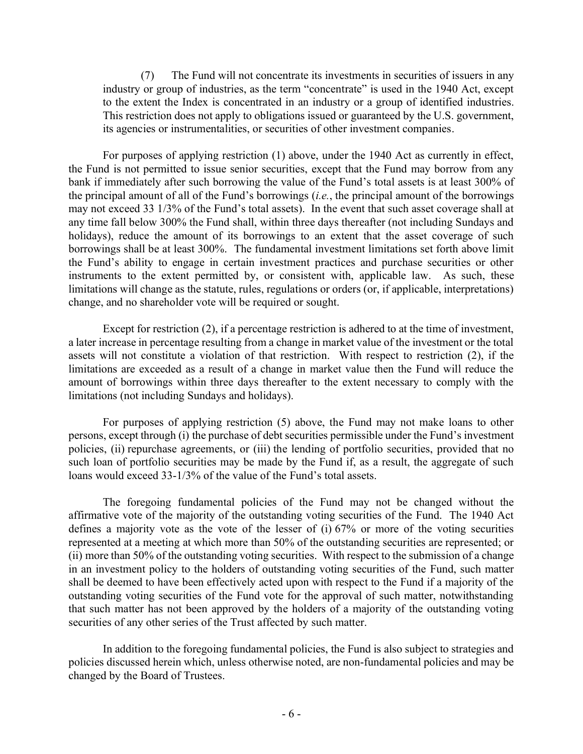(7) The Fund will not concentrate its investments in securities of issuers in any industry or group of industries, as the term "concentrate" is used in the 1940 Act, except to the extent the Index is concentrated in an industry or a group of identified industries. This restriction does not apply to obligations issued or guaranteed by the U.S. government, its agencies or instrumentalities, or securities of other investment companies.

For purposes of applying restriction (1) above, under the 1940 Act as currently in effect, the Fund is not permitted to issue senior securities, except that the Fund may borrow from any bank if immediately after such borrowing the value of the Fund's total assets is at least 300% of the principal amount of all of the Fund's borrowings (*i.e.*, the principal amount of the borrowings may not exceed 33 1/3% of the Fund's total assets). In the event that such asset coverage shall at any time fall below 300% the Fund shall, within three days thereafter (not including Sundays and holidays), reduce the amount of its borrowings to an extent that the asset coverage of such borrowings shall be at least 300%. The fundamental investment limitations set forth above limit the Fund's ability to engage in certain investment practices and purchase securities or other instruments to the extent permitted by, or consistent with, applicable law. As such, these limitations will change as the statute, rules, regulations or orders (or, if applicable, interpretations) change, and no shareholder vote will be required or sought.

Except for restriction (2), if a percentage restriction is adhered to at the time of investment, a later increase in percentage resulting from a change in market value of the investment or the total assets will not constitute a violation of that restriction. With respect to restriction (2), if the limitations are exceeded as a result of a change in market value then the Fund will reduce the amount of borrowings within three days thereafter to the extent necessary to comply with the limitations (not including Sundays and holidays).

For purposes of applying restriction (5) above, the Fund may not make loans to other persons, except through (i) the purchase of debt securities permissible under the Fund's investment policies, (ii) repurchase agreements, or (iii) the lending of portfolio securities, provided that no such loan of portfolio securities may be made by the Fund if, as a result, the aggregate of such loans would exceed 33-1/3% of the value of the Fund's total assets.

The foregoing fundamental policies of the Fund may not be changed without the affirmative vote of the majority of the outstanding voting securities of the Fund. The 1940 Act defines a majority vote as the vote of the lesser of (i) 67% or more of the voting securities represented at a meeting at which more than 50% of the outstanding securities are represented; or (ii) more than 50% of the outstanding voting securities. With respect to the submission of a change in an investment policy to the holders of outstanding voting securities of the Fund, such matter shall be deemed to have been effectively acted upon with respect to the Fund if a majority of the outstanding voting securities of the Fund vote for the approval of such matter, notwithstanding that such matter has not been approved by the holders of a majority of the outstanding voting securities of any other series of the Trust affected by such matter.

In addition to the foregoing fundamental policies, the Fund is also subject to strategies and policies discussed herein which, unless otherwise noted, are non-fundamental policies and may be changed by the Board of Trustees.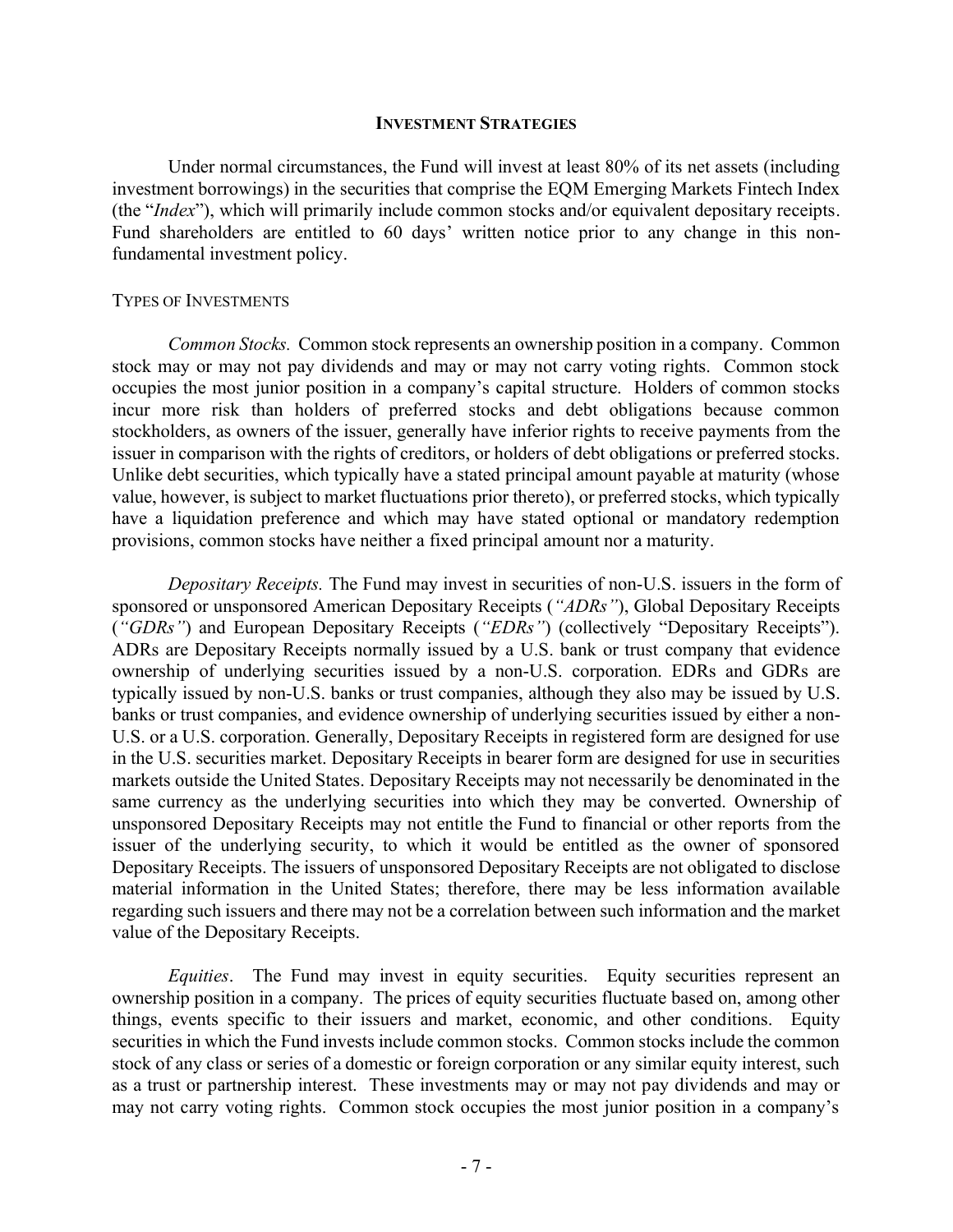## Investment Strategies

Under normal circumstances, the Fund will invest at least 80% of its net assets (including investment borrowings) in the securities that comprise the EQM Emerging Markets Fintech Index (the "*Index*"), which will primarily include common stocks and/or equivalent depositary receipts. Fund shareholders are entitled to 60 days' written notice prior to any change in this non-fundamental investment policy.

### Types of Investments

*Common Stocks.* Common stock represents an ownership position in a company. Common stock may or may not pay dividends and may or may not carry voting rights. Common stock occupies the most junior position in a company's capital structure. Holders of common stocks incur more risk than holders of preferred stocks and debt obligations because common stockholders, as owners of the issuer, generally have inferior rights to receive payments from the issuer in comparison with the rights of creditors, or holders of debt obligations or preferred stocks. Unlike debt securities, which typically have a stated principal amount payable at maturity (whose value, however, is subject to market fluctuations prior thereto), or preferred stocks, which typically have a liquidation preference and which may have stated optional or mandatory redemption provisions, common stocks have neither a fixed principal amount nor a maturity.

*Depositary Receipts.* The Fund may invest in securities of non-U.S. issuers in the form of sponsored or unsponsored American Depositary Receipts (*"ADRs"*), Global Depositary Receipts (*"GDRs"*) and European Depositary Receipts (*"EDRs"*) (collectively "Depositary Receipts"). ADRs are Depositary Receipts normally issued by a U.S. bank or trust company that evidence ownership of underlying securities issued by a non-U.S. corporation. EDRs and GDRs are typically issued by non-U.S. banks or trust companies, although they also may be issued by U.S. banks or trust companies, and evidence ownership of underlying securities issued by either a non-U.S. or a U.S. corporation. Generally, Depositary Receipts in registered form are designed for use in the U.S. securities market. Depositary Receipts in bearer form are designed for use in securities markets outside the United States. Depositary Receipts may not necessarily be denominated in the same currency as the underlying securities into which they may be converted. Ownership of unsponsored Depositary Receipts may not entitle the Fund to financial or other reports from the issuer of the underlying security, to which it would be entitled as the owner of sponsored Depositary Receipts. The issuers of unsponsored Depositary Receipts are not obligated to disclose material information in the United States; therefore, there may be less information available regarding such issuers and there may not be a correlation between such information and the market value of the Depositary Receipts.

*Equities*. The Fund may invest in equity securities. Equity securities represent an ownership position in a company. The prices of equity securities fluctuate based on, among other things, events specific to their issuers and market, economic, and other conditions. Equity securities in which the Fund invests include common stocks. Common stocks include the common stock of any class or series of a domestic or foreign corporation or any similar equity interest, such as a trust or partnership interest. These investments may or may not pay dividends and may or may not carry voting rights. Common stock occupies the most junior position in a company's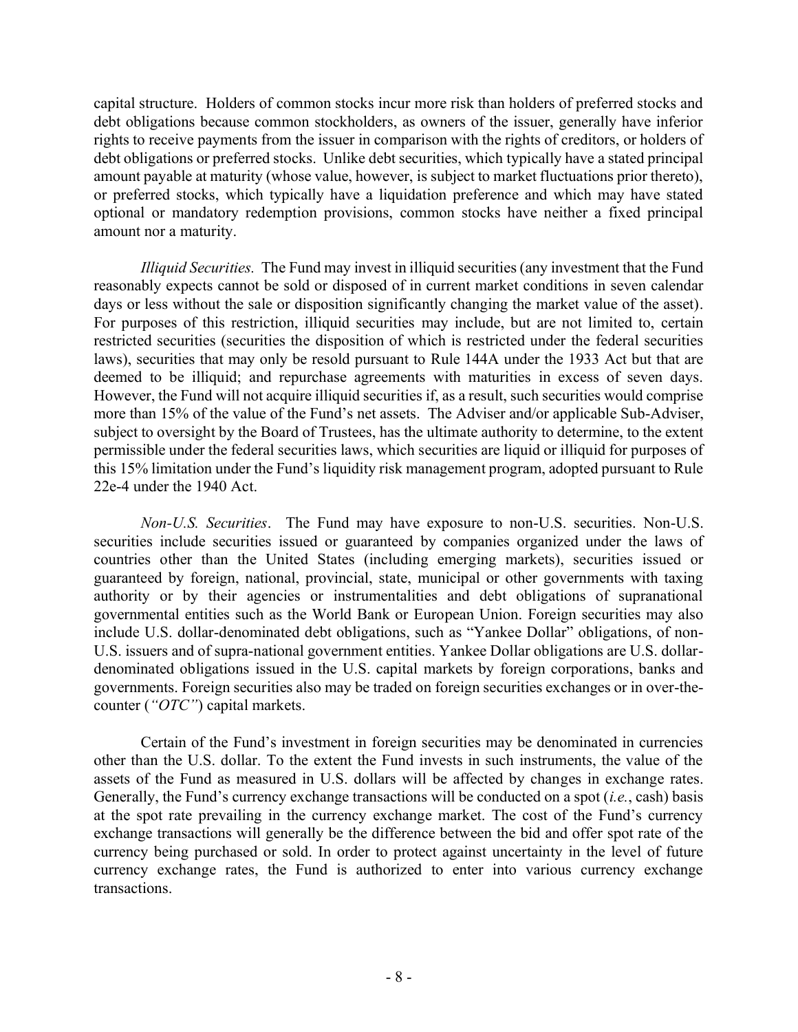capital structure. Holders of common stocks incur more risk than holders of preferred stocks and debt obligations because common stockholders, as owners of the issuer, generally have inferior rights to receive payments from the issuer in comparison with the rights of creditors, or holders of debt obligations or preferred stocks. Unlike debt securities, which typically have a stated principal amount payable at maturity (whose value, however, is subject to market fluctuations prior thereto), or preferred stocks, which typically have a liquidation preference and which may have stated optional or mandatory redemption provisions, common stocks have neither a fixed principal amount nor a maturity.

*Illiquid Securities.* The Fund may invest in illiquid securities (any investment that the Fund reasonably expects cannot be sold or disposed of in current market conditions in seven calendar days or less without the sale or disposition significantly changing the market value of the asset). For purposes of this restriction, illiquid securities may include, but are not limited to, certain restricted securities (securities the disposition of which is restricted under the federal securities laws), securities that may only be resold pursuant to Rule 144A under the 1933 Act but that are deemed to be illiquid; and repurchase agreements with maturities in excess of seven days. However, the Fund will not acquire illiquid securities if, as a result, such securities would comprise more than 15% of the value of the Fund's net assets. The Adviser and/or applicable Sub-Adviser, subject to oversight by the Board of Trustees, has the ultimate authority to determine, to the extent permissible under the federal securities laws, which securities are liquid or illiquid for purposes of this 15% limitation under the Fund's liquidity risk management program, adopted pursuant to Rule 22e-4 under the 1940 Act.

*Non-U.S. Securities*. The Fund may have exposure to non-U.S. securities. Non-U.S. securities include securities issued or guaranteed by companies organized under the laws of countries other than the United States (including emerging markets), securities issued or guaranteed by foreign, national, provincial, state, municipal or other governments with taxing authority or by their agencies or instrumentalities and debt obligations of supranational governmental entities such as the World Bank or European Union. Foreign securities may also include U.S. dollar-denominated debt obligations, such as "Yankee Dollar" obligations, of non-U.S. issuers and of supra-national government entities. Yankee Dollar obligations are U.S. dollar-denominated obligations issued in the U.S. capital markets by foreign corporations, banks and governments. Foreign securities also may be traded on foreign securities exchanges or in over-the-counter (*"OTC"*) capital markets.

Certain of the Fund's investment in foreign securities may be denominated in currencies other than the U.S. dollar. To the extent the Fund invests in such instruments, the value of the assets of the Fund as measured in U.S. dollars will be affected by changes in exchange rates. Generally, the Fund's currency exchange transactions will be conducted on a spot (*i.e.*, cash) basis at the spot rate prevailing in the currency exchange market. The cost of the Fund's currency exchange transactions will generally be the difference between the bid and offer spot rate of the currency being purchased or sold. In order to protect against uncertainty in the level of future currency exchange rates, the Fund is authorized to enter into various currency exchange transactions.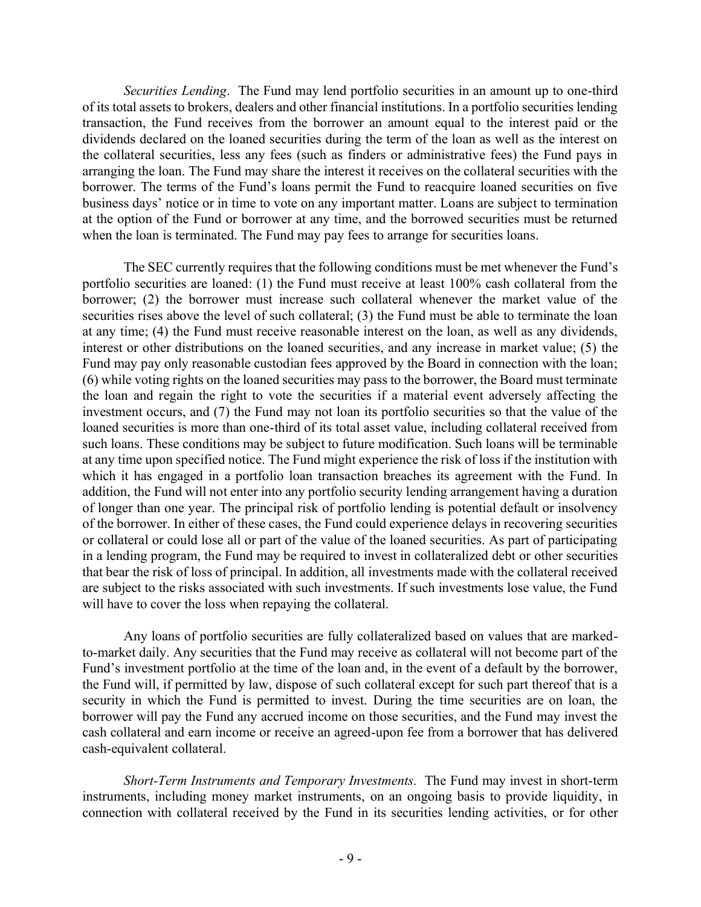*Securities Lending*. The Fund may lend portfolio securities in an amount up to one-third of its total assets to brokers, dealers and other financial institutions. In a portfolio securities lending transaction, the Fund receives from the borrower an amount equal to the interest paid or the dividends declared on the loaned securities during the term of the loan as well as the interest on the collateral securities, less any fees (such as finders or administrative fees) the Fund pays in arranging the loan. The Fund may share the interest it receives on the collateral securities with the borrower. The terms of the Fund's loans permit the Fund to reacquire loaned securities on five business days' notice or in time to vote on any important matter. Loans are subject to termination at the option of the Fund or borrower at any time, and the borrowed securities must be returned when the loan is terminated. The Fund may pay fees to arrange for securities loans.

The SEC currently requires that the following conditions must be met whenever the Fund's portfolio securities are loaned: (1) the Fund must receive at least 100% cash collateral from the borrower; (2) the borrower must increase such collateral whenever the market value of the securities rises above the level of such collateral; (3) the Fund must be able to terminate the loan at any time; (4) the Fund must receive reasonable interest on the loan, as well as any dividends, interest or other distributions on the loaned securities, and any increase in market value; (5) the Fund may pay only reasonable custodian fees approved by the Board in connection with the loan; (6) while voting rights on the loaned securities may pass to the borrower, the Board must terminate the loan and regain the right to vote the securities if a material event adversely affecting the investment occurs, and (7) the Fund may not loan its portfolio securities so that the value of the loaned securities is more than one-third of its total asset value, including collateral received from such loans. These conditions may be subject to future modification. Such loans will be terminable at any time upon specified notice. The Fund might experience the risk of loss if the institution with which it has engaged in a portfolio loan transaction breaches its agreement with the Fund. In addition, the Fund will not enter into any portfolio security lending arrangement having a duration of longer than one year. The principal risk of portfolio lending is potential default or insolvency of the borrower. In either of these cases, the Fund could experience delays in recovering securities or collateral or could lose all or part of the value of the loaned securities. As part of participating in a lending program, the Fund may be required to invest in collateralized debt or other securities that bear the risk of loss of principal. In addition, all investments made with the collateral received are subject to the risks associated with such investments. If such investments lose value, the Fund will have to cover the loss when repaying the collateral.

Any loans of portfolio securities are fully collateralized based on values that are marked-to-market daily. Any securities that the Fund may receive as collateral will not become part of the Fund's investment portfolio at the time of the loan and, in the event of a default by the borrower, the Fund will, if permitted by law, dispose of such collateral except for such part thereof that is a security in which the Fund is permitted to invest. During the time securities are on loan, the borrower will pay the Fund any accrued income on those securities, and the Fund may invest the cash collateral and earn income or receive an agreed-upon fee from a borrower that has delivered cash-equivalent collateral.

*Short-Term Instruments and Temporary Investments.* The Fund may invest in short-term instruments, including money market instruments, on an ongoing basis to provide liquidity, in connection with collateral received by the Fund in its securities lending activities, or for other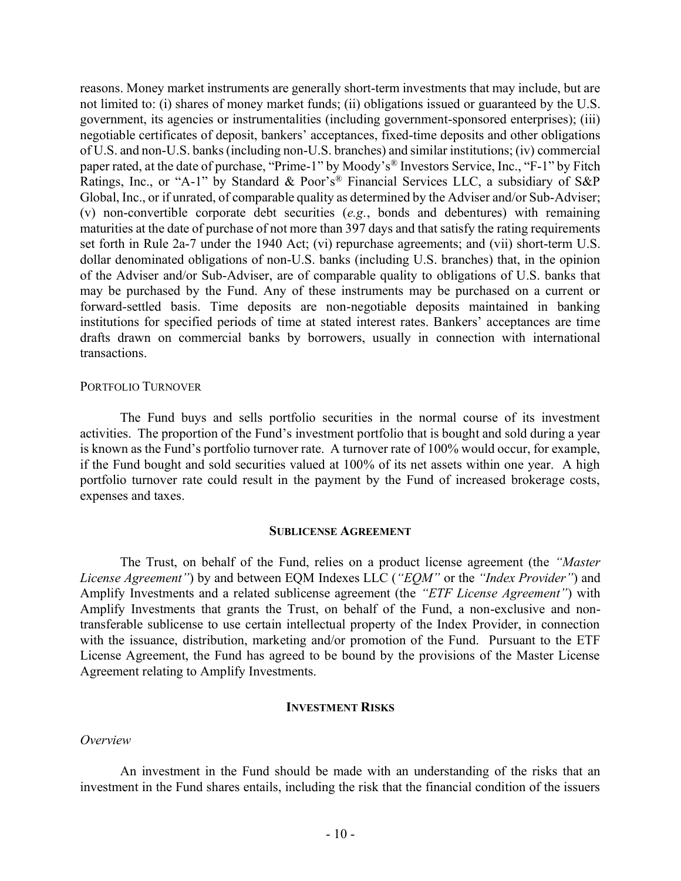reasons. Money market instruments are generally short-term investments that may include, but are not limited to: (i) shares of money market funds; (ii) obligations issued or guaranteed by the U.S. government, its agencies or instrumentalities (including government-sponsored enterprises); (iii) negotiable certificates of deposit, bankers' acceptances, fixed-time deposits and other obligations of U.S. and non-U.S. banks (including non-U.S. branches) and similar institutions; (iv) commercial paper rated, at the date of purchase, "Prime-1" by Moody's® Investors Service, Inc., "F-1" by Fitch Ratings, Inc., or "A-1" by Standard & Poor's® Financial Services LLC, a subsidiary of S&P Global, Inc., or if unrated, of comparable quality as determined by the Adviser and/or Sub-Adviser; (v) non-convertible corporate debt securities (*e.g.*, bonds and debentures) with remaining maturities at the date of purchase of not more than 397 days and that satisfy the rating requirements set forth in Rule 2a-7 under the 1940 Act; (vi) repurchase agreements; and (vii) short-term U.S. dollar denominated obligations of non-U.S. banks (including U.S. branches) that, in the opinion of the Adviser and/or Sub-Adviser, are of comparable quality to obligations of U.S. banks that may be purchased by the Fund. Any of these instruments may be purchased on a current or forward-settled basis. Time deposits are non-negotiable deposits maintained in banking institutions for specified periods of time at stated interest rates. Bankers' acceptances are time drafts drawn on commercial banks by borrowers, usually in connection with international transactions.

PORTFOLIO TURNOVER

The Fund buys and sells portfolio securities in the normal course of its investment activities. The proportion of the Fund's investment portfolio that is bought and sold during a year is known as the Fund's portfolio turnover rate. A turnover rate of 100% would occur, for example, if the Fund bought and sold securities valued at 100% of its net assets within one year. A high portfolio turnover rate could result in the payment by the Fund of increased brokerage costs, expenses and taxes.

## SUBLICENSE AGREEMENT

The Trust, on behalf of the Fund, relies on a product license agreement (the *"Master License Agreement"*) by and between EQM Indexes LLC (*"EQM"* or the *"Index Provider"*) and Amplify Investments and a related sublicense agreement (the *"ETF License Agreement"*) with Amplify Investments that grants the Trust, on behalf of the Fund, a non-exclusive and non-transferable sublicense to use certain intellectual property of the Index Provider, in connection with the issuance, distribution, marketing and/or promotion of the Fund. Pursuant to the ETF License Agreement, the Fund has agreed to be bound by the provisions of the Master License Agreement relating to Amplify Investments.

## INVESTMENT RISKS

*Overview*

An investment in the Fund should be made with an understanding of the risks that an investment in the Fund shares entails, including the risk that the financial condition of the issuers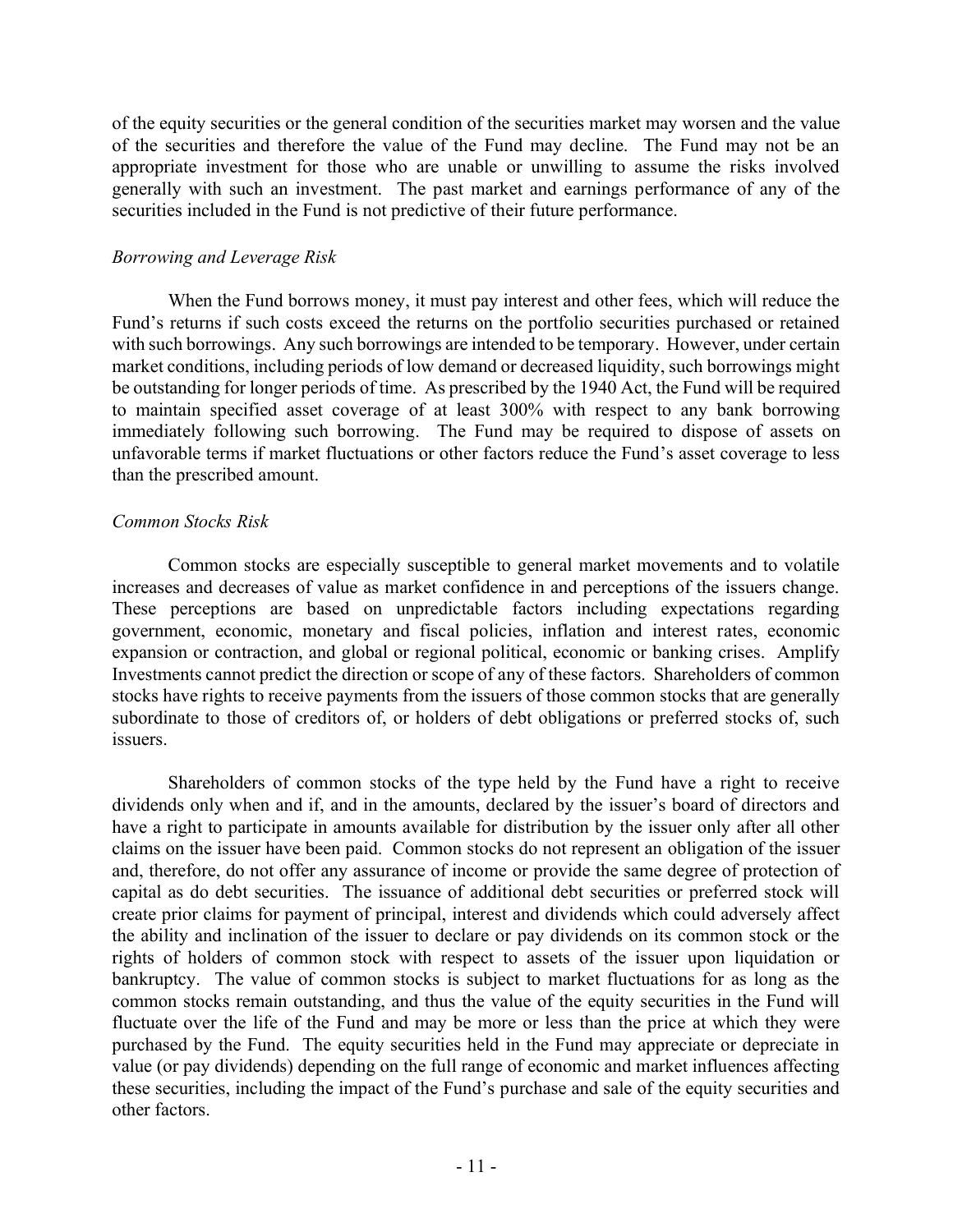of the equity securities or the general condition of the securities market may worsen and the value of the securities and therefore the value of the Fund may decline. The Fund may not be an appropriate investment for those who are unable or unwilling to assume the risks involved generally with such an investment. The past market and earnings performance of any of the securities included in the Fund is not predictive of their future performance.

*Borrowing and Leverage Risk*

When the Fund borrows money, it must pay interest and other fees, which will reduce the Fund's returns if such costs exceed the returns on the portfolio securities purchased or retained with such borrowings. Any such borrowings are intended to be temporary. However, under certain market conditions, including periods of low demand or decreased liquidity, such borrowings might be outstanding for longer periods of time. As prescribed by the 1940 Act, the Fund will be required to maintain specified asset coverage of at least 300% with respect to any bank borrowing immediately following such borrowing. The Fund may be required to dispose of assets on unfavorable terms if market fluctuations or other factors reduce the Fund's asset coverage to less than the prescribed amount.

*Common Stocks Risk*

Common stocks are especially susceptible to general market movements and to volatile increases and decreases of value as market confidence in and perceptions of the issuers change. These perceptions are based on unpredictable factors including expectations regarding government, economic, monetary and fiscal policies, inflation and interest rates, economic expansion or contraction, and global or regional political, economic or banking crises. Amplify Investments cannot predict the direction or scope of any of these factors. Shareholders of common stocks have rights to receive payments from the issuers of those common stocks that are generally subordinate to those of creditors of, or holders of debt obligations or preferred stocks of, such issuers.

Shareholders of common stocks of the type held by the Fund have a right to receive dividends only when and if, and in the amounts, declared by the issuer's board of directors and have a right to participate in amounts available for distribution by the issuer only after all other claims on the issuer have been paid. Common stocks do not represent an obligation of the issuer and, therefore, do not offer any assurance of income or provide the same degree of protection of capital as do debt securities. The issuance of additional debt securities or preferred stock will create prior claims for payment of principal, interest and dividends which could adversely affect the ability and inclination of the issuer to declare or pay dividends on its common stock or the rights of holders of common stock with respect to assets of the issuer upon liquidation or bankruptcy. The value of common stocks is subject to market fluctuations for as long as the common stocks remain outstanding, and thus the value of the equity securities in the Fund will fluctuate over the life of the Fund and may be more or less than the price at which they were purchased by the Fund. The equity securities held in the Fund may appreciate or depreciate in value (or pay dividends) depending on the full range of economic and market influences affecting these securities, including the impact of the Fund's purchase and sale of the equity securities and other factors.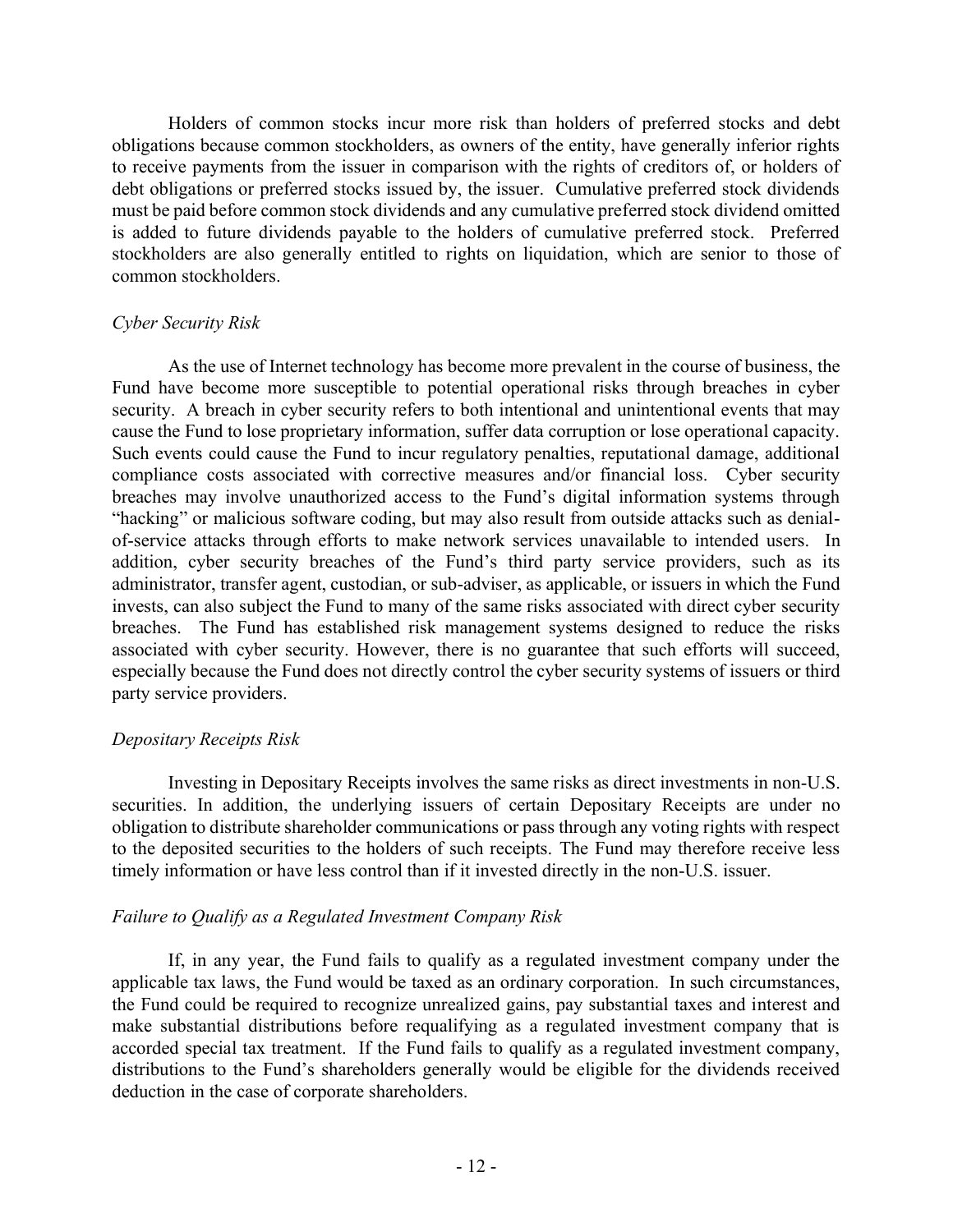Holders of common stocks incur more risk than holders of preferred stocks and debt obligations because common stockholders, as owners of the entity, have generally inferior rights to receive payments from the issuer in comparison with the rights of creditors of, or holders of debt obligations or preferred stocks issued by, the issuer. Cumulative preferred stock dividends must be paid before common stock dividends and any cumulative preferred stock dividend omitted is added to future dividends payable to the holders of cumulative preferred stock. Preferred stockholders are also generally entitled to rights on liquidation, which are senior to those of common stockholders.

*Cyber Security Risk*

As the use of Internet technology has become more prevalent in the course of business, the Fund have become more susceptible to potential operational risks through breaches in cyber security. A breach in cyber security refers to both intentional and unintentional events that may cause the Fund to lose proprietary information, suffer data corruption or lose operational capacity. Such events could cause the Fund to incur regulatory penalties, reputational damage, additional compliance costs associated with corrective measures and/or financial loss. Cyber security breaches may involve unauthorized access to the Fund's digital information systems through "hacking" or malicious software coding, but may also result from outside attacks such as denial-of-service attacks through efforts to make network services unavailable to intended users. In addition, cyber security breaches of the Fund's third party service providers, such as its administrator, transfer agent, custodian, or sub-adviser, as applicable, or issuers in which the Fund invests, can also subject the Fund to many of the same risks associated with direct cyber security breaches. The Fund has established risk management systems designed to reduce the risks associated with cyber security. However, there is no guarantee that such efforts will succeed, especially because the Fund does not directly control the cyber security systems of issuers or third party service providers.

*Depositary Receipts Risk*

Investing in Depositary Receipts involves the same risks as direct investments in non-U.S. securities. In addition, the underlying issuers of certain Depositary Receipts are under no obligation to distribute shareholder communications or pass through any voting rights with respect to the deposited securities to the holders of such receipts. The Fund may therefore receive less timely information or have less control than if it invested directly in the non-U.S. issuer.

*Failure to Qualify as a Regulated Investment Company Risk*

If, in any year, the Fund fails to qualify as a regulated investment company under the applicable tax laws, the Fund would be taxed as an ordinary corporation. In such circumstances, the Fund could be required to recognize unrealized gains, pay substantial taxes and interest and make substantial distributions before requalifying as a regulated investment company that is accorded special tax treatment. If the Fund fails to qualify as a regulated investment company, distributions to the Fund's shareholders generally would be eligible for the dividends received deduction in the case of corporate shareholders.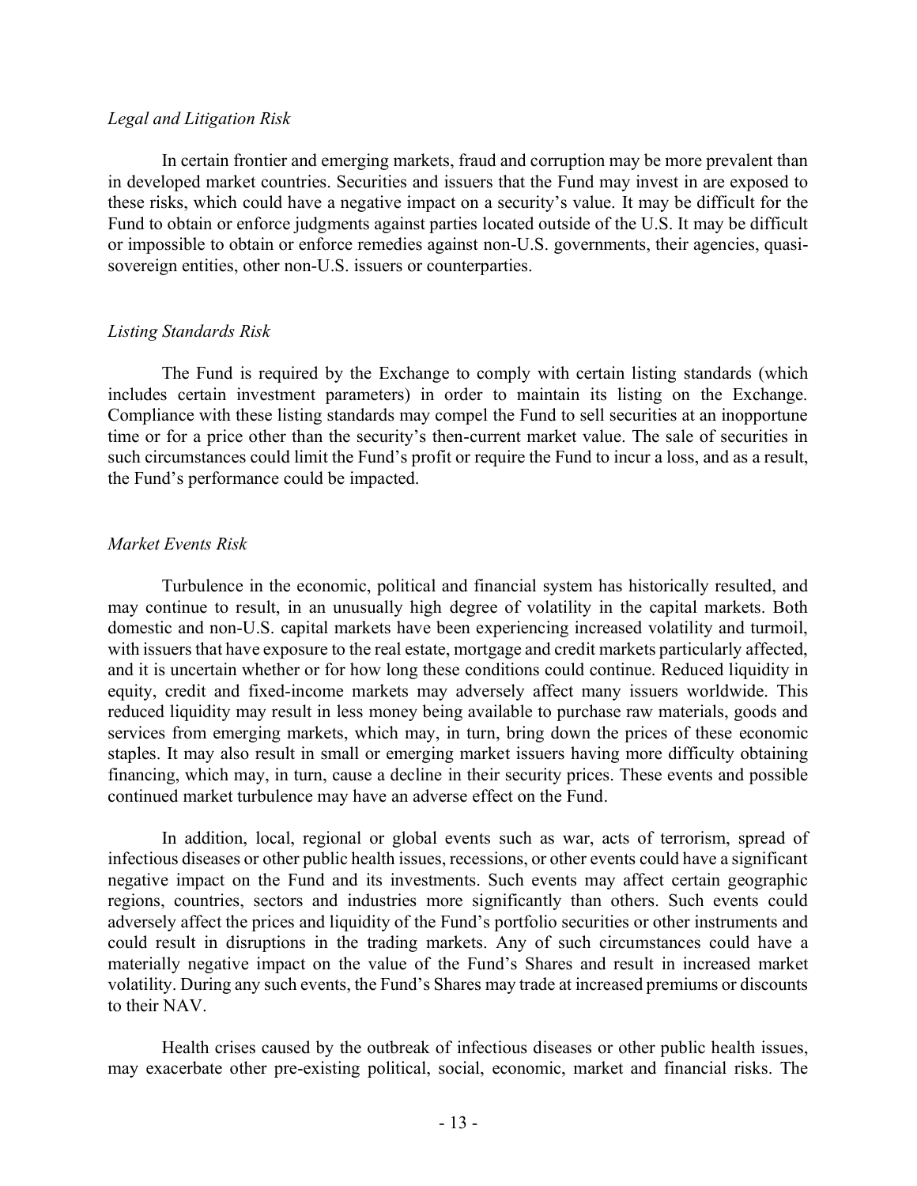*Legal and Litigation Risk*

In certain frontier and emerging markets, fraud and corruption may be more prevalent than in developed market countries. Securities and issuers that the Fund may invest in are exposed to these risks, which could have a negative impact on a security's value. It may be difficult for the Fund to obtain or enforce judgments against parties located outside of the U.S. It may be difficult or impossible to obtain or enforce remedies against non-U.S. governments, their agencies, quasi-sovereign entities, other non-U.S. issuers or counterparties.

*Listing Standards Risk*

The Fund is required by the Exchange to comply with certain listing standards (which includes certain investment parameters) in order to maintain its listing on the Exchange. Compliance with these listing standards may compel the Fund to sell securities at an inopportune time or for a price other than the security's then-current market value. The sale of securities in such circumstances could limit the Fund's profit or require the Fund to incur a loss, and as a result, the Fund's performance could be impacted.

*Market Events Risk*

Turbulence in the economic, political and financial system has historically resulted, and may continue to result, in an unusually high degree of volatility in the capital markets. Both domestic and non-U.S. capital markets have been experiencing increased volatility and turmoil, with issuers that have exposure to the real estate, mortgage and credit markets particularly affected, and it is uncertain whether or for how long these conditions could continue. Reduced liquidity in equity, credit and fixed-income markets may adversely affect many issuers worldwide. This reduced liquidity may result in less money being available to purchase raw materials, goods and services from emerging markets, which may, in turn, bring down the prices of these economic staples. It may also result in small or emerging market issuers having more difficulty obtaining financing, which may, in turn, cause a decline in their security prices. These events and possible continued market turbulence may have an adverse effect on the Fund.

In addition, local, regional or global events such as war, acts of terrorism, spread of infectious diseases or other public health issues, recessions, or other events could have a significant negative impact on the Fund and its investments. Such events may affect certain geographic regions, countries, sectors and industries more significantly than others. Such events could adversely affect the prices and liquidity of the Fund's portfolio securities or other instruments and could result in disruptions in the trading markets. Any of such circumstances could have a materially negative impact on the value of the Fund's Shares and result in increased market volatility. During any such events, the Fund's Shares may trade at increased premiums or discounts to their NAV.

Health crises caused by the outbreak of infectious diseases or other public health issues, may exacerbate other pre-existing political, social, economic, market and financial risks. The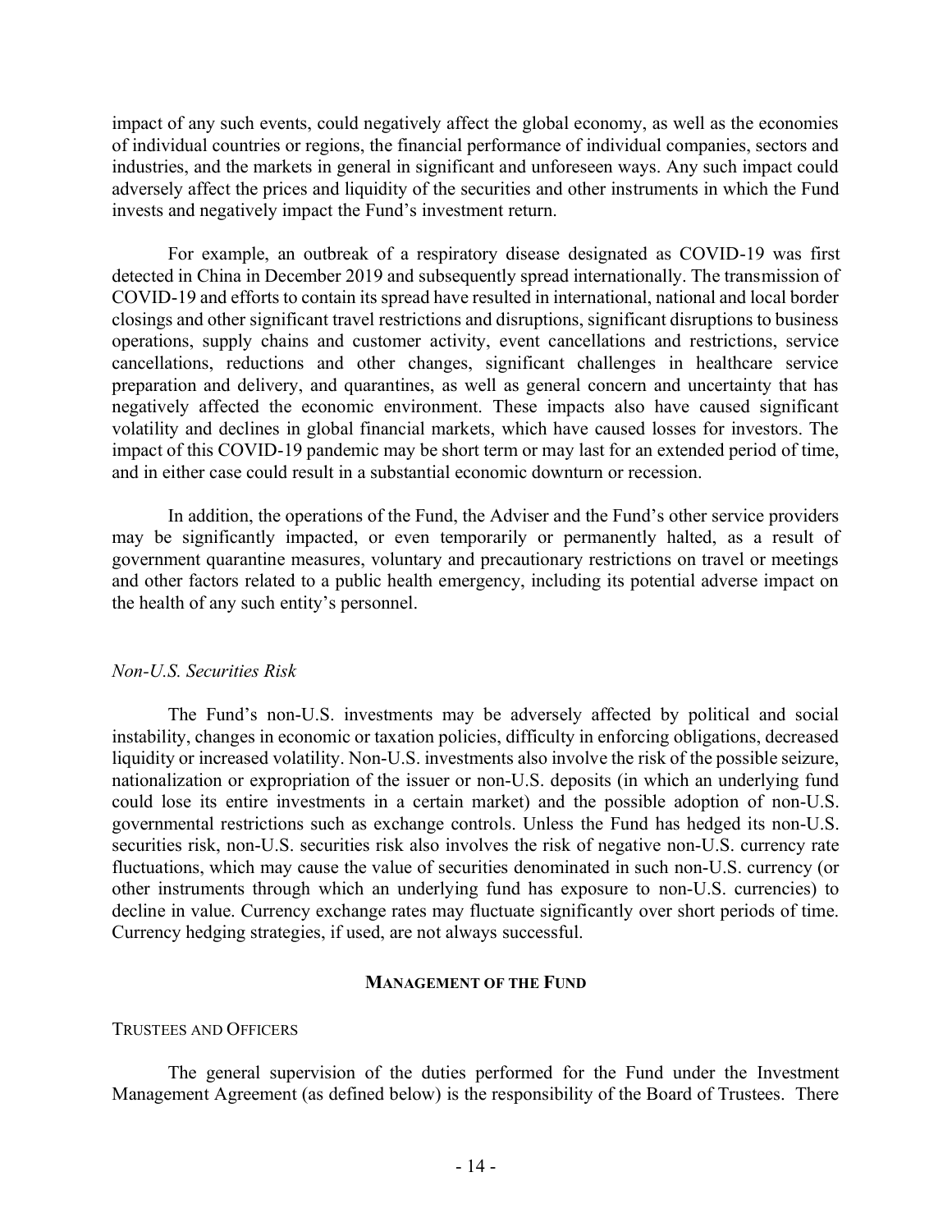impact of any such events, could negatively affect the global economy, as well as the economies of individual countries or regions, the financial performance of individual companies, sectors and industries, and the markets in general in significant and unforeseen ways. Any such impact could adversely affect the prices and liquidity of the securities and other instruments in which the Fund invests and negatively impact the Fund's investment return.

For example, an outbreak of a respiratory disease designated as COVID-19 was first detected in China in December 2019 and subsequently spread internationally. The transmission of COVID-19 and efforts to contain its spread have resulted in international, national and local border closings and other significant travel restrictions and disruptions, significant disruptions to business operations, supply chains and customer activity, event cancellations and restrictions, service cancellations, reductions and other changes, significant challenges in healthcare service preparation and delivery, and quarantines, as well as general concern and uncertainty that has negatively affected the economic environment. These impacts also have caused significant volatility and declines in global financial markets, which have caused losses for investors. The impact of this COVID-19 pandemic may be short term or may last for an extended period of time, and in either case could result in a substantial economic downturn or recession.

In addition, the operations of the Fund, the Adviser and the Fund's other service providers may be significantly impacted, or even temporarily or permanently halted, as a result of government quarantine measures, voluntary and precautionary restrictions on travel or meetings and other factors related to a public health emergency, including its potential adverse impact on the health of any such entity's personnel.

*Non-U.S. Securities Risk*

The Fund's non-U.S. investments may be adversely affected by political and social instability, changes in economic or taxation policies, difficulty in enforcing obligations, decreased liquidity or increased volatility. Non-U.S. investments also involve the risk of the possible seizure, nationalization or expropriation of the issuer or non-U.S. deposits (in which an underlying fund could lose its entire investments in a certain market) and the possible adoption of non-U.S. governmental restrictions such as exchange controls. Unless the Fund has hedged its non-U.S. securities risk, non-U.S. securities risk also involves the risk of negative non-U.S. currency rate fluctuations, which may cause the value of securities denominated in such non-U.S. currency (or other instruments through which an underlying fund has exposure to non-U.S. currencies) to decline in value. Currency exchange rates may fluctuate significantly over short periods of time. Currency hedging strategies, if used, are not always successful.

## MANAGEMENT OF THE FUND

### TRUSTEES AND OFFICERS

The general supervision of the duties performed for the Fund under the Investment Management Agreement (as defined below) is the responsibility of the Board of Trustees. There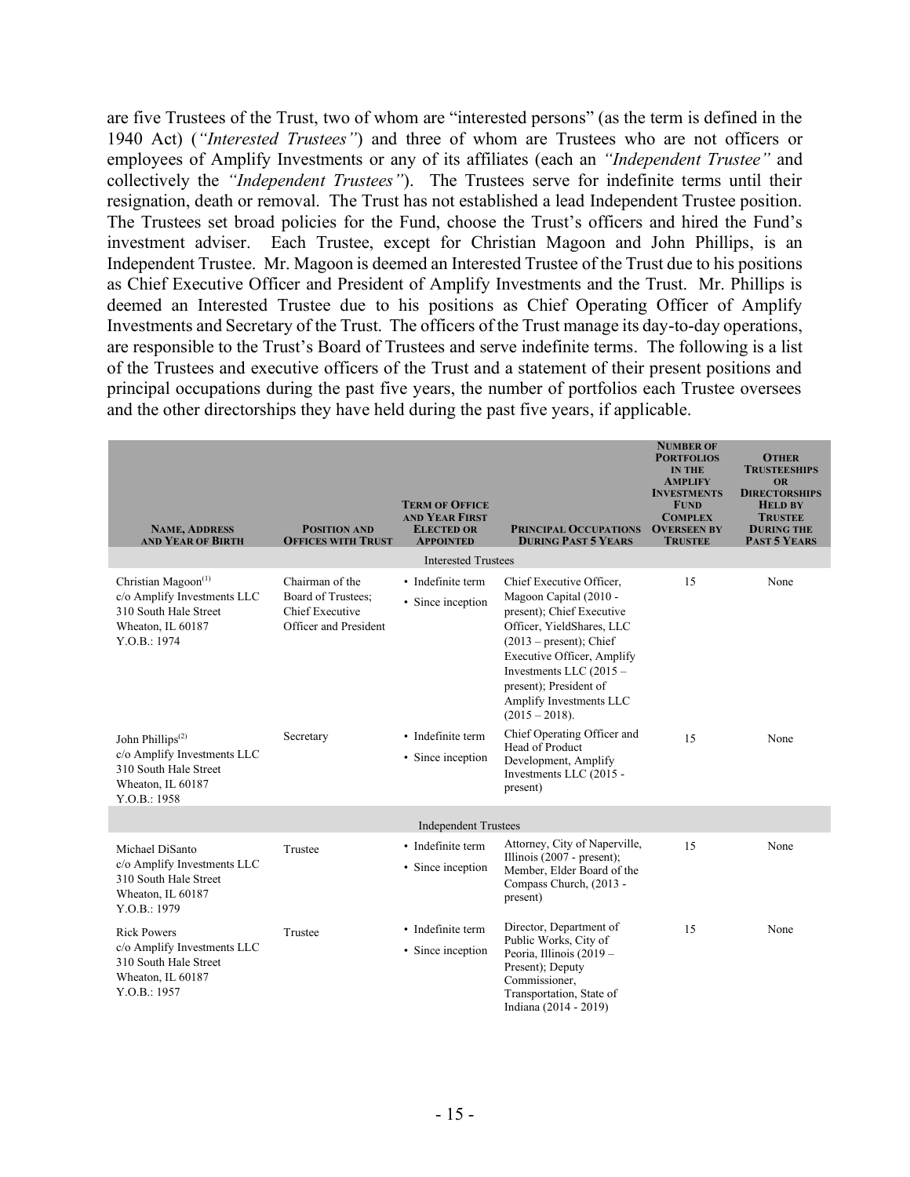are five Trustees of the Trust, two of whom are "interested persons" (as the term is defined in the 1940 Act) (*"Interested Trustees"*) and three of whom are Trustees who are not officers or employees of Amplify Investments or any of its affiliates (each an *"Independent Trustee"* and collectively the *"Independent Trustees"*). The Trustees serve for indefinite terms until their resignation, death or removal. The Trust has not established a lead Independent Trustee position. The Trustees set broad policies for the Fund, choose the Trust's officers and hired the Fund's investment adviser. Each Trustee, except for Christian Magoon and John Phillips, is an Independent Trustee. Mr. Magoon is deemed an Interested Trustee of the Trust due to his positions as Chief Executive Officer and President of Amplify Investments and the Trust. Mr. Phillips is deemed an Interested Trustee due to his positions as Chief Operating Officer of Amplify Investments and Secretary of the Trust. The officers of the Trust manage its day-to-day operations, are responsible to the Trust's Board of Trustees and serve indefinite terms. The following is a list of the Trustees and executive officers of the Trust and a statement of their present positions and principal occupations during the past five years, the number of portfolios each Trustee oversees and the other directorships they have held during the past five years, if applicable.

| Name, Address and Year of Birth | Position and Offices with Trust | Term of Office and Year First Elected or Appointed | Principal Occupations During Past 5 Years | Number of Portfolios in the Amplify Investments Fund Complex Overseen by Trustee | Other Trusteeships or Directorships Held by Trustee During the Past 5 Years |
|---|---|---|---|---|---|
| **Interested Trustees** | | | | | |
| Christian Magoon[(1)] c/o Amplify Investments LLC 310 South Hale Street Wheaton, IL 60187 Y.O.B.: 1974 | Chairman of the Board of Trustees; Chief Executive Officer and President | • Indefinite term • Since inception | Chief Executive Officer, Magoon Capital (2010 - present); Chief Executive Officer, YieldShares, LLC (2013 – present); Chief Executive Officer, Amplify Investments LLC (2015 – present); President of Amplify Investments LLC (2015 – 2018). | 15 | None |
| John Phillips[(2)] c/o Amplify Investments LLC 310 South Hale Street Wheaton, IL 60187 Y.O.B.: 1958 | Secretary | • Indefinite term • Since inception | Chief Operating Officer and Head of Product Development, Amplify Investments LLC (2015 - present) | 15 | None |
| **Independent Trustees** | | | | | |
| Michael DiSanto c/o Amplify Investments LLC 310 South Hale Street Wheaton, IL 60187 Y.O.B.: 1979 | Trustee | • Indefinite term • Since inception | Attorney, City of Naperville, Illinois (2007 - present); Member, Elder Board of the Compass Church, (2013 - present) | 15 | None |
| Rick Powers c/o Amplify Investments LLC 310 South Hale Street Wheaton, IL 60187 Y.O.B.: 1957 | Trustee | • Indefinite term • Since inception | Director, Department of Public Works, City of Peoria, Illinois (2019 – Present); Deputy Commissioner, Transportation, State of Indiana (2014 - 2019) | 15 | None |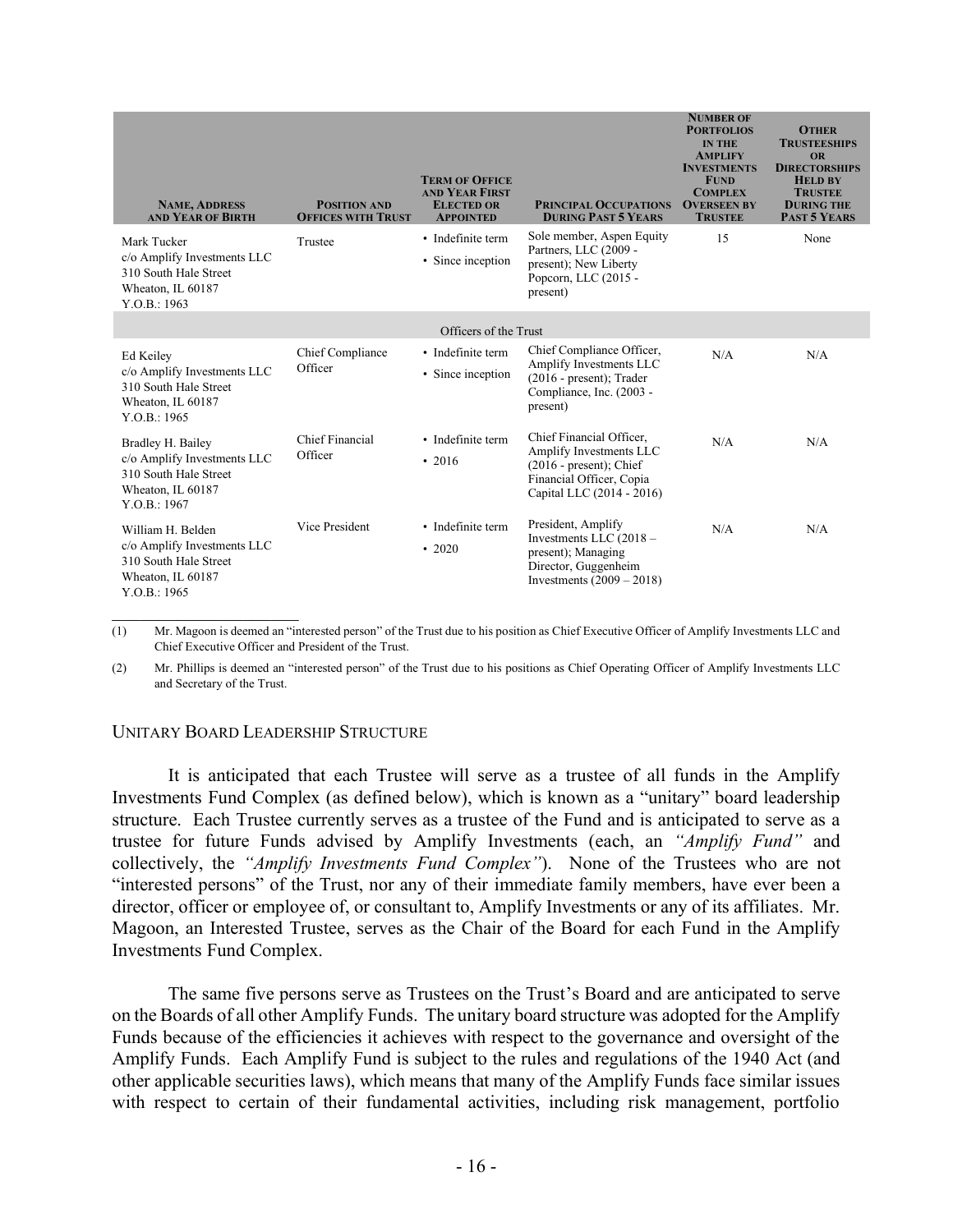| Name, Address and Year of Birth | Position and Offices with Trust | Term of Office and Year First Elected or Appointed | Principal Occupations During Past 5 Years | Number of Portfolios in the Amplify Investments Fund Complex Overseen by Trustee | Other Trusteeships or Directorships Held by Trustee During the Past 5 Years |
|---|---|---|---|---|---|
| Mark Tucker<br>c/o Amplify Investments LLC<br>310 South Hale Street<br>Wheaton, IL 60187<br>Y.O.B.: 1963 | Trustee | • Indefinite term<br>• Since inception | Sole member, Aspen Equity Partners, LLC (2009 - present); New Liberty Popcorn, LLC (2015 - present) | 15 | None |
| Officers of the Trust | | | | | |
| Ed Keiley<br>c/o Amplify Investments LLC<br>310 South Hale Street<br>Wheaton, IL 60187<br>Y.O.B.: 1965 | Chief Compliance Officer | • Indefinite term<br>• Since inception | Chief Compliance Officer, Amplify Investments LLC (2016 - present); Trader Compliance, Inc. (2003 - present) | N/A | N/A |
| Bradley H. Bailey<br>c/o Amplify Investments LLC<br>310 South Hale Street<br>Wheaton, IL 60187<br>Y.O.B.: 1967 | Chief Financial Officer | • Indefinite term<br>• 2016 | Chief Financial Officer, Amplify Investments LLC (2016 - present); Chief Financial Officer, Copia Capital LLC (2014 - 2016) | N/A | N/A |
| William H. Belden<br>c/o Amplify Investments LLC<br>310 South Hale Street<br>Wheaton, IL 60187<br>Y.O.B.: 1965 | Vice President | • Indefinite term<br>• 2020 | President, Amplify Investments LLC (2018 – present); Managing Director, Guggenheim Investments (2009 – 2018) | N/A | N/A |

(1) Mr. Magoon is deemed an "interested person" of the Trust due to his position as Chief Executive Officer of Amplify Investments LLC and Chief Executive Officer and President of the Trust.

(2) Mr. Phillips is deemed an "interested person" of the Trust due to his positions as Chief Operating Officer of Amplify Investments LLC and Secretary of the Trust.

## Unitary Board Leadership Structure

It is anticipated that each Trustee will serve as a trustee of all funds in the Amplify Investments Fund Complex (as defined below), which is known as a "unitary" board leadership structure. Each Trustee currently serves as a trustee of the Fund and is anticipated to serve as a trustee for future Funds advised by Amplify Investments (each, an *"Amplify Fund"* and collectively, the *"Amplify Investments Fund Complex"*). None of the Trustees who are not "interested persons" of the Trust, nor any of their immediate family members, have ever been a director, officer or employee of, or consultant to, Amplify Investments or any of its affiliates. Mr. Magoon, an Interested Trustee, serves as the Chair of the Board for each Fund in the Amplify Investments Fund Complex.

The same five persons serve as Trustees on the Trust's Board and are anticipated to serve on the Boards of all other Amplify Funds. The unitary board structure was adopted for the Amplify Funds because of the efficiencies it achieves with respect to the governance and oversight of the Amplify Funds. Each Amplify Fund is subject to the rules and regulations of the 1940 Act (and other applicable securities laws), which means that many of the Amplify Funds face similar issues with respect to certain of their fundamental activities, including risk management, portfolio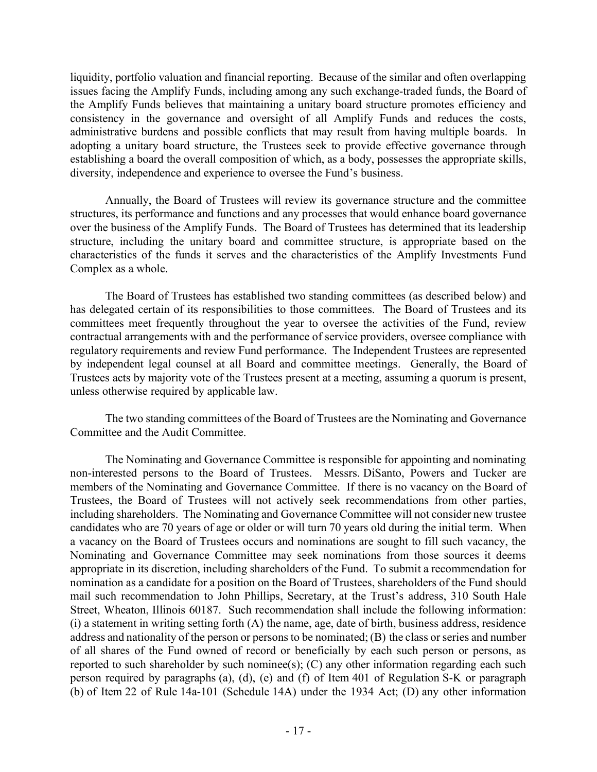liquidity, portfolio valuation and financial reporting. Because of the similar and often overlapping issues facing the Amplify Funds, including among any such exchange-traded funds, the Board of the Amplify Funds believes that maintaining a unitary board structure promotes efficiency and consistency in the governance and oversight of all Amplify Funds and reduces the costs, administrative burdens and possible conflicts that may result from having multiple boards. In adopting a unitary board structure, the Trustees seek to provide effective governance through establishing a board the overall composition of which, as a body, possesses the appropriate skills, diversity, independence and experience to oversee the Fund's business.

Annually, the Board of Trustees will review its governance structure and the committee structures, its performance and functions and any processes that would enhance board governance over the business of the Amplify Funds. The Board of Trustees has determined that its leadership structure, including the unitary board and committee structure, is appropriate based on the characteristics of the funds it serves and the characteristics of the Amplify Investments Fund Complex as a whole.

The Board of Trustees has established two standing committees (as described below) and has delegated certain of its responsibilities to those committees. The Board of Trustees and its committees meet frequently throughout the year to oversee the activities of the Fund, review contractual arrangements with and the performance of service providers, oversee compliance with regulatory requirements and review Fund performance. The Independent Trustees are represented by independent legal counsel at all Board and committee meetings. Generally, the Board of Trustees acts by majority vote of the Trustees present at a meeting, assuming a quorum is present, unless otherwise required by applicable law.

The two standing committees of the Board of Trustees are the Nominating and Governance Committee and the Audit Committee.

The Nominating and Governance Committee is responsible for appointing and nominating non-interested persons to the Board of Trustees. Messrs. DiSanto, Powers and Tucker are members of the Nominating and Governance Committee. If there is no vacancy on the Board of Trustees, the Board of Trustees will not actively seek recommendations from other parties, including shareholders. The Nominating and Governance Committee will not consider new trustee candidates who are 70 years of age or older or will turn 70 years old during the initial term. When a vacancy on the Board of Trustees occurs and nominations are sought to fill such vacancy, the Nominating and Governance Committee may seek nominations from those sources it deems appropriate in its discretion, including shareholders of the Fund. To submit a recommendation for nomination as a candidate for a position on the Board of Trustees, shareholders of the Fund should mail such recommendation to John Phillips, Secretary, at the Trust's address, 310 South Hale Street, Wheaton, Illinois 60187. Such recommendation shall include the following information: (i) a statement in writing setting forth (A) the name, age, date of birth, business address, residence address and nationality of the person or persons to be nominated; (B) the class or series and number of all shares of the Fund owned of record or beneficially by each such person or persons, as reported to such shareholder by such nominee(s); (C) any other information regarding each such person required by paragraphs (a), (d), (e) and (f) of Item 401 of Regulation S-K or paragraph (b) of Item 22 of Rule 14a-101 (Schedule 14A) under the 1934 Act; (D) any other information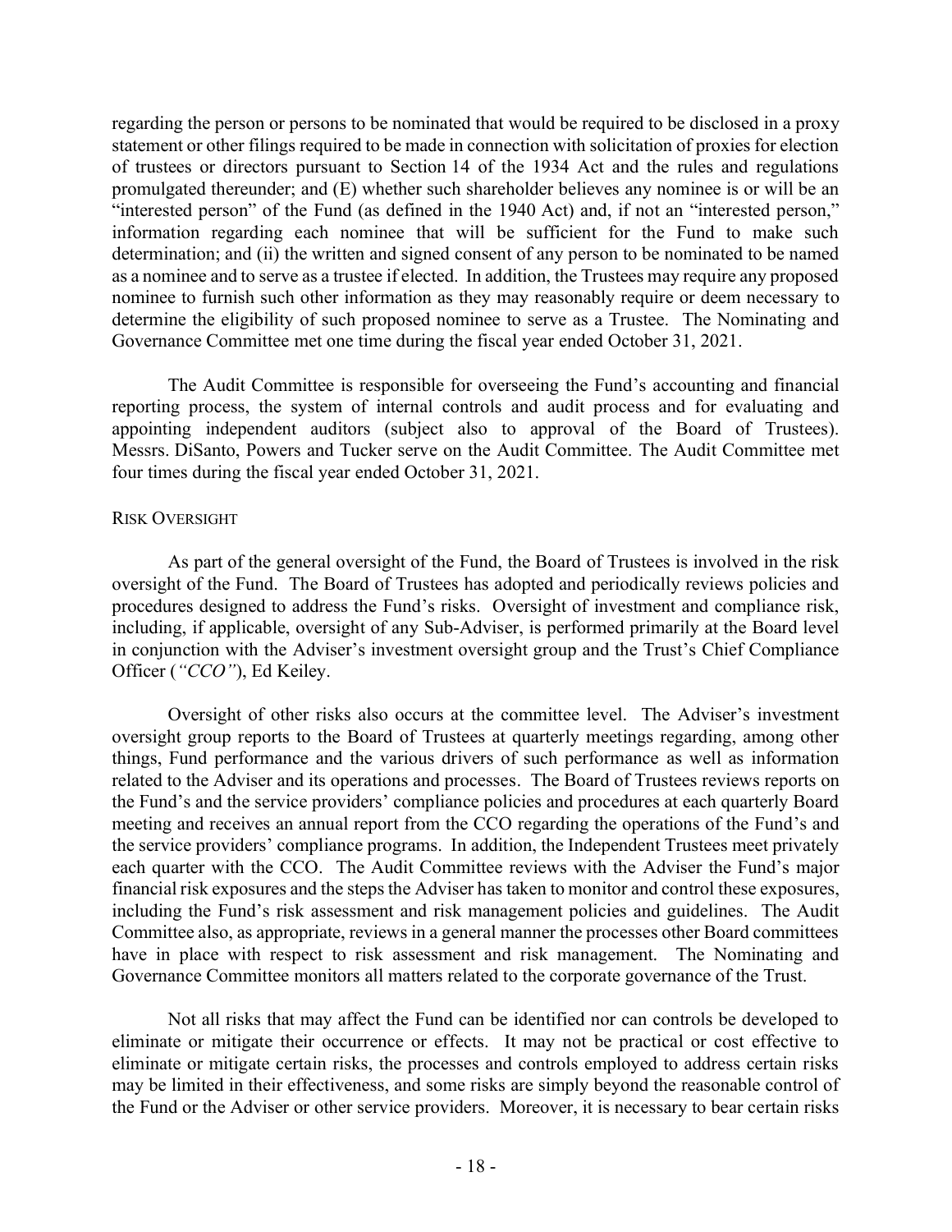regarding the person or persons to be nominated that would be required to be disclosed in a proxy statement or other filings required to be made in connection with solicitation of proxies for election of trustees or directors pursuant to Section 14 of the 1934 Act and the rules and regulations promulgated thereunder; and (E) whether such shareholder believes any nominee is or will be an "interested person" of the Fund (as defined in the 1940 Act) and, if not an "interested person," information regarding each nominee that will be sufficient for the Fund to make such determination; and (ii) the written and signed consent of any person to be nominated to be named as a nominee and to serve as a trustee if elected. In addition, the Trustees may require any proposed nominee to furnish such other information as they may reasonably require or deem necessary to determine the eligibility of such proposed nominee to serve as a Trustee. The Nominating and Governance Committee met one time during the fiscal year ended October 31, 2021.

The Audit Committee is responsible for overseeing the Fund's accounting and financial reporting process, the system of internal controls and audit process and for evaluating and appointing independent auditors (subject also to approval of the Board of Trustees). Messrs. DiSanto, Powers and Tucker serve on the Audit Committee. The Audit Committee met four times during the fiscal year ended October 31, 2021.

RISK OVERSIGHT

As part of the general oversight of the Fund, the Board of Trustees is involved in the risk oversight of the Fund. The Board of Trustees has adopted and periodically reviews policies and procedures designed to address the Fund's risks. Oversight of investment and compliance risk, including, if applicable, oversight of any Sub-Adviser, is performed primarily at the Board level in conjunction with the Adviser's investment oversight group and the Trust's Chief Compliance Officer (*"CCO"*), Ed Keiley.

Oversight of other risks also occurs at the committee level. The Adviser's investment oversight group reports to the Board of Trustees at quarterly meetings regarding, among other things, Fund performance and the various drivers of such performance as well as information related to the Adviser and its operations and processes. The Board of Trustees reviews reports on the Fund's and the service providers' compliance policies and procedures at each quarterly Board meeting and receives an annual report from the CCO regarding the operations of the Fund's and the service providers' compliance programs. In addition, the Independent Trustees meet privately each quarter with the CCO. The Audit Committee reviews with the Adviser the Fund's major financial risk exposures and the steps the Adviser has taken to monitor and control these exposures, including the Fund's risk assessment and risk management policies and guidelines. The Audit Committee also, as appropriate, reviews in a general manner the processes other Board committees have in place with respect to risk assessment and risk management. The Nominating and Governance Committee monitors all matters related to the corporate governance of the Trust.

Not all risks that may affect the Fund can be identified nor can controls be developed to eliminate or mitigate their occurrence or effects. It may not be practical or cost effective to eliminate or mitigate certain risks, the processes and controls employed to address certain risks may be limited in their effectiveness, and some risks are simply beyond the reasonable control of the Fund or the Adviser or other service providers. Moreover, it is necessary to bear certain risks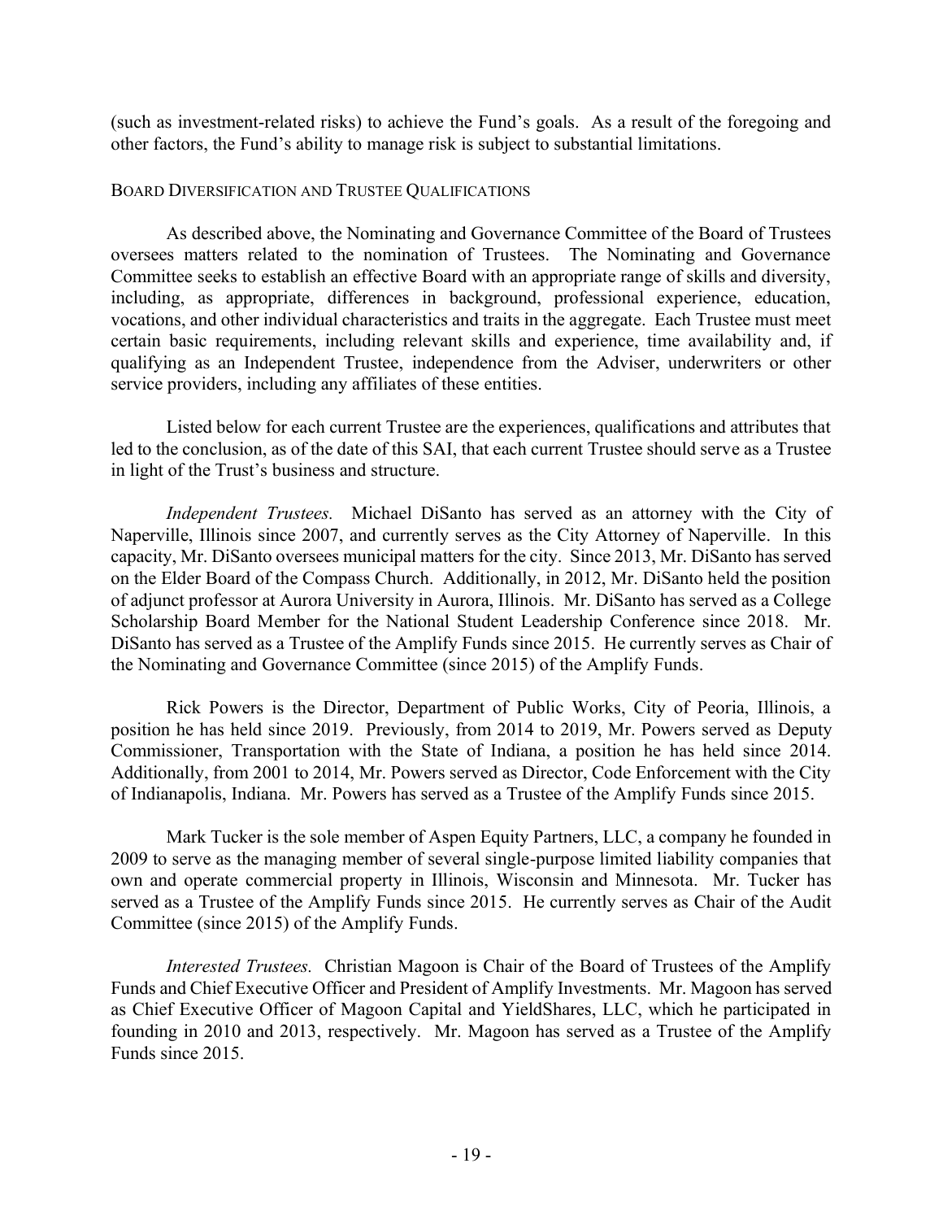(such as investment-related risks) to achieve the Fund's goals. As a result of the foregoing and other factors, the Fund's ability to manage risk is subject to substantial limitations.

### Board Diversification and Trustee Qualifications

As described above, the Nominating and Governance Committee of the Board of Trustees oversees matters related to the nomination of Trustees. The Nominating and Governance Committee seeks to establish an effective Board with an appropriate range of skills and diversity, including, as appropriate, differences in background, professional experience, education, vocations, and other individual characteristics and traits in the aggregate. Each Trustee must meet certain basic requirements, including relevant skills and experience, time availability and, if qualifying as an Independent Trustee, independence from the Adviser, underwriters or other service providers, including any affiliates of these entities.

Listed below for each current Trustee are the experiences, qualifications and attributes that led to the conclusion, as of the date of this SAI, that each current Trustee should serve as a Trustee in light of the Trust's business and structure.

*Independent Trustees.* Michael DiSanto has served as an attorney with the City of Naperville, Illinois since 2007, and currently serves as the City Attorney of Naperville. In this capacity, Mr. DiSanto oversees municipal matters for the city. Since 2013, Mr. DiSanto has served on the Elder Board of the Compass Church. Additionally, in 2012, Mr. DiSanto held the position of adjunct professor at Aurora University in Aurora, Illinois. Mr. DiSanto has served as a College Scholarship Board Member for the National Student Leadership Conference since 2018. Mr. DiSanto has served as a Trustee of the Amplify Funds since 2015. He currently serves as Chair of the Nominating and Governance Committee (since 2015) of the Amplify Funds.

Rick Powers is the Director, Department of Public Works, City of Peoria, Illinois, a position he has held since 2019. Previously, from 2014 to 2019, Mr. Powers served as Deputy Commissioner, Transportation with the State of Indiana, a position he has held since 2014. Additionally, from 2001 to 2014, Mr. Powers served as Director, Code Enforcement with the City of Indianapolis, Indiana. Mr. Powers has served as a Trustee of the Amplify Funds since 2015.

Mark Tucker is the sole member of Aspen Equity Partners, LLC, a company he founded in 2009 to serve as the managing member of several single-purpose limited liability companies that own and operate commercial property in Illinois, Wisconsin and Minnesota. Mr. Tucker has served as a Trustee of the Amplify Funds since 2015. He currently serves as Chair of the Audit Committee (since 2015) of the Amplify Funds.

*Interested Trustees.* Christian Magoon is Chair of the Board of Trustees of the Amplify Funds and Chief Executive Officer and President of Amplify Investments. Mr. Magoon has served as Chief Executive Officer of Magoon Capital and YieldShares, LLC, which he participated in founding in 2010 and 2013, respectively. Mr. Magoon has served as a Trustee of the Amplify Funds since 2015.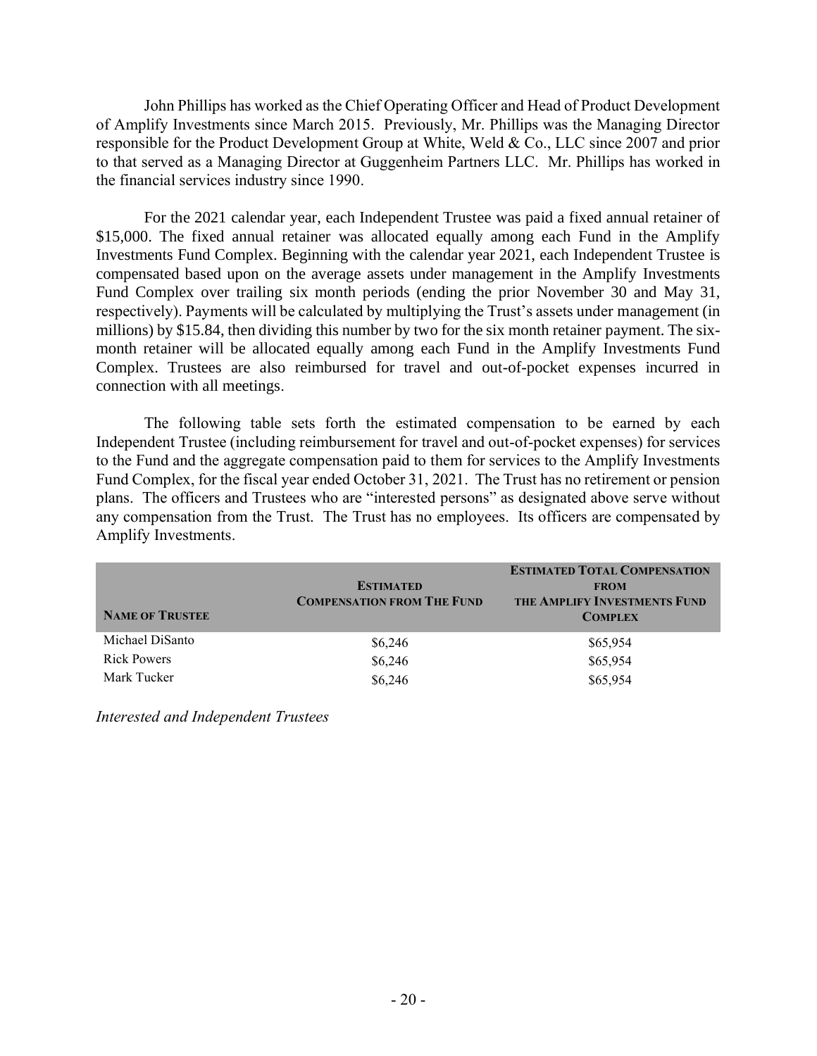John Phillips has worked as the Chief Operating Officer and Head of Product Development of Amplify Investments since March 2015. Previously, Mr. Phillips was the Managing Director responsible for the Product Development Group at White, Weld & Co., LLC since 2007 and prior to that served as a Managing Director at Guggenheim Partners LLC. Mr. Phillips has worked in the financial services industry since 1990.

For the 2021 calendar year, each Independent Trustee was paid a fixed annual retainer of $15,000. The fixed annual retainer was allocated equally among each Fund in the Amplify Investments Fund Complex. Beginning with the calendar year 2021, each Independent Trustee is compensated based upon on the average assets under management in the Amplify Investments Fund Complex over trailing six month periods (ending the prior November 30 and May 31, respectively). Payments will be calculated by multiplying the Trust's assets under management (in millions) by $15.84, then dividing this number by two for the six month retainer payment. The six-month retainer will be allocated equally among each Fund in the Amplify Investments Fund Complex. Trustees are also reimbursed for travel and out-of-pocket expenses incurred in connection with all meetings.

The following table sets forth the estimated compensation to be earned by each Independent Trustee (including reimbursement for travel and out-of-pocket expenses) for services to the Fund and the aggregate compensation paid to them for services to the Amplify Investments Fund Complex, for the fiscal year ended October 31, 2021. The Trust has no retirement or pension plans. The officers and Trustees who are "interested persons" as designated above serve without any compensation from the Trust. The Trust has no employees. Its officers are compensated by Amplify Investments.

| Name of Trustee | Estimated Compensation from The Fund | Estimated Total Compensation from The Amplify Investments Fund Complex |
|---|---|---|
| Michael DiSanto | $6,246 | $65,954 |
| Rick Powers | $6,246 | $65,954 |
| Mark Tucker | $6,246 | $65,954 |

*Interested and Independent Trustees*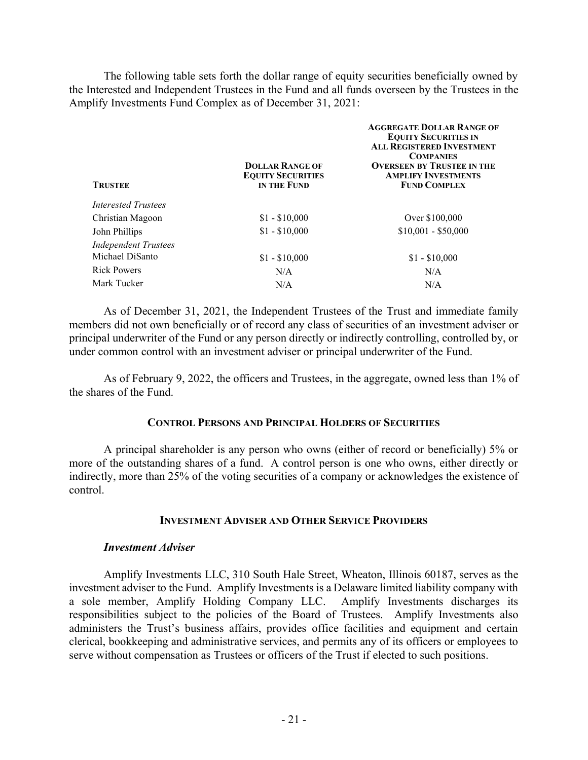The following table sets forth the dollar range of equity securities beneficially owned by the Interested and Independent Trustees in the Fund and all funds overseen by the Trustees in the Amplify Investments Fund Complex as of December 31, 2021:

| **Trustee** | **Dollar Range of Equity Securities in the Fund** | **Aggregate Dollar Range of Equity Securities in All Registered Investment Companies Overseen by Trustee in the Amplify Investments Fund Complex** |
|---|---|---|
| *Interested Trustees* | | |
| Christian Magoon | $1 - $10,000 | Over $100,000 |
| John Phillips | $1 - $10,000 | $10,001 - $50,000 |
| *Independent Trustees* | | |
| Michael DiSanto | $1 - $10,000 | $1 - $10,000 |
| Rick Powers | N/A | N/A |
| Mark Tucker | N/A | N/A |

As of December 31, 2021, the Independent Trustees of the Trust and immediate family members did not own beneficially or of record any class of securities of an investment adviser or principal underwriter of the Fund or any person directly or indirectly controlling, controlled by, or under common control with an investment adviser or principal underwriter of the Fund.

As of February 9, 2022, the officers and Trustees, in the aggregate, owned less than 1% of the shares of the Fund.

## Control Persons and Principal Holders of Securities

A principal shareholder is any person who owns (either of record or beneficially) 5% or more of the outstanding shares of a fund. A control person is one who owns, either directly or indirectly, more than 25% of the voting securities of a company or acknowledges the existence of control.

## Investment Adviser and Other Service Providers

### *Investment Adviser*

Amplify Investments LLC, 310 South Hale Street, Wheaton, Illinois 60187, serves as the investment adviser to the Fund. Amplify Investments is a Delaware limited liability company with a sole member, Amplify Holding Company LLC. Amplify Investments discharges its responsibilities subject to the policies of the Board of Trustees. Amplify Investments also administers the Trust's business affairs, provides office facilities and equipment and certain clerical, bookkeeping and administrative services, and permits any of its officers or employees to serve without compensation as Trustees or officers of the Trust if elected to such positions.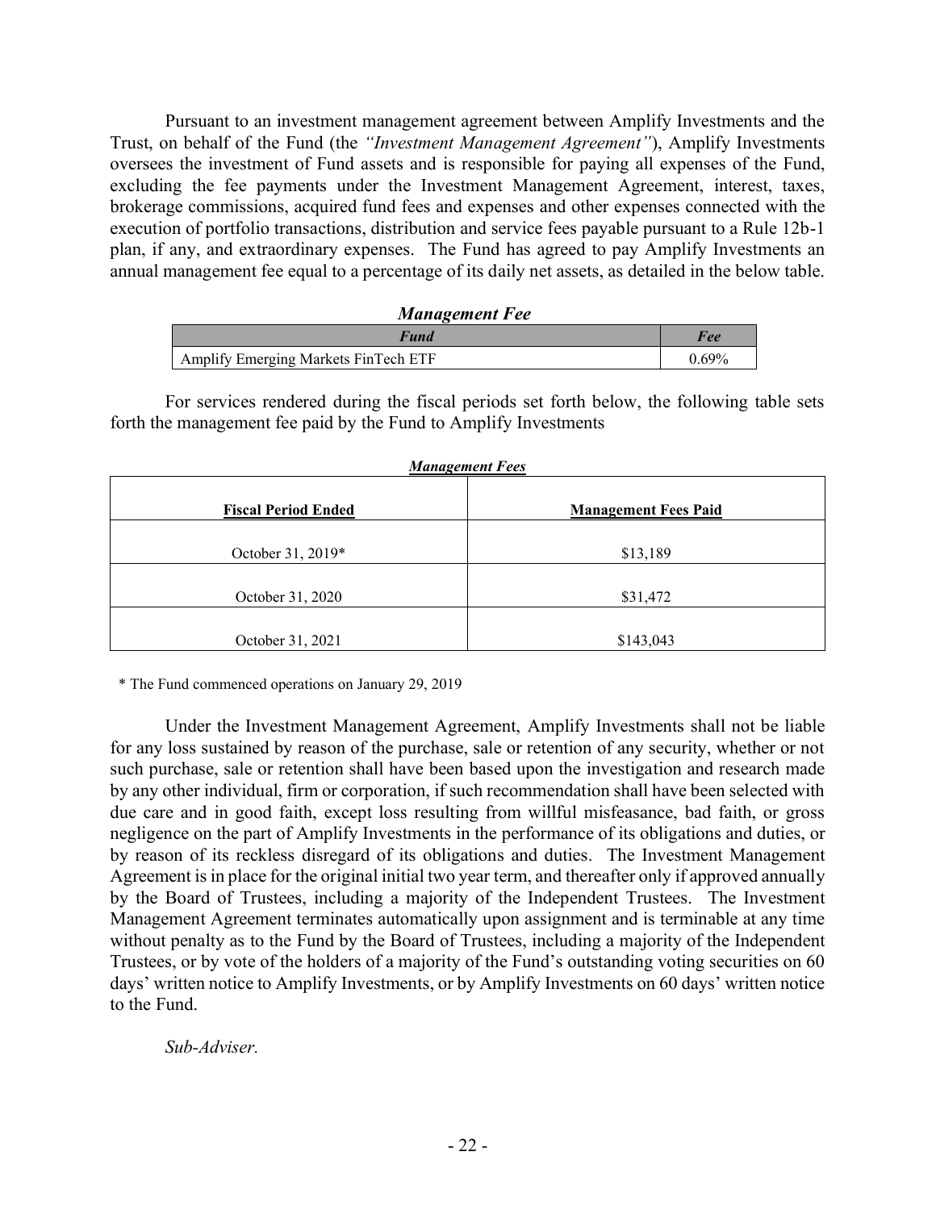Pursuant to an investment management agreement between Amplify Investments and the Trust, on behalf of the Fund (the *"Investment Management Agreement"*), Amplify Investments oversees the investment of Fund assets and is responsible for paying all expenses of the Fund, excluding the fee payments under the Investment Management Agreement, interest, taxes, brokerage commissions, acquired fund fees and expenses and other expenses connected with the execution of portfolio transactions, distribution and service fees payable pursuant to a Rule 12b-1 plan, if any, and extraordinary expenses. The Fund has agreed to pay Amplify Investments an annual management fee equal to a percentage of its daily net assets, as detailed in the below table.

***Management Fee***

| *Fund* | *Fee* |
|---|---|
| Amplify Emerging Markets FinTech ETF | 0.69% |

For services rendered during the fiscal periods set forth below, the following table sets forth the management fee paid by the Fund to Amplify Investments

***Management Fees***

| **Fiscal Period Ended** | **Management Fees Paid** |
|---|---|
| October 31, 2019* | $13,189 |
| October 31, 2020 | $31,472 |
| October 31, 2021 | $143,043 |

\* The Fund commenced operations on January 29, 2019

Under the Investment Management Agreement, Amplify Investments shall not be liable for any loss sustained by reason of the purchase, sale or retention of any security, whether or not such purchase, sale or retention shall have been based upon the investigation and research made by any other individual, firm or corporation, if such recommendation shall have been selected with due care and in good faith, except loss resulting from willful misfeasance, bad faith, or gross negligence on the part of Amplify Investments in the performance of its obligations and duties, or by reason of its reckless disregard of its obligations and duties. The Investment Management Agreement is in place for the original initial two year term, and thereafter only if approved annually by the Board of Trustees, including a majority of the Independent Trustees. The Investment Management Agreement terminates automatically upon assignment and is terminable at any time without penalty as to the Fund by the Board of Trustees, including a majority of the Independent Trustees, or by vote of the holders of a majority of the Fund's outstanding voting securities on 60 days' written notice to Amplify Investments, or by Amplify Investments on 60 days' written notice to the Fund.

*Sub-Adviser.*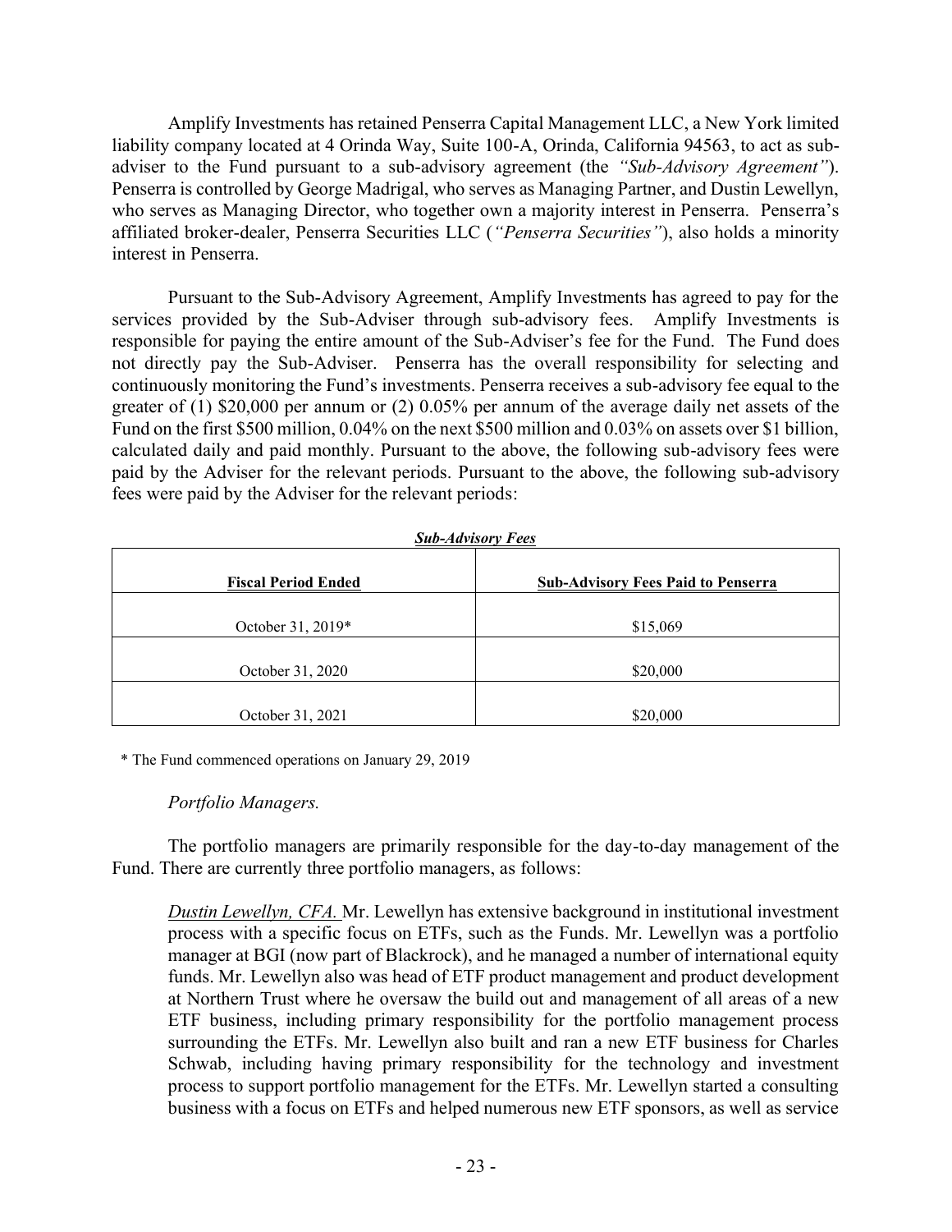Amplify Investments has retained Penserra Capital Management LLC, a New York limited liability company located at 4 Orinda Way, Suite 100-A, Orinda, California 94563, to act as sub-adviser to the Fund pursuant to a sub-advisory agreement (the *"Sub-Advisory Agreement"*). Penserra is controlled by George Madrigal, who serves as Managing Partner, and Dustin Lewellyn, who serves as Managing Director, who together own a majority interest in Penserra. Penserra's affiliated broker-dealer, Penserra Securities LLC (*"Penserra Securities"*), also holds a minority interest in Penserra.

Pursuant to the Sub-Advisory Agreement, Amplify Investments has agreed to pay for the services provided by the Sub-Adviser through sub-advisory fees. Amplify Investments is responsible for paying the entire amount of the Sub-Adviser's fee for the Fund. The Fund does not directly pay the Sub-Adviser. Penserra has the overall responsibility for selecting and continuously monitoring the Fund's investments. Penserra receives a sub-advisory fee equal to the greater of (1) $20,000 per annum or (2) 0.05% per annum of the average daily net assets of the Fund on the first $500 million, 0.04% on the next $500 million and 0.03% on assets over $1 billion, calculated daily and paid monthly. Pursuant to the above, the following sub-advisory fees were paid by the Adviser for the relevant periods. Pursuant to the above, the following sub-advisory fees were paid by the Adviser for the relevant periods:

***Sub-Advisory Fees***

| **Fiscal Period Ended** | **Sub-Advisory Fees Paid to Penserra** |
|---|---|
| October 31, 2019* | $15,069 |
| October 31, 2020 | $20,000 |
| October 31, 2021 | $20,000 |

\* The Fund commenced operations on January 29, 2019

*Portfolio Managers.*

The portfolio managers are primarily responsible for the day-to-day management of the Fund. There are currently three portfolio managers, as follows:

*Dustin Lewellyn, CFA.* Mr. Lewellyn has extensive background in institutional investment process with a specific focus on ETFs, such as the Funds. Mr. Lewellyn was a portfolio manager at BGI (now part of Blackrock), and he managed a number of international equity funds. Mr. Lewellyn also was head of ETF product management and product development at Northern Trust where he oversaw the build out and management of all areas of a new ETF business, including primary responsibility for the portfolio management process surrounding the ETFs. Mr. Lewellyn also built and ran a new ETF business for Charles Schwab, including having primary responsibility for the technology and investment process to support portfolio management for the ETFs. Mr. Lewellyn started a consulting business with a focus on ETFs and helped numerous new ETF sponsors, as well as service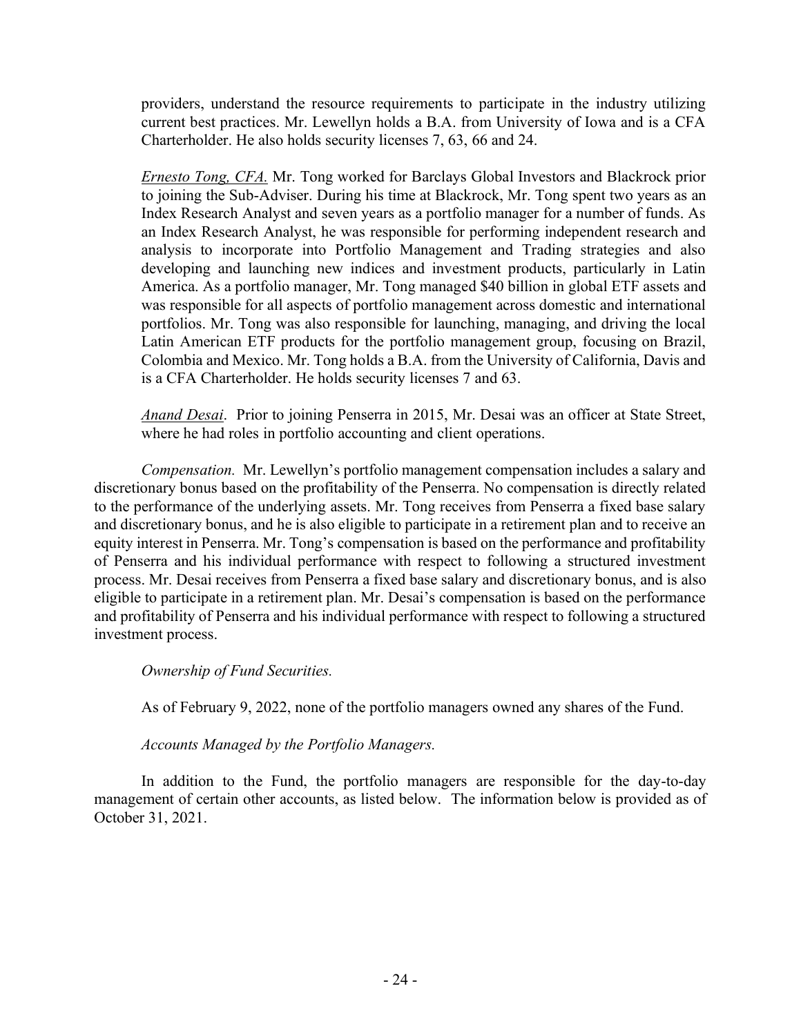providers, understand the resource requirements to participate in the industry utilizing current best practices. Mr. Lewellyn holds a B.A. from University of Iowa and is a CFA Charterholder. He also holds security licenses 7, 63, 66 and 24.

*Ernesto Tong, CFA.* Mr. Tong worked for Barclays Global Investors and Blackrock prior to joining the Sub-Adviser. During his time at Blackrock, Mr. Tong spent two years as an Index Research Analyst and seven years as a portfolio manager for a number of funds. As an Index Research Analyst, he was responsible for performing independent research and analysis to incorporate into Portfolio Management and Trading strategies and also developing and launching new indices and investment products, particularly in Latin America. As a portfolio manager, Mr. Tong managed $40 billion in global ETF assets and was responsible for all aspects of portfolio management across domestic and international portfolios. Mr. Tong was also responsible for launching, managing, and driving the local Latin American ETF products for the portfolio management group, focusing on Brazil, Colombia and Mexico. Mr. Tong holds a B.A. from the University of California, Davis and is a CFA Charterholder. He holds security licenses 7 and 63.

*Anand Desai*. Prior to joining Penserra in 2015, Mr. Desai was an officer at State Street, where he had roles in portfolio accounting and client operations.

*Compensation.* Mr. Lewellyn's portfolio management compensation includes a salary and discretionary bonus based on the profitability of the Penserra. No compensation is directly related to the performance of the underlying assets. Mr. Tong receives from Penserra a fixed base salary and discretionary bonus, and he is also eligible to participate in a retirement plan and to receive an equity interest in Penserra. Mr. Tong's compensation is based on the performance and profitability of Penserra and his individual performance with respect to following a structured investment process. Mr. Desai receives from Penserra a fixed base salary and discretionary bonus, and is also eligible to participate in a retirement plan. Mr. Desai's compensation is based on the performance and profitability of Penserra and his individual performance with respect to following a structured investment process.

*Ownership of Fund Securities.*

As of February 9, 2022, none of the portfolio managers owned any shares of the Fund.

*Accounts Managed by the Portfolio Managers.*

In addition to the Fund, the portfolio managers are responsible for the day-to-day management of certain other accounts, as listed below. The information below is provided as of October 31, 2021.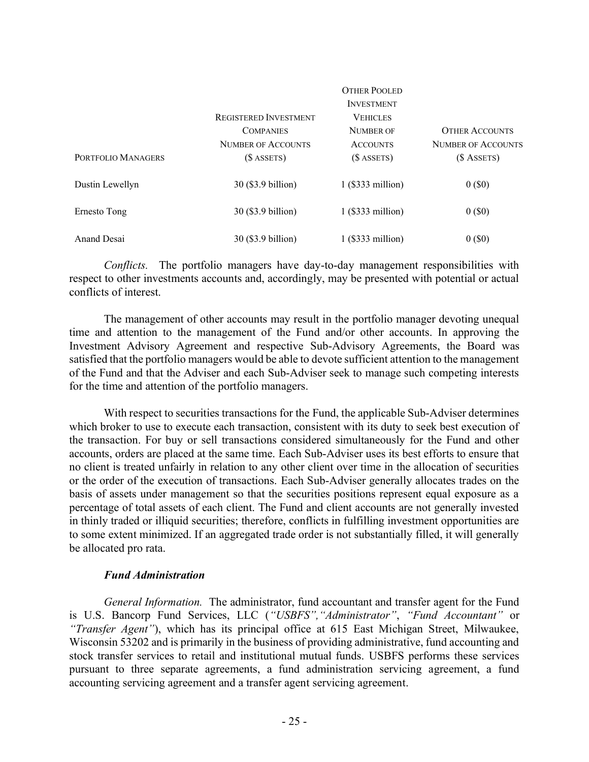| Portfolio Managers | Registered Investment Companies Number of Accounts ($ assets) | Other Pooled Investment Vehicles Number of Accounts ($ assets) | Other Accounts Number of Accounts ($ Assets) |
|---|---|---|---|
| Dustin Lewellyn | 30 ($3.9 billion) | 1 ($333 million) | 0 ($0) |
| Ernesto Tong | 30 ($3.9 billion) | 1 ($333 million) | 0 ($0) |
| Anand Desai | 30 ($3.9 billion) | 1 ($333 million) | 0 ($0) |

*Conflicts.* The portfolio managers have day-to-day management responsibilities with respect to other investments accounts and, accordingly, may be presented with potential or actual conflicts of interest.

The management of other accounts may result in the portfolio manager devoting unequal time and attention to the management of the Fund and/or other accounts. In approving the Investment Advisory Agreement and respective Sub-Advisory Agreements, the Board was satisfied that the portfolio managers would be able to devote sufficient attention to the management of the Fund and that the Adviser and each Sub-Adviser seek to manage such competing interests for the time and attention of the portfolio managers.

With respect to securities transactions for the Fund, the applicable Sub-Adviser determines which broker to use to execute each transaction, consistent with its duty to seek best execution of the transaction. For buy or sell transactions considered simultaneously for the Fund and other accounts, orders are placed at the same time. Each Sub-Adviser uses its best efforts to ensure that no client is treated unfairly in relation to any other client over time in the allocation of securities or the order of the execution of transactions. Each Sub-Adviser generally allocates trades on the basis of assets under management so that the securities positions represent equal exposure as a percentage of total assets of each client. The Fund and client accounts are not generally invested in thinly traded or illiquid securities; therefore, conflicts in fulfilling investment opportunities are to some extent minimized. If an aggregated trade order is not substantially filled, it will generally be allocated pro rata.

### *Fund Administration*

*General Information.* The administrator, fund accountant and transfer agent for the Fund is U.S. Bancorp Fund Services, LLC (*"USBFS","Administrator"*, *"Fund Accountant"* or *"Transfer Agent"*), which has its principal office at 615 East Michigan Street, Milwaukee, Wisconsin 53202 and is primarily in the business of providing administrative, fund accounting and stock transfer services to retail and institutional mutual funds. USBFS performs these services pursuant to three separate agreements, a fund administration servicing agreement, a fund accounting servicing agreement and a transfer agent servicing agreement.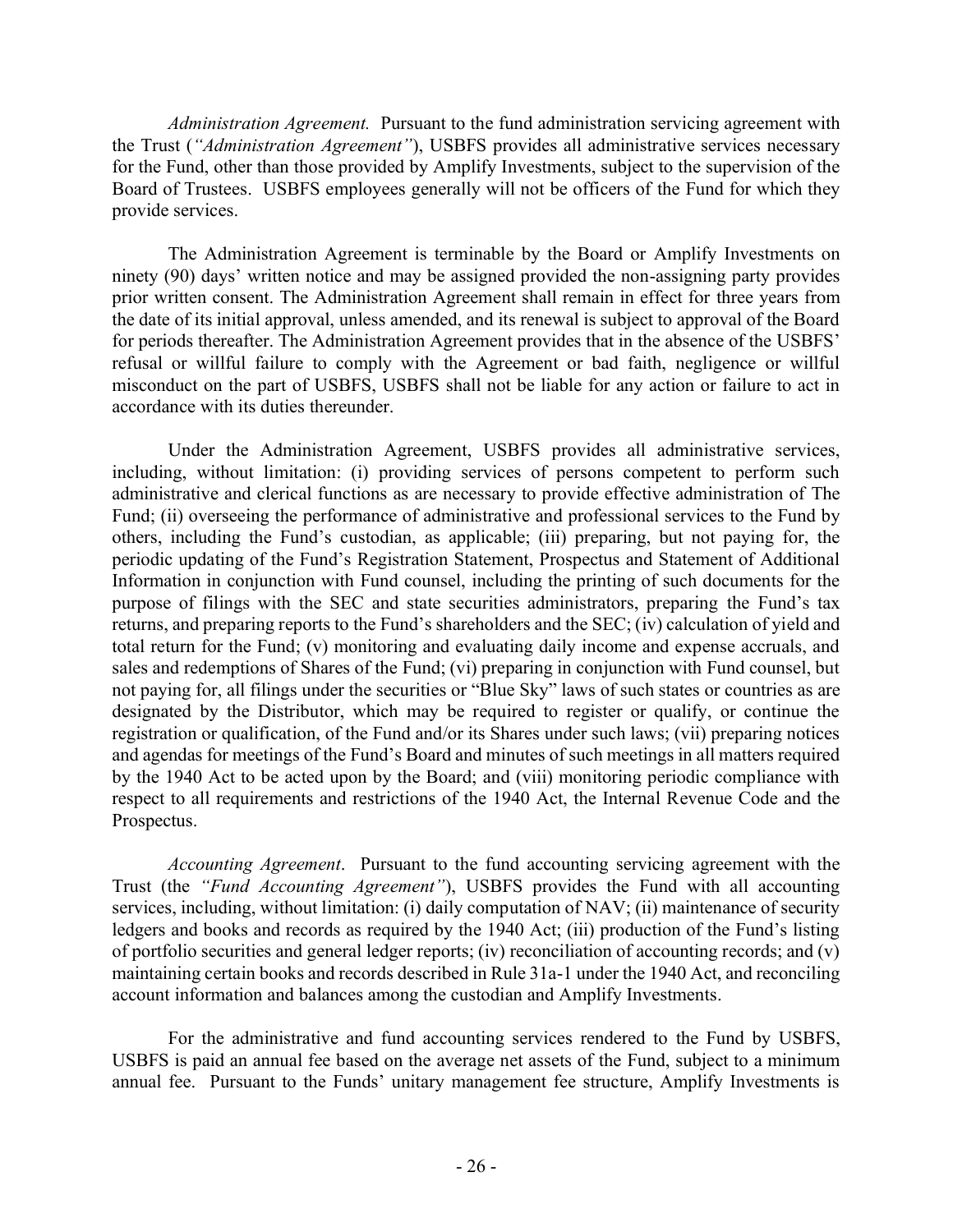*Administration Agreement.* Pursuant to the fund administration servicing agreement with the Trust (*"Administration Agreement"*), USBFS provides all administrative services necessary for the Fund, other than those provided by Amplify Investments, subject to the supervision of the Board of Trustees. USBFS employees generally will not be officers of the Fund for which they provide services.

The Administration Agreement is terminable by the Board or Amplify Investments on ninety (90) days' written notice and may be assigned provided the non-assigning party provides prior written consent. The Administration Agreement shall remain in effect for three years from the date of its initial approval, unless amended, and its renewal is subject to approval of the Board for periods thereafter. The Administration Agreement provides that in the absence of the USBFS' refusal or willful failure to comply with the Agreement or bad faith, negligence or willful misconduct on the part of USBFS, USBFS shall not be liable for any action or failure to act in accordance with its duties thereunder.

Under the Administration Agreement, USBFS provides all administrative services, including, without limitation: (i) providing services of persons competent to perform such administrative and clerical functions as are necessary to provide effective administration of The Fund; (ii) overseeing the performance of administrative and professional services to the Fund by others, including the Fund's custodian, as applicable; (iii) preparing, but not paying for, the periodic updating of the Fund's Registration Statement, Prospectus and Statement of Additional Information in conjunction with Fund counsel, including the printing of such documents for the purpose of filings with the SEC and state securities administrators, preparing the Fund's tax returns, and preparing reports to the Fund's shareholders and the SEC; (iv) calculation of yield and total return for the Fund; (v) monitoring and evaluating daily income and expense accruals, and sales and redemptions of Shares of the Fund; (vi) preparing in conjunction with Fund counsel, but not paying for, all filings under the securities or "Blue Sky" laws of such states or countries as are designated by the Distributor, which may be required to register or qualify, or continue the registration or qualification, of the Fund and/or its Shares under such laws; (vii) preparing notices and agendas for meetings of the Fund's Board and minutes of such meetings in all matters required by the 1940 Act to be acted upon by the Board; and (viii) monitoring periodic compliance with respect to all requirements and restrictions of the 1940 Act, the Internal Revenue Code and the Prospectus.

*Accounting Agreement*. Pursuant to the fund accounting servicing agreement with the Trust (the *"Fund Accounting Agreement"*), USBFS provides the Fund with all accounting services, including, without limitation: (i) daily computation of NAV; (ii) maintenance of security ledgers and books and records as required by the 1940 Act; (iii) production of the Fund's listing of portfolio securities and general ledger reports; (iv) reconciliation of accounting records; and (v) maintaining certain books and records described in Rule 31a-1 under the 1940 Act, and reconciling account information and balances among the custodian and Amplify Investments.

For the administrative and fund accounting services rendered to the Fund by USBFS, USBFS is paid an annual fee based on the average net assets of the Fund, subject to a minimum annual fee. Pursuant to the Funds' unitary management fee structure, Amplify Investments is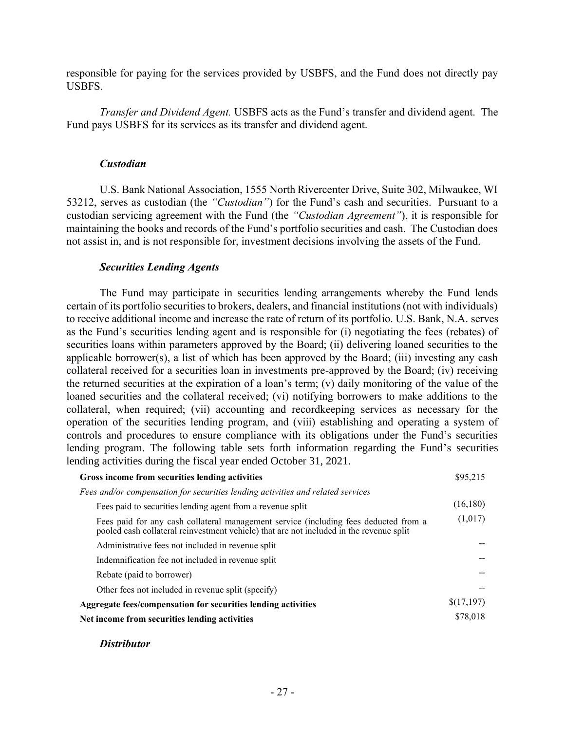responsible for paying for the services provided by USBFS, and the Fund does not directly pay USBFS.

*Transfer and Dividend Agent.* USBFS acts as the Fund's transfer and dividend agent. The Fund pays USBFS for its services as its transfer and dividend agent.

### *Custodian*

U.S. Bank National Association, 1555 North Rivercenter Drive, Suite 302, Milwaukee, WI 53212, serves as custodian (the *"Custodian"*) for the Fund's cash and securities. Pursuant to a custodian servicing agreement with the Fund (the *"Custodian Agreement"*), it is responsible for maintaining the books and records of the Fund's portfolio securities and cash. The Custodian does not assist in, and is not responsible for, investment decisions involving the assets of the Fund.

### *Securities Lending Agents*

The Fund may participate in securities lending arrangements whereby the Fund lends certain of its portfolio securities to brokers, dealers, and financial institutions (not with individuals) to receive additional income and increase the rate of return of its portfolio. U.S. Bank, N.A. serves as the Fund's securities lending agent and is responsible for (i) negotiating the fees (rebates) of securities loans within parameters approved by the Board; (ii) delivering loaned securities to the applicable borrower(s), a list of which has been approved by the Board; (iii) investing any cash collateral received for a securities loan in investments pre-approved by the Board; (iv) receiving the returned securities at the expiration of a loan's term; (v) daily monitoring of the value of the loaned securities and the collateral received; (vi) notifying borrowers to make additions to the collateral, when required; (vii) accounting and recordkeeping services as necessary for the operation of the securities lending program, and (viii) establishing and operating a system of controls and procedures to ensure compliance with its obligations under the Fund's securities lending program. The following table sets forth information regarding the Fund's securities lending activities during the fiscal year ended October 31, 2021.

| | |
|---|---|
| **Gross income from securities lending activities** | $95,215 |
| *Fees and/or compensation for securities lending activities and related services* | |
| Fees paid to securities lending agent from a revenue split | (16,180) |
| Fees paid for any cash collateral management service (including fees deducted from a pooled cash collateral reinvestment vehicle) that are not included in the revenue split | (1,017) |
| Administrative fees not included in revenue split | -- |
| Indemnification fee not included in revenue split | -- |
| Rebate (paid to borrower) | -- |
| Other fees not included in revenue split (specify) | -- |
| **Aggregate fees/compensation for securities lending activities** | $(17,197) |
| **Net income from securities lending activities** | $78,018 |

### *Distributor*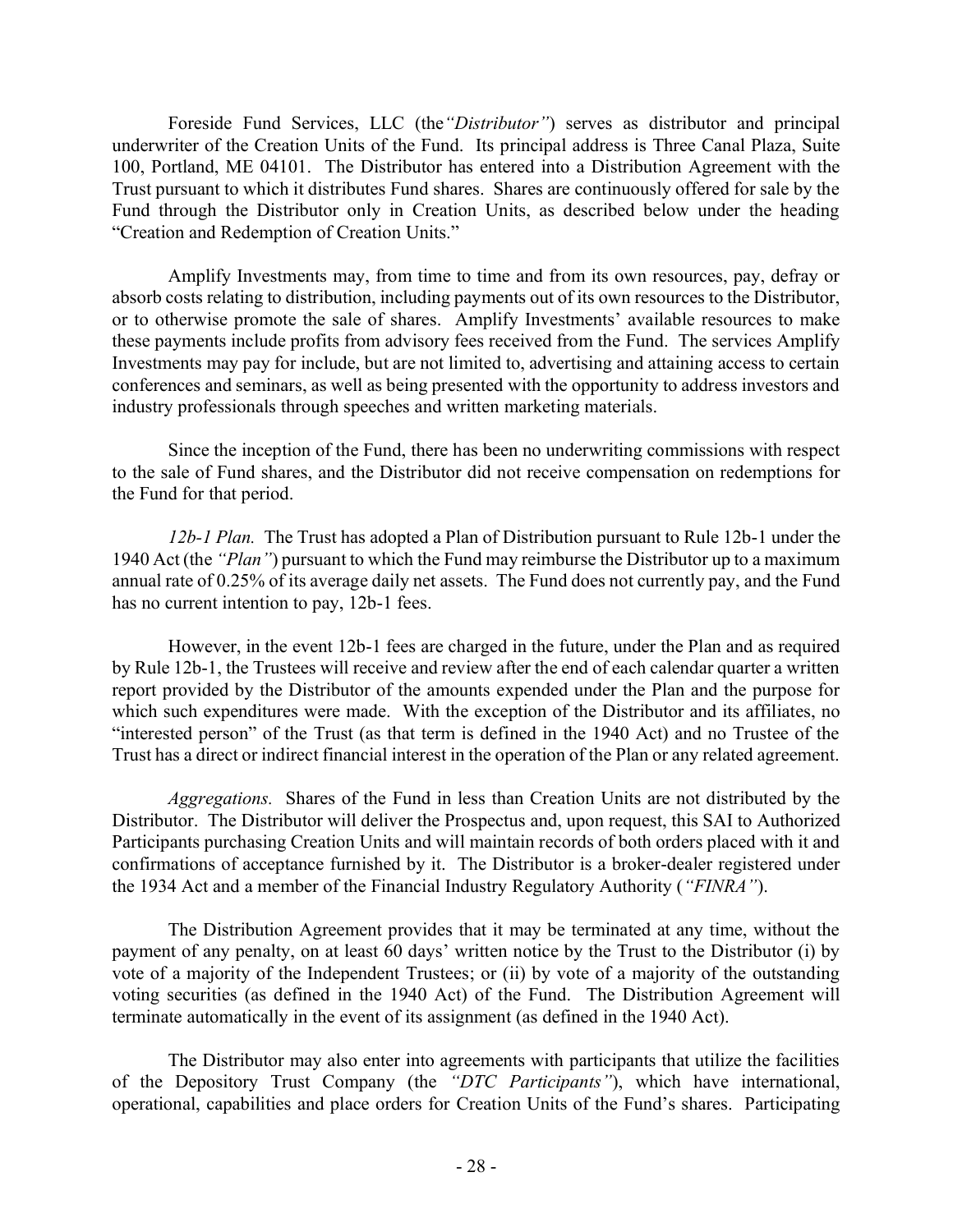Foreside Fund Services, LLC (the *"Distributor"*) serves as distributor and principal underwriter of the Creation Units of the Fund. Its principal address is Three Canal Plaza, Suite 100, Portland, ME 04101. The Distributor has entered into a Distribution Agreement with the Trust pursuant to which it distributes Fund shares. Shares are continuously offered for sale by the Fund through the Distributor only in Creation Units, as described below under the heading "Creation and Redemption of Creation Units."

Amplify Investments may, from time to time and from its own resources, pay, defray or absorb costs relating to distribution, including payments out of its own resources to the Distributor, or to otherwise promote the sale of shares. Amplify Investments' available resources to make these payments include profits from advisory fees received from the Fund. The services Amplify Investments may pay for include, but are not limited to, advertising and attaining access to certain conferences and seminars, as well as being presented with the opportunity to address investors and industry professionals through speeches and written marketing materials.

Since the inception of the Fund, there has been no underwriting commissions with respect to the sale of Fund shares, and the Distributor did not receive compensation on redemptions for the Fund for that period.

*12b-1 Plan.* The Trust has adopted a Plan of Distribution pursuant to Rule 12b-1 under the 1940 Act (the *"Plan"*) pursuant to which the Fund may reimburse the Distributor up to a maximum annual rate of 0.25% of its average daily net assets. The Fund does not currently pay, and the Fund has no current intention to pay, 12b-1 fees.

However, in the event 12b-1 fees are charged in the future, under the Plan and as required by Rule 12b-1, the Trustees will receive and review after the end of each calendar quarter a written report provided by the Distributor of the amounts expended under the Plan and the purpose for which such expenditures were made. With the exception of the Distributor and its affiliates, no "interested person" of the Trust (as that term is defined in the 1940 Act) and no Trustee of the Trust has a direct or indirect financial interest in the operation of the Plan or any related agreement.

*Aggregations.* Shares of the Fund in less than Creation Units are not distributed by the Distributor. The Distributor will deliver the Prospectus and, upon request, this SAI to Authorized Participants purchasing Creation Units and will maintain records of both orders placed with it and confirmations of acceptance furnished by it. The Distributor is a broker-dealer registered under the 1934 Act and a member of the Financial Industry Regulatory Authority (*"FINRA"*).

The Distribution Agreement provides that it may be terminated at any time, without the payment of any penalty, on at least 60 days' written notice by the Trust to the Distributor (i) by vote of a majority of the Independent Trustees; or (ii) by vote of a majority of the outstanding voting securities (as defined in the 1940 Act) of the Fund. The Distribution Agreement will terminate automatically in the event of its assignment (as defined in the 1940 Act).

The Distributor may also enter into agreements with participants that utilize the facilities of the Depository Trust Company (the *"DTC Participants"*), which have international, operational, capabilities and place orders for Creation Units of the Fund's shares. Participating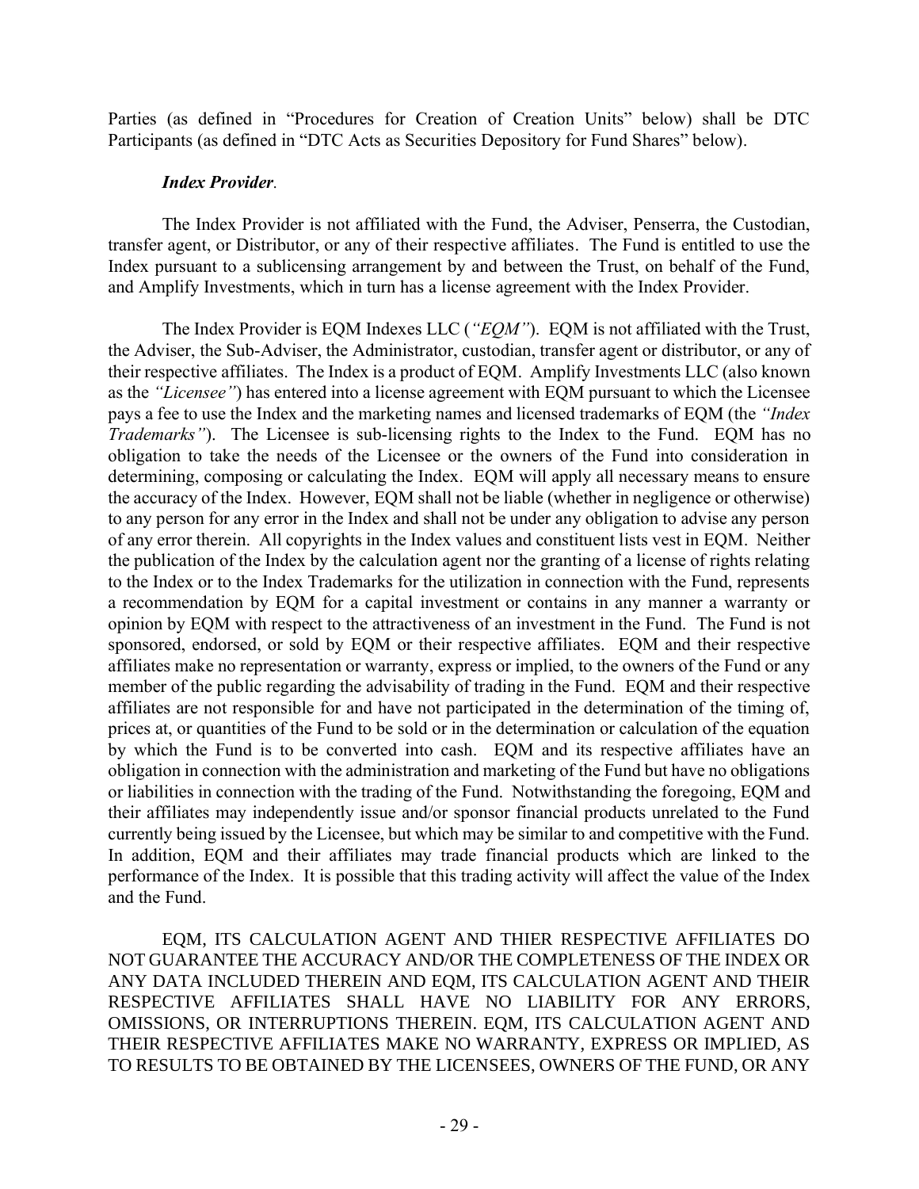Parties (as defined in "Procedures for Creation of Creation Units" below) shall be DTC Participants (as defined in "DTC Acts as Securities Depository for Fund Shares" below).

***Index Provider*.**

The Index Provider is not affiliated with the Fund, the Adviser, Penserra, the Custodian, transfer agent, or Distributor, or any of their respective affiliates. The Fund is entitled to use the Index pursuant to a sublicensing arrangement by and between the Trust, on behalf of the Fund, and Amplify Investments, which in turn has a license agreement with the Index Provider.

The Index Provider is EQM Indexes LLC (*"EQM"*). EQM is not affiliated with the Trust, the Adviser, the Sub-Adviser, the Administrator, custodian, transfer agent or distributor, or any of their respective affiliates. The Index is a product of EQM. Amplify Investments LLC (also known as the *"Licensee"*) has entered into a license agreement with EQM pursuant to which the Licensee pays a fee to use the Index and the marketing names and licensed trademarks of EQM (the *"Index Trademarks"*). The Licensee is sub-licensing rights to the Index to the Fund. EQM has no obligation to take the needs of the Licensee or the owners of the Fund into consideration in determining, composing or calculating the Index. EQM will apply all necessary means to ensure the accuracy of the Index. However, EQM shall not be liable (whether in negligence or otherwise) to any person for any error in the Index and shall not be under any obligation to advise any person of any error therein. All copyrights in the Index values and constituent lists vest in EQM. Neither the publication of the Index by the calculation agent nor the granting of a license of rights relating to the Index or to the Index Trademarks for the utilization in connection with the Fund, represents a recommendation by EQM for a capital investment or contains in any manner a warranty or opinion by EQM with respect to the attractiveness of an investment in the Fund. The Fund is not sponsored, endorsed, or sold by EQM or their respective affiliates. EQM and their respective affiliates make no representation or warranty, express or implied, to the owners of the Fund or any member of the public regarding the advisability of trading in the Fund. EQM and their respective affiliates are not responsible for and have not participated in the determination of the timing of, prices at, or quantities of the Fund to be sold or in the determination or calculation of the equation by which the Fund is to be converted into cash. EQM and its respective affiliates have an obligation in connection with the administration and marketing of the Fund but have no obligations or liabilities in connection with the trading of the Fund. Notwithstanding the foregoing, EQM and their affiliates may independently issue and/or sponsor financial products unrelated to the Fund currently being issued by the Licensee, but which may be similar to and competitive with the Fund. In addition, EQM and their affiliates may trade financial products which are linked to the performance of the Index. It is possible that this trading activity will affect the value of the Index and the Fund.

EQM, ITS CALCULATION AGENT AND THIER RESPECTIVE AFFILIATES DO NOT GUARANTEE THE ACCURACY AND/OR THE COMPLETENESS OF THE INDEX OR ANY DATA INCLUDED THEREIN AND EQM, ITS CALCULATION AGENT AND THEIR RESPECTIVE AFFILIATES SHALL HAVE NO LIABILITY FOR ANY ERRORS, OMISSIONS, OR INTERRUPTIONS THEREIN. EQM, ITS CALCULATION AGENT AND THEIR RESPECTIVE AFFILIATES MAKE NO WARRANTY, EXPRESS OR IMPLIED, AS TO RESULTS TO BE OBTAINED BY THE LICENSEES, OWNERS OF THE FUND, OR ANY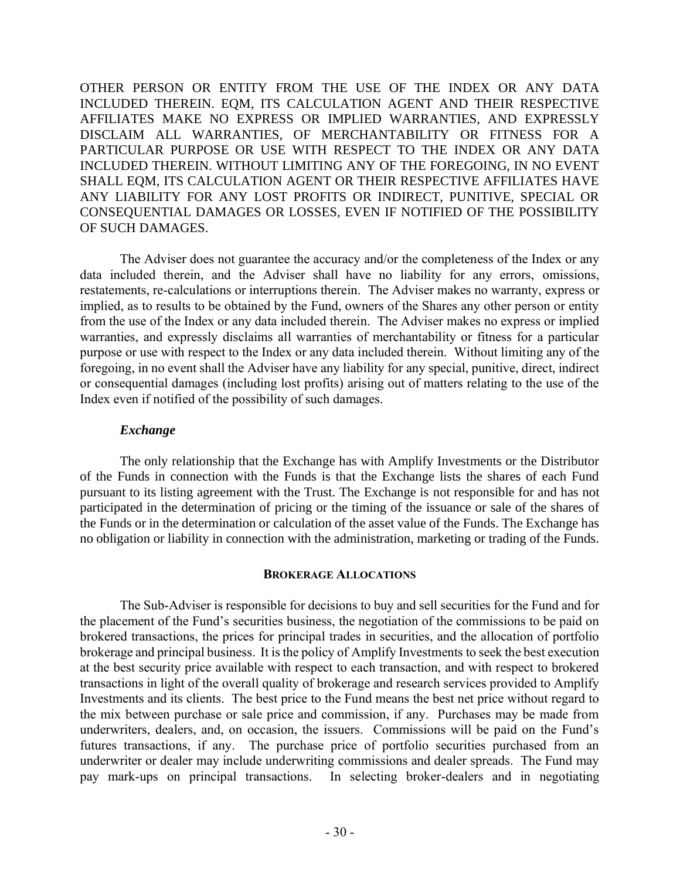OTHER PERSON OR ENTITY FROM THE USE OF THE INDEX OR ANY DATA INCLUDED THEREIN. EQM, ITS CALCULATION AGENT AND THEIR RESPECTIVE AFFILIATES MAKE NO EXPRESS OR IMPLIED WARRANTIES, AND EXPRESSLY DISCLAIM ALL WARRANTIES, OF MERCHANTABILITY OR FITNESS FOR A PARTICULAR PURPOSE OR USE WITH RESPECT TO THE INDEX OR ANY DATA INCLUDED THEREIN. WITHOUT LIMITING ANY OF THE FOREGOING, IN NO EVENT SHALL EQM, ITS CALCULATION AGENT OR THEIR RESPECTIVE AFFILIATES HAVE ANY LIABILITY FOR ANY LOST PROFITS OR INDIRECT, PUNITIVE, SPECIAL OR CONSEQUENTIAL DAMAGES OR LOSSES, EVEN IF NOTIFIED OF THE POSSIBILITY OF SUCH DAMAGES.

The Adviser does not guarantee the accuracy and/or the completeness of the Index or any data included therein, and the Adviser shall have no liability for any errors, omissions, restatements, re-calculations or interruptions therein. The Adviser makes no warranty, express or implied, as to results to be obtained by the Fund, owners of the Shares any other person or entity from the use of the Index or any data included therein. The Adviser makes no express or implied warranties, and expressly disclaims all warranties of merchantability or fitness for a particular purpose or use with respect to the Index or any data included therein. Without limiting any of the foregoing, in no event shall the Adviser have any liability for any special, punitive, direct, indirect or consequential damages (including lost profits) arising out of matters relating to the use of the Index even if notified of the possibility of such damages.

***Exchange***

The only relationship that the Exchange has with Amplify Investments or the Distributor of the Funds in connection with the Funds is that the Exchange lists the shares of each Fund pursuant to its listing agreement with the Trust. The Exchange is not responsible for and has not participated in the determination of pricing or the timing of the issuance or sale of the shares of the Funds or in the determination or calculation of the asset value of the Funds. The Exchange has no obligation or liability in connection with the administration, marketing or trading of the Funds.

## BROKERAGE ALLOCATIONS

The Sub-Adviser is responsible for decisions to buy and sell securities for the Fund and for the placement of the Fund's securities business, the negotiation of the commissions to be paid on brokered transactions, the prices for principal trades in securities, and the allocation of portfolio brokerage and principal business. It is the policy of Amplify Investments to seek the best execution at the best security price available with respect to each transaction, and with respect to brokered transactions in light of the overall quality of brokerage and research services provided to Amplify Investments and its clients. The best price to the Fund means the best net price without regard to the mix between purchase or sale price and commission, if any. Purchases may be made from underwriters, dealers, and, on occasion, the issuers. Commissions will be paid on the Fund's futures transactions, if any. The purchase price of portfolio securities purchased from an underwriter or dealer may include underwriting commissions and dealer spreads. The Fund may pay mark-ups on principal transactions. In selecting broker-dealers and in negotiating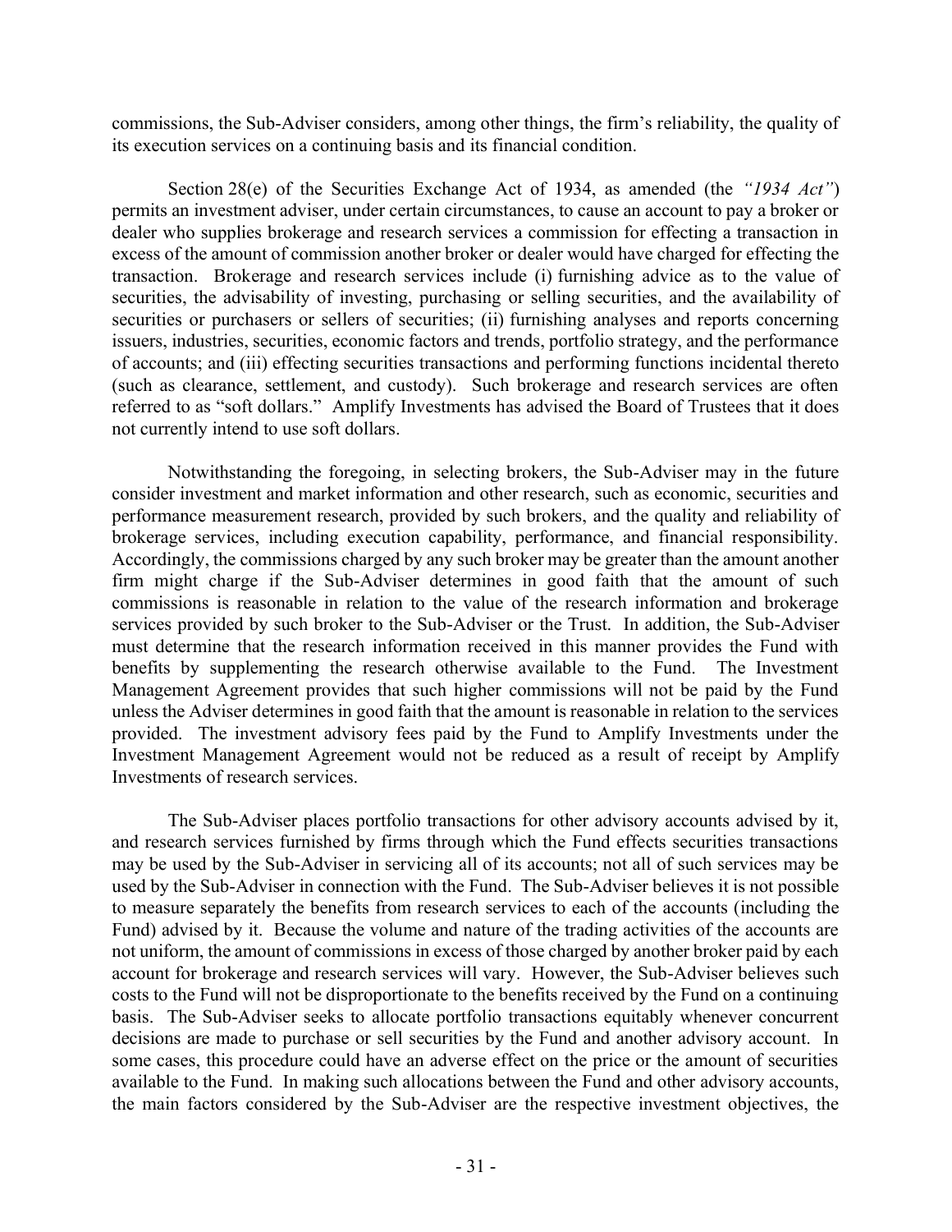commissions, the Sub-Adviser considers, among other things, the firm's reliability, the quality of its execution services on a continuing basis and its financial condition.

Section 28(e) of the Securities Exchange Act of 1934, as amended (the *"1934 Act"*) permits an investment adviser, under certain circumstances, to cause an account to pay a broker or dealer who supplies brokerage and research services a commission for effecting a transaction in excess of the amount of commission another broker or dealer would have charged for effecting the transaction. Brokerage and research services include (i) furnishing advice as to the value of securities, the advisability of investing, purchasing or selling securities, and the availability of securities or purchasers or sellers of securities; (ii) furnishing analyses and reports concerning issuers, industries, securities, economic factors and trends, portfolio strategy, and the performance of accounts; and (iii) effecting securities transactions and performing functions incidental thereto (such as clearance, settlement, and custody). Such brokerage and research services are often referred to as "soft dollars." Amplify Investments has advised the Board of Trustees that it does not currently intend to use soft dollars.

Notwithstanding the foregoing, in selecting brokers, the Sub-Adviser may in the future consider investment and market information and other research, such as economic, securities and performance measurement research, provided by such brokers, and the quality and reliability of brokerage services, including execution capability, performance, and financial responsibility. Accordingly, the commissions charged by any such broker may be greater than the amount another firm might charge if the Sub-Adviser determines in good faith that the amount of such commissions is reasonable in relation to the value of the research information and brokerage services provided by such broker to the Sub-Adviser or the Trust. In addition, the Sub-Adviser must determine that the research information received in this manner provides the Fund with benefits by supplementing the research otherwise available to the Fund. The Investment Management Agreement provides that such higher commissions will not be paid by the Fund unless the Adviser determines in good faith that the amount is reasonable in relation to the services provided. The investment advisory fees paid by the Fund to Amplify Investments under the Investment Management Agreement would not be reduced as a result of receipt by Amplify Investments of research services.

The Sub-Adviser places portfolio transactions for other advisory accounts advised by it, and research services furnished by firms through which the Fund effects securities transactions may be used by the Sub-Adviser in servicing all of its accounts; not all of such services may be used by the Sub-Adviser in connection with the Fund. The Sub-Adviser believes it is not possible to measure separately the benefits from research services to each of the accounts (including the Fund) advised by it. Because the volume and nature of the trading activities of the accounts are not uniform, the amount of commissions in excess of those charged by another broker paid by each account for brokerage and research services will vary. However, the Sub-Adviser believes such costs to the Fund will not be disproportionate to the benefits received by the Fund on a continuing basis. The Sub-Adviser seeks to allocate portfolio transactions equitably whenever concurrent decisions are made to purchase or sell securities by the Fund and another advisory account. In some cases, this procedure could have an adverse effect on the price or the amount of securities available to the Fund. In making such allocations between the Fund and other advisory accounts, the main factors considered by the Sub-Adviser are the respective investment objectives, the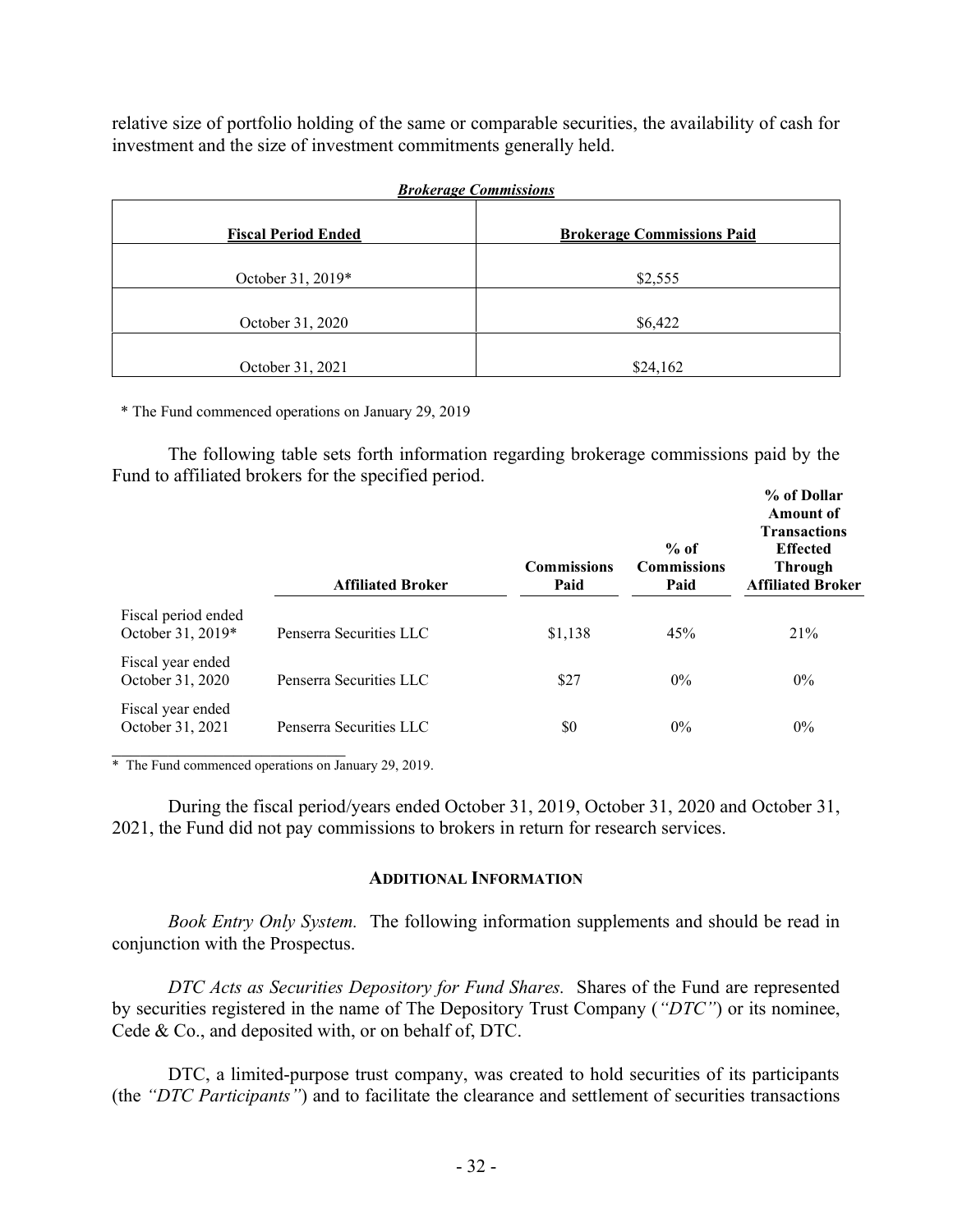relative size of portfolio holding of the same or comparable securities, the availability of cash for investment and the size of investment commitments generally held.

***Brokerage Commissions***

| Fiscal Period Ended | Brokerage Commissions Paid |
|---|---|
| October 31, 2019* | $2,555 |
| October 31, 2020 | $6,422 |
| October 31, 2021 | $24,162 |

\* The Fund commenced operations on January 29, 2019

The following table sets forth information regarding brokerage commissions paid by the Fund to affiliated brokers for the specified period.

| | Affiliated Broker | Commissions Paid | % of Commissions Paid | % of Dollar Amount of Transactions Effected Through Affiliated Broker |
|---|---|---|---|---|
| Fiscal period ended October 31, 2019* | Penserra Securities LLC | $1,138 | 45% | 21% |
| Fiscal year ended October 31, 2020 | Penserra Securities LLC | $27 | 0% | 0% |
| Fiscal year ended October 31, 2021 | Penserra Securities LLC | $0 | 0% | 0% |

\* The Fund commenced operations on January 29, 2019.

During the fiscal period/years ended October 31, 2019, October 31, 2020 and October 31, 2021, the Fund did not pay commissions to brokers in return for research services.

## ADDITIONAL INFORMATION

*Book Entry Only System.* The following information supplements and should be read in conjunction with the Prospectus.

*DTC Acts as Securities Depository for Fund Shares.* Shares of the Fund are represented by securities registered in the name of The Depository Trust Company (*"DTC"*) or its nominee, Cede & Co., and deposited with, or on behalf of, DTC.

DTC, a limited-purpose trust company, was created to hold securities of its participants (the *"DTC Participants"*) and to facilitate the clearance and settlement of securities transactions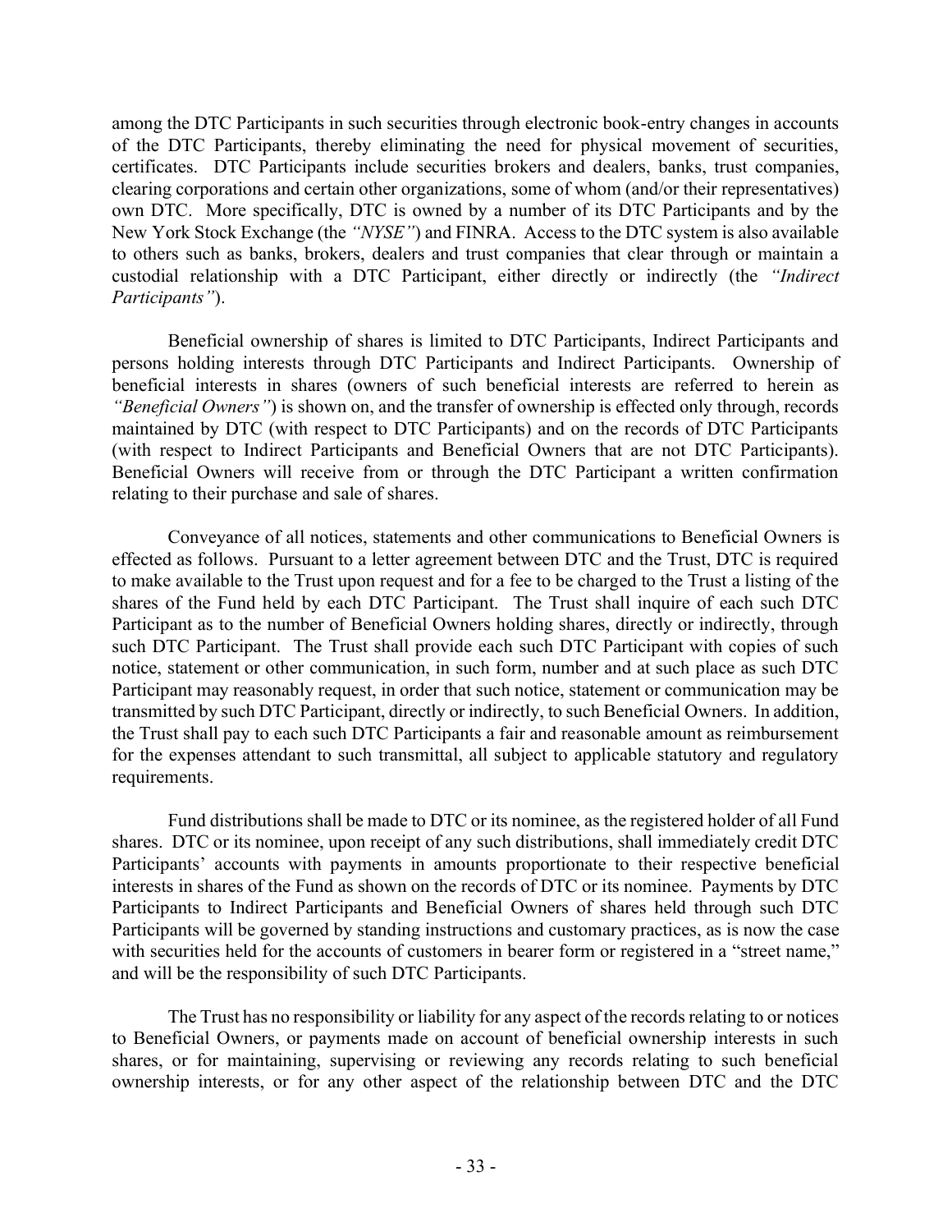among the DTC Participants in such securities through electronic book-entry changes in accounts of the DTC Participants, thereby eliminating the need for physical movement of securities, certificates. DTC Participants include securities brokers and dealers, banks, trust companies, clearing corporations and certain other organizations, some of whom (and/or their representatives) own DTC. More specifically, DTC is owned by a number of its DTC Participants and by the New York Stock Exchange (the *"NYSE"*) and FINRA. Access to the DTC system is also available to others such as banks, brokers, dealers and trust companies that clear through or maintain a custodial relationship with a DTC Participant, either directly or indirectly (the *"Indirect Participants"*).

Beneficial ownership of shares is limited to DTC Participants, Indirect Participants and persons holding interests through DTC Participants and Indirect Participants. Ownership of beneficial interests in shares (owners of such beneficial interests are referred to herein as *"Beneficial Owners"*) is shown on, and the transfer of ownership is effected only through, records maintained by DTC (with respect to DTC Participants) and on the records of DTC Participants (with respect to Indirect Participants and Beneficial Owners that are not DTC Participants). Beneficial Owners will receive from or through the DTC Participant a written confirmation relating to their purchase and sale of shares.

Conveyance of all notices, statements and other communications to Beneficial Owners is effected as follows. Pursuant to a letter agreement between DTC and the Trust, DTC is required to make available to the Trust upon request and for a fee to be charged to the Trust a listing of the shares of the Fund held by each DTC Participant. The Trust shall inquire of each such DTC Participant as to the number of Beneficial Owners holding shares, directly or indirectly, through such DTC Participant. The Trust shall provide each such DTC Participant with copies of such notice, statement or other communication, in such form, number and at such place as such DTC Participant may reasonably request, in order that such notice, statement or communication may be transmitted by such DTC Participant, directly or indirectly, to such Beneficial Owners. In addition, the Trust shall pay to each such DTC Participants a fair and reasonable amount as reimbursement for the expenses attendant to such transmittal, all subject to applicable statutory and regulatory requirements.

Fund distributions shall be made to DTC or its nominee, as the registered holder of all Fund shares. DTC or its nominee, upon receipt of any such distributions, shall immediately credit DTC Participants' accounts with payments in amounts proportionate to their respective beneficial interests in shares of the Fund as shown on the records of DTC or its nominee. Payments by DTC Participants to Indirect Participants and Beneficial Owners of shares held through such DTC Participants will be governed by standing instructions and customary practices, as is now the case with securities held for the accounts of customers in bearer form or registered in a "street name," and will be the responsibility of such DTC Participants.

The Trust has no responsibility or liability for any aspect of the records relating to or notices to Beneficial Owners, or payments made on account of beneficial ownership interests in such shares, or for maintaining, supervising or reviewing any records relating to such beneficial ownership interests, or for any other aspect of the relationship between DTC and the DTC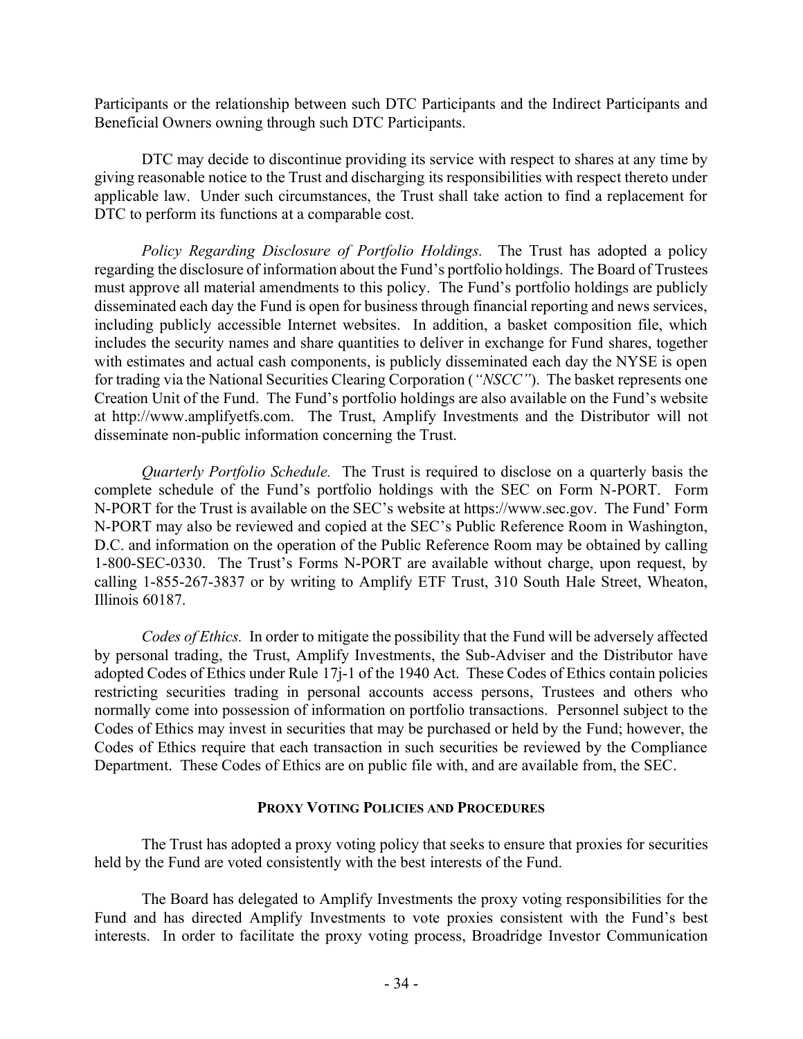Participants or the relationship between such DTC Participants and the Indirect Participants and Beneficial Owners owning through such DTC Participants.

DTC may decide to discontinue providing its service with respect to shares at any time by giving reasonable notice to the Trust and discharging its responsibilities with respect thereto under applicable law. Under such circumstances, the Trust shall take action to find a replacement for DTC to perform its functions at a comparable cost.

*Policy Regarding Disclosure of Portfolio Holdings.* The Trust has adopted a policy regarding the disclosure of information about the Fund's portfolio holdings. The Board of Trustees must approve all material amendments to this policy. The Fund's portfolio holdings are publicly disseminated each day the Fund is open for business through financial reporting and news services, including publicly accessible Internet websites. In addition, a basket composition file, which includes the security names and share quantities to deliver in exchange for Fund shares, together with estimates and actual cash components, is publicly disseminated each day the NYSE is open for trading via the National Securities Clearing Corporation (*"NSCC"*). The basket represents one Creation Unit of the Fund. The Fund's portfolio holdings are also available on the Fund's website at http://www.amplifyetfs.com. The Trust, Amplify Investments and the Distributor will not disseminate non-public information concerning the Trust.

*Quarterly Portfolio Schedule.* The Trust is required to disclose on a quarterly basis the complete schedule of the Fund's portfolio holdings with the SEC on Form N-PORT. Form N-PORT for the Trust is available on the SEC's website at https://www.sec.gov. The Fund' Form N-PORT may also be reviewed and copied at the SEC's Public Reference Room in Washington, D.C. and information on the operation of the Public Reference Room may be obtained by calling 1-800-SEC-0330. The Trust's Forms N-PORT are available without charge, upon request, by calling 1-855-267-3837 or by writing to Amplify ETF Trust, 310 South Hale Street, Wheaton, Illinois 60187.

*Codes of Ethics.* In order to mitigate the possibility that the Fund will be adversely affected by personal trading, the Trust, Amplify Investments, the Sub-Adviser and the Distributor have adopted Codes of Ethics under Rule 17j-1 of the 1940 Act. These Codes of Ethics contain policies restricting securities trading in personal accounts access persons, Trustees and others who normally come into possession of information on portfolio transactions. Personnel subject to the Codes of Ethics may invest in securities that may be purchased or held by the Fund; however, the Codes of Ethics require that each transaction in such securities be reviewed by the Compliance Department. These Codes of Ethics are on public file with, and are available from, the SEC.

## PROXY VOTING POLICIES AND PROCEDURES

The Trust has adopted a proxy voting policy that seeks to ensure that proxies for securities held by the Fund are voted consistently with the best interests of the Fund.

The Board has delegated to Amplify Investments the proxy voting responsibilities for the Fund and has directed Amplify Investments to vote proxies consistent with the Fund's best interests. In order to facilitate the proxy voting process, Broadridge Investor Communication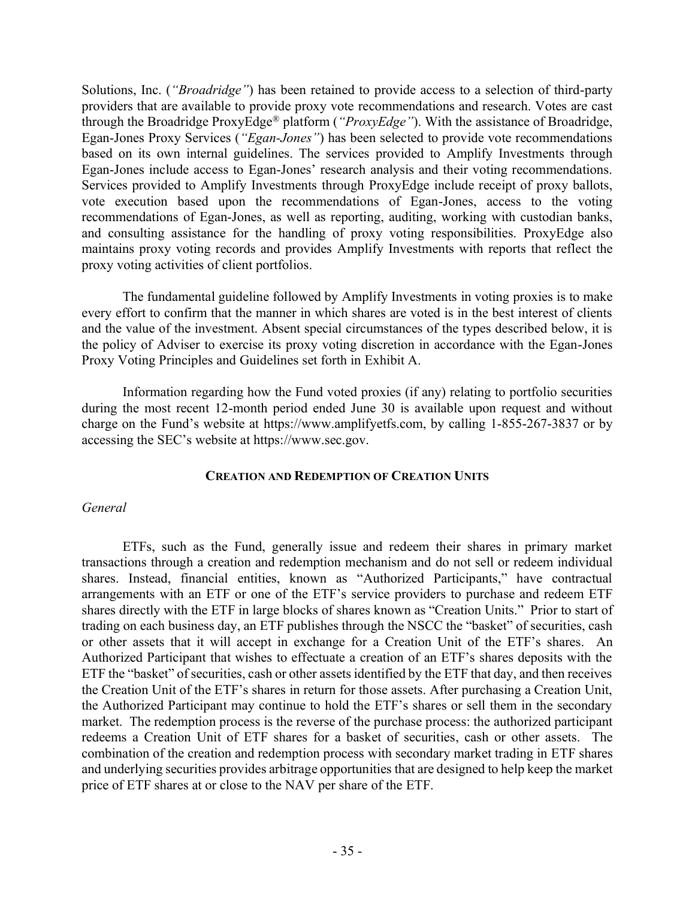Solutions, Inc. (*"Broadridge"*) has been retained to provide access to a selection of third-party providers that are available to provide proxy vote recommendations and research. Votes are cast through the Broadridge ProxyEdge® platform (*"ProxyEdge"*). With the assistance of Broadridge, Egan-Jones Proxy Services (*"Egan-Jones"*) has been selected to provide vote recommendations based on its own internal guidelines. The services provided to Amplify Investments through Egan-Jones include access to Egan-Jones' research analysis and their voting recommendations. Services provided to Amplify Investments through ProxyEdge include receipt of proxy ballots, vote execution based upon the recommendations of Egan-Jones, access to the voting recommendations of Egan-Jones, as well as reporting, auditing, working with custodian banks, and consulting assistance for the handling of proxy voting responsibilities. ProxyEdge also maintains proxy voting records and provides Amplify Investments with reports that reflect the proxy voting activities of client portfolios.

The fundamental guideline followed by Amplify Investments in voting proxies is to make every effort to confirm that the manner in which shares are voted is in the best interest of clients and the value of the investment. Absent special circumstances of the types described below, it is the policy of Adviser to exercise its proxy voting discretion in accordance with the Egan-Jones Proxy Voting Principles and Guidelines set forth in Exhibit A.

Information regarding how the Fund voted proxies (if any) relating to portfolio securities during the most recent 12-month period ended June 30 is available upon request and without charge on the Fund's website at https://www.amplifyetfs.com, by calling 1-855-267-3837 or by accessing the SEC's website at https://www.sec.gov.

## CREATION AND REDEMPTION OF CREATION UNITS

*General*

ETFs, such as the Fund, generally issue and redeem their shares in primary market transactions through a creation and redemption mechanism and do not sell or redeem individual shares. Instead, financial entities, known as "Authorized Participants," have contractual arrangements with an ETF or one of the ETF's service providers to purchase and redeem ETF shares directly with the ETF in large blocks of shares known as "Creation Units." Prior to start of trading on each business day, an ETF publishes through the NSCC the "basket" of securities, cash or other assets that it will accept in exchange for a Creation Unit of the ETF's shares. An Authorized Participant that wishes to effectuate a creation of an ETF's shares deposits with the ETF the "basket" of securities, cash or other assets identified by the ETF that day, and then receives the Creation Unit of the ETF's shares in return for those assets. After purchasing a Creation Unit, the Authorized Participant may continue to hold the ETF's shares or sell them in the secondary market. The redemption process is the reverse of the purchase process: the authorized participant redeems a Creation Unit of ETF shares for a basket of securities, cash or other assets. The combination of the creation and redemption process with secondary market trading in ETF shares and underlying securities provides arbitrage opportunities that are designed to help keep the market price of ETF shares at or close to the NAV per share of the ETF.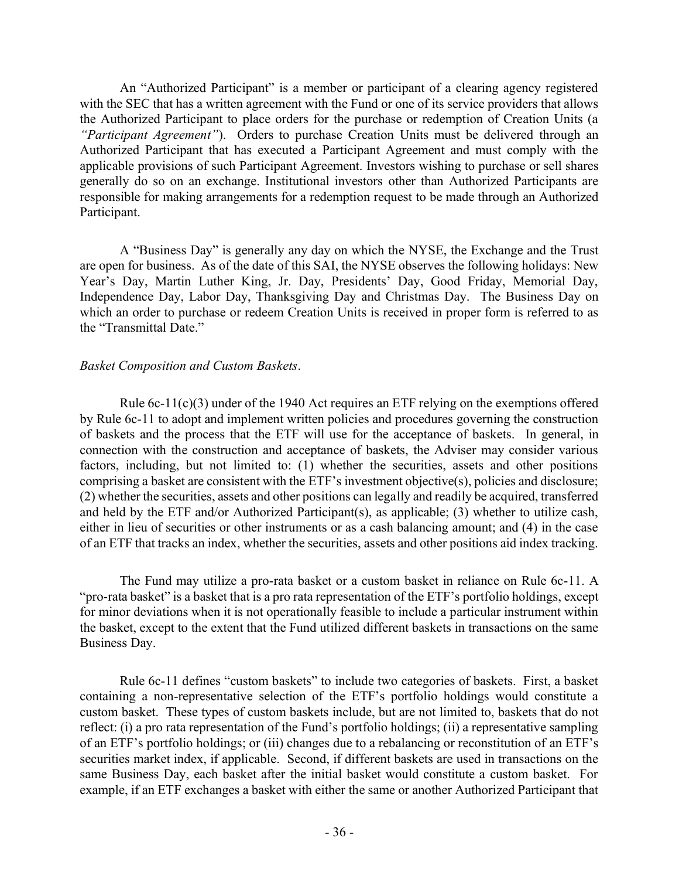An "Authorized Participant" is a member or participant of a clearing agency registered with the SEC that has a written agreement with the Fund or one of its service providers that allows the Authorized Participant to place orders for the purchase or redemption of Creation Units (a *"Participant Agreement"*). Orders to purchase Creation Units must be delivered through an Authorized Participant that has executed a Participant Agreement and must comply with the applicable provisions of such Participant Agreement. Investors wishing to purchase or sell shares generally do so on an exchange. Institutional investors other than Authorized Participants are responsible for making arrangements for a redemption request to be made through an Authorized Participant.

A "Business Day" is generally any day on which the NYSE, the Exchange and the Trust are open for business. As of the date of this SAI, the NYSE observes the following holidays: New Year's Day, Martin Luther King, Jr. Day, Presidents' Day, Good Friday, Memorial Day, Independence Day, Labor Day, Thanksgiving Day and Christmas Day. The Business Day on which an order to purchase or redeem Creation Units is received in proper form is referred to as the "Transmittal Date."

*Basket Composition and Custom Baskets*.

Rule 6c-11(c)(3) under of the 1940 Act requires an ETF relying on the exemptions offered by Rule 6c-11 to adopt and implement written policies and procedures governing the construction of baskets and the process that the ETF will use for the acceptance of baskets. In general, in connection with the construction and acceptance of baskets, the Adviser may consider various factors, including, but not limited to: (1) whether the securities, assets and other positions comprising a basket are consistent with the ETF's investment objective(s), policies and disclosure; (2) whether the securities, assets and other positions can legally and readily be acquired, transferred and held by the ETF and/or Authorized Participant(s), as applicable; (3) whether to utilize cash, either in lieu of securities or other instruments or as a cash balancing amount; and (4) in the case of an ETF that tracks an index, whether the securities, assets and other positions aid index tracking.

The Fund may utilize a pro-rata basket or a custom basket in reliance on Rule 6c-11. A "pro-rata basket" is a basket that is a pro rata representation of the ETF's portfolio holdings, except for minor deviations when it is not operationally feasible to include a particular instrument within the basket, except to the extent that the Fund utilized different baskets in transactions on the same Business Day.

Rule 6c-11 defines "custom baskets" to include two categories of baskets. First, a basket containing a non-representative selection of the ETF's portfolio holdings would constitute a custom basket. These types of custom baskets include, but are not limited to, baskets that do not reflect: (i) a pro rata representation of the Fund's portfolio holdings; (ii) a representative sampling of an ETF's portfolio holdings; or (iii) changes due to a rebalancing or reconstitution of an ETF's securities market index, if applicable. Second, if different baskets are used in transactions on the same Business Day, each basket after the initial basket would constitute a custom basket. For example, if an ETF exchanges a basket with either the same or another Authorized Participant that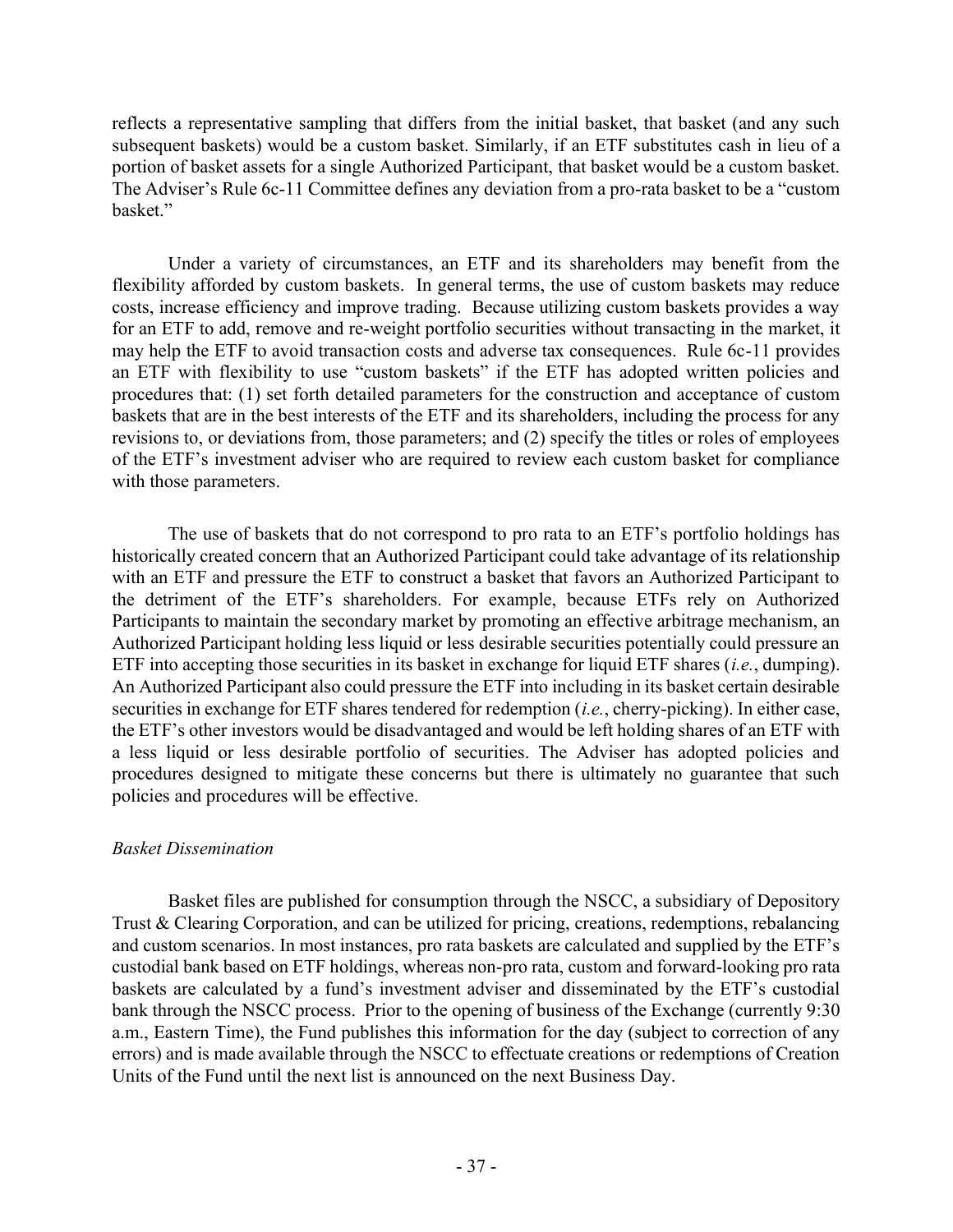reflects a representative sampling that differs from the initial basket, that basket (and any such subsequent baskets) would be a custom basket. Similarly, if an ETF substitutes cash in lieu of a portion of basket assets for a single Authorized Participant, that basket would be a custom basket. The Adviser's Rule 6c-11 Committee defines any deviation from a pro-rata basket to be a "custom basket."

Under a variety of circumstances, an ETF and its shareholders may benefit from the flexibility afforded by custom baskets. In general terms, the use of custom baskets may reduce costs, increase efficiency and improve trading. Because utilizing custom baskets provides a way for an ETF to add, remove and re-weight portfolio securities without transacting in the market, it may help the ETF to avoid transaction costs and adverse tax consequences. Rule 6c-11 provides an ETF with flexibility to use "custom baskets" if the ETF has adopted written policies and procedures that: (1) set forth detailed parameters for the construction and acceptance of custom baskets that are in the best interests of the ETF and its shareholders, including the process for any revisions to, or deviations from, those parameters; and (2) specify the titles or roles of employees of the ETF's investment adviser who are required to review each custom basket for compliance with those parameters.

The use of baskets that do not correspond to pro rata to an ETF's portfolio holdings has historically created concern that an Authorized Participant could take advantage of its relationship with an ETF and pressure the ETF to construct a basket that favors an Authorized Participant to the detriment of the ETF's shareholders. For example, because ETFs rely on Authorized Participants to maintain the secondary market by promoting an effective arbitrage mechanism, an Authorized Participant holding less liquid or less desirable securities potentially could pressure an ETF into accepting those securities in its basket in exchange for liquid ETF shares (*i.e.*, dumping). An Authorized Participant also could pressure the ETF into including in its basket certain desirable securities in exchange for ETF shares tendered for redemption (*i.e.*, cherry-picking). In either case, the ETF's other investors would be disadvantaged and would be left holding shares of an ETF with a less liquid or less desirable portfolio of securities. The Adviser has adopted policies and procedures designed to mitigate these concerns but there is ultimately no guarantee that such policies and procedures will be effective.

*Basket Dissemination*

Basket files are published for consumption through the NSCC, a subsidiary of Depository Trust & Clearing Corporation, and can be utilized for pricing, creations, redemptions, rebalancing and custom scenarios. In most instances, pro rata baskets are calculated and supplied by the ETF's custodial bank based on ETF holdings, whereas non-pro rata, custom and forward-looking pro rata baskets are calculated by a fund's investment adviser and disseminated by the ETF's custodial bank through the NSCC process. Prior to the opening of business of the Exchange (currently 9:30 a.m., Eastern Time), the Fund publishes this information for the day (subject to correction of any errors) and is made available through the NSCC to effectuate creations or redemptions of Creation Units of the Fund until the next list is announced on the next Business Day.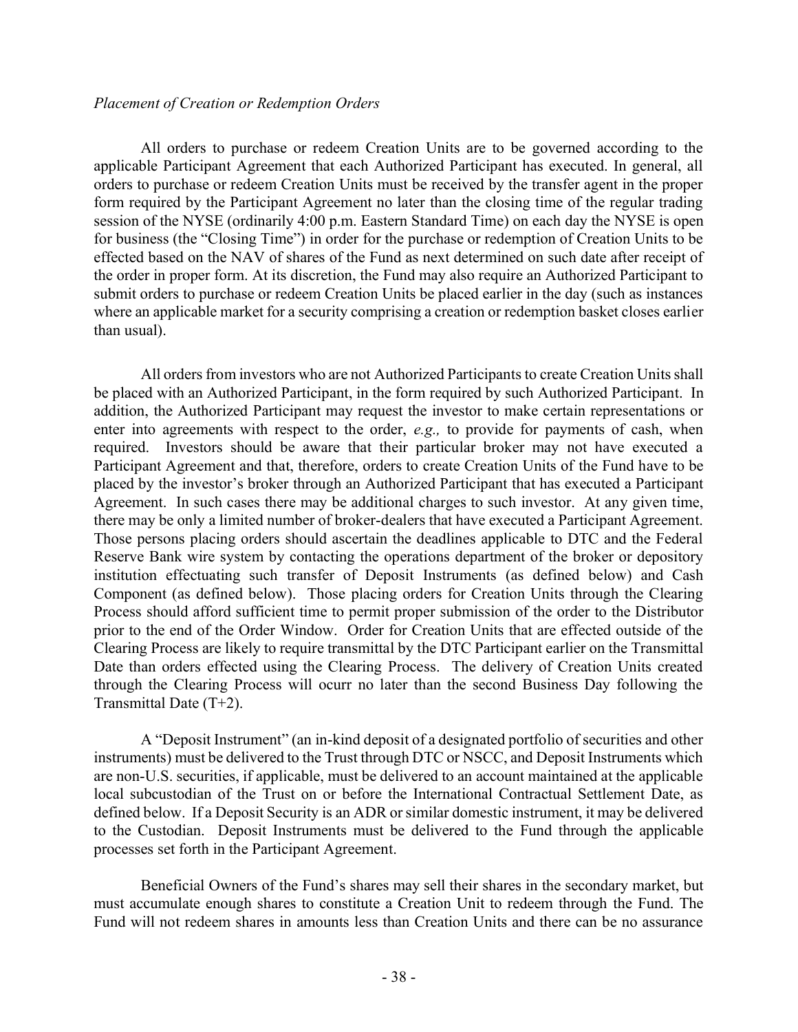*Placement of Creation or Redemption Orders*

All orders to purchase or redeem Creation Units are to be governed according to the applicable Participant Agreement that each Authorized Participant has executed. In general, all orders to purchase or redeem Creation Units must be received by the transfer agent in the proper form required by the Participant Agreement no later than the closing time of the regular trading session of the NYSE (ordinarily 4:00 p.m. Eastern Standard Time) on each day the NYSE is open for business (the "Closing Time") in order for the purchase or redemption of Creation Units to be effected based on the NAV of shares of the Fund as next determined on such date after receipt of the order in proper form. At its discretion, the Fund may also require an Authorized Participant to submit orders to purchase or redeem Creation Units be placed earlier in the day (such as instances where an applicable market for a security comprising a creation or redemption basket closes earlier than usual).

All orders from investors who are not Authorized Participants to create Creation Units shall be placed with an Authorized Participant, in the form required by such Authorized Participant. In addition, the Authorized Participant may request the investor to make certain representations or enter into agreements with respect to the order, *e.g.,* to provide for payments of cash, when required. Investors should be aware that their particular broker may not have executed a Participant Agreement and that, therefore, orders to create Creation Units of the Fund have to be placed by the investor's broker through an Authorized Participant that has executed a Participant Agreement. In such cases there may be additional charges to such investor. At any given time, there may be only a limited number of broker-dealers that have executed a Participant Agreement. Those persons placing orders should ascertain the deadlines applicable to DTC and the Federal Reserve Bank wire system by contacting the operations department of the broker or depository institution effectuating such transfer of Deposit Instruments (as defined below) and Cash Component (as defined below). Those placing orders for Creation Units through the Clearing Process should afford sufficient time to permit proper submission of the order to the Distributor prior to the end of the Order Window. Order for Creation Units that are effected outside of the Clearing Process are likely to require transmittal by the DTC Participant earlier on the Transmittal Date than orders effected using the Clearing Process. The delivery of Creation Units created through the Clearing Process will ocurr no later than the second Business Day following the Transmittal Date (T+2).

A "Deposit Instrument" (an in-kind deposit of a designated portfolio of securities and other instruments) must be delivered to the Trust through DTC or NSCC, and Deposit Instruments which are non-U.S. securities, if applicable, must be delivered to an account maintained at the applicable local subcustodian of the Trust on or before the International Contractual Settlement Date, as defined below. If a Deposit Security is an ADR or similar domestic instrument, it may be delivered to the Custodian. Deposit Instruments must be delivered to the Fund through the applicable processes set forth in the Participant Agreement.

Beneficial Owners of the Fund's shares may sell their shares in the secondary market, but must accumulate enough shares to constitute a Creation Unit to redeem through the Fund. The Fund will not redeem shares in amounts less than Creation Units and there can be no assurance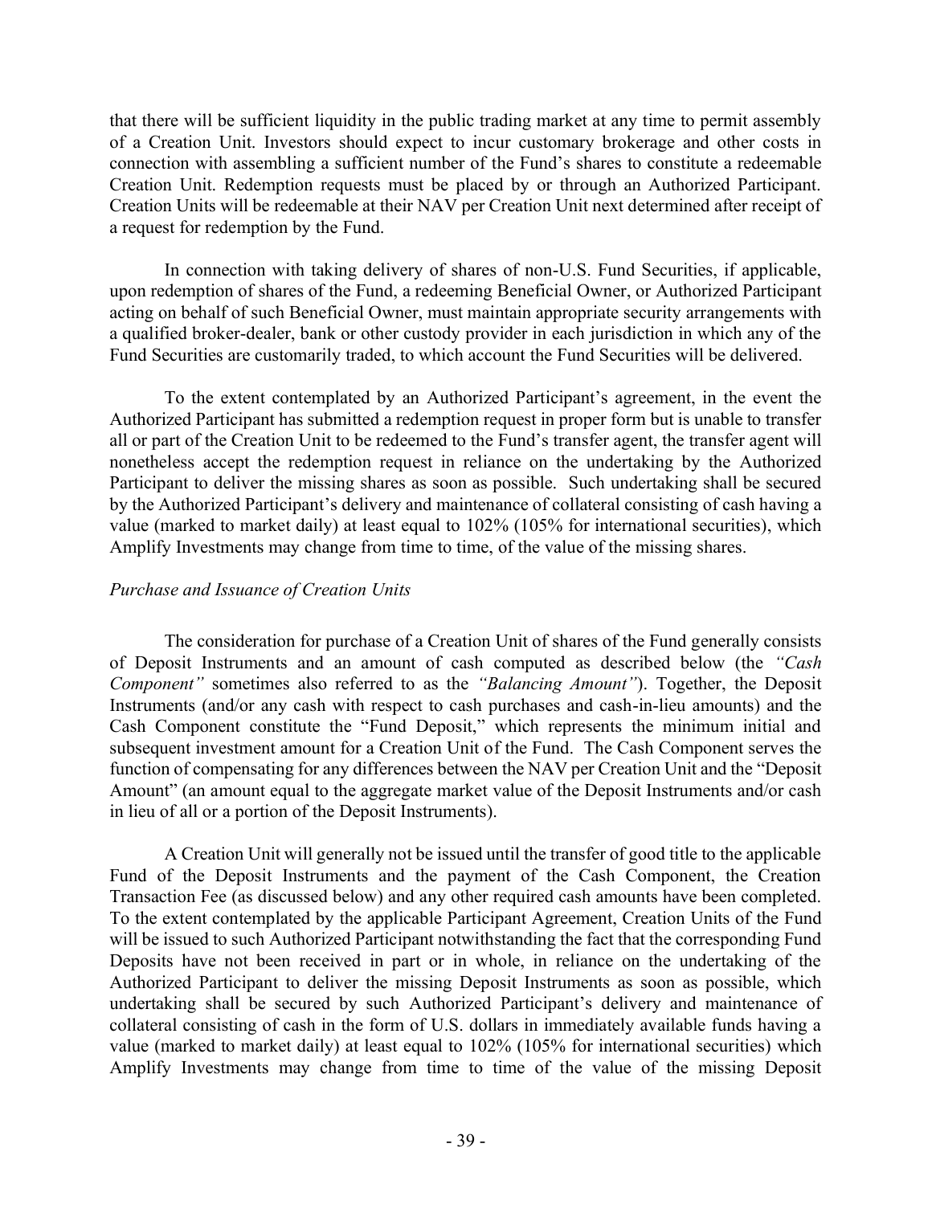that there will be sufficient liquidity in the public trading market at any time to permit assembly of a Creation Unit. Investors should expect to incur customary brokerage and other costs in connection with assembling a sufficient number of the Fund's shares to constitute a redeemable Creation Unit. Redemption requests must be placed by or through an Authorized Participant. Creation Units will be redeemable at their NAV per Creation Unit next determined after receipt of a request for redemption by the Fund.

In connection with taking delivery of shares of non-U.S. Fund Securities, if applicable, upon redemption of shares of the Fund, a redeeming Beneficial Owner, or Authorized Participant acting on behalf of such Beneficial Owner, must maintain appropriate security arrangements with a qualified broker-dealer, bank or other custody provider in each jurisdiction in which any of the Fund Securities are customarily traded, to which account the Fund Securities will be delivered.

To the extent contemplated by an Authorized Participant's agreement, in the event the Authorized Participant has submitted a redemption request in proper form but is unable to transfer all or part of the Creation Unit to be redeemed to the Fund's transfer agent, the transfer agent will nonetheless accept the redemption request in reliance on the undertaking by the Authorized Participant to deliver the missing shares as soon as possible. Such undertaking shall be secured by the Authorized Participant's delivery and maintenance of collateral consisting of cash having a value (marked to market daily) at least equal to 102% (105% for international securities), which Amplify Investments may change from time to time, of the value of the missing shares.

*Purchase and Issuance of Creation Units*

The consideration for purchase of a Creation Unit of shares of the Fund generally consists of Deposit Instruments and an amount of cash computed as described below (the *"Cash Component"* sometimes also referred to as the *"Balancing Amount"*). Together, the Deposit Instruments (and/or any cash with respect to cash purchases and cash-in-lieu amounts) and the Cash Component constitute the "Fund Deposit," which represents the minimum initial and subsequent investment amount for a Creation Unit of the Fund. The Cash Component serves the function of compensating for any differences between the NAV per Creation Unit and the "Deposit Amount" (an amount equal to the aggregate market value of the Deposit Instruments and/or cash in lieu of all or a portion of the Deposit Instruments).

A Creation Unit will generally not be issued until the transfer of good title to the applicable Fund of the Deposit Instruments and the payment of the Cash Component, the Creation Transaction Fee (as discussed below) and any other required cash amounts have been completed. To the extent contemplated by the applicable Participant Agreement, Creation Units of the Fund will be issued to such Authorized Participant notwithstanding the fact that the corresponding Fund Deposits have not been received in part or in whole, in reliance on the undertaking of the Authorized Participant to deliver the missing Deposit Instruments as soon as possible, which undertaking shall be secured by such Authorized Participant's delivery and maintenance of collateral consisting of cash in the form of U.S. dollars in immediately available funds having a value (marked to market daily) at least equal to 102% (105% for international securities) which Amplify Investments may change from time to time of the value of the missing Deposit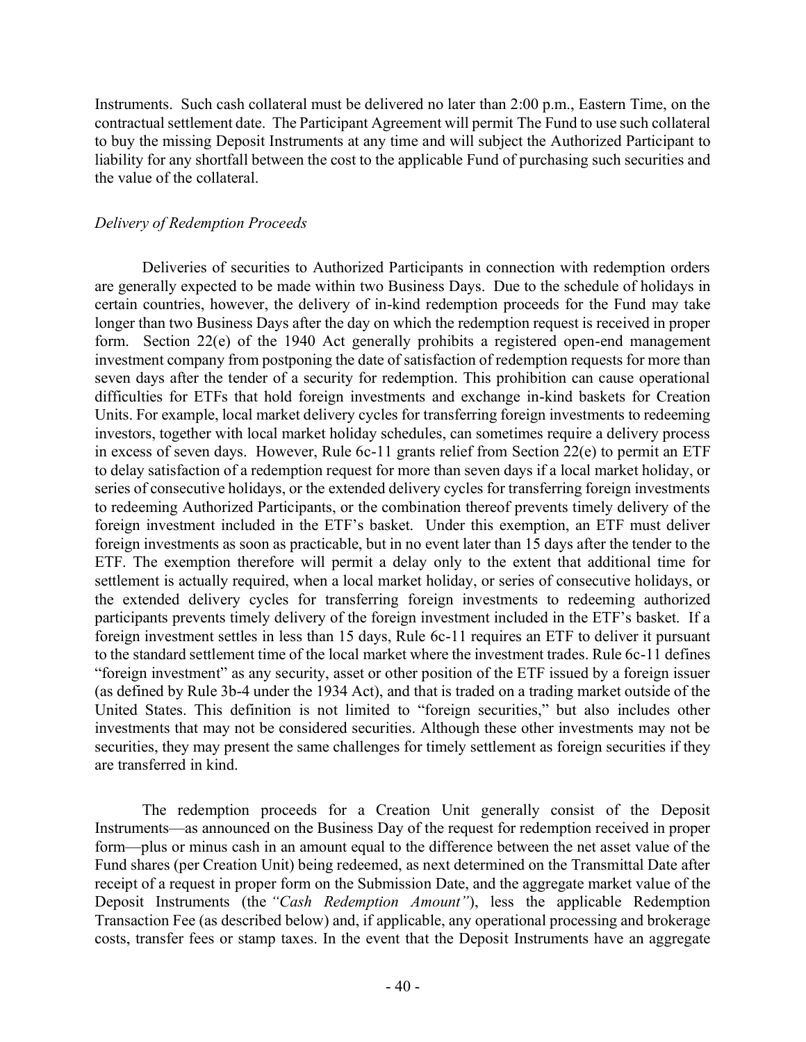Instruments. Such cash collateral must be delivered no later than 2:00 p.m., Eastern Time, on the contractual settlement date. The Participant Agreement will permit The Fund to use such collateral to buy the missing Deposit Instruments at any time and will subject the Authorized Participant to liability for any shortfall between the cost to the applicable Fund of purchasing such securities and the value of the collateral.

*Delivery of Redemption Proceeds*

Deliveries of securities to Authorized Participants in connection with redemption orders are generally expected to be made within two Business Days. Due to the schedule of holidays in certain countries, however, the delivery of in-kind redemption proceeds for the Fund may take longer than two Business Days after the day on which the redemption request is received in proper form. Section 22(e) of the 1940 Act generally prohibits a registered open-end management investment company from postponing the date of satisfaction of redemption requests for more than seven days after the tender of a security for redemption. This prohibition can cause operational difficulties for ETFs that hold foreign investments and exchange in-kind baskets for Creation Units. For example, local market delivery cycles for transferring foreign investments to redeeming investors, together with local market holiday schedules, can sometimes require a delivery process in excess of seven days. However, Rule 6c-11 grants relief from Section 22(e) to permit an ETF to delay satisfaction of a redemption request for more than seven days if a local market holiday, or series of consecutive holidays, or the extended delivery cycles for transferring foreign investments to redeeming Authorized Participants, or the combination thereof prevents timely delivery of the foreign investment included in the ETF's basket. Under this exemption, an ETF must deliver foreign investments as soon as practicable, but in no event later than 15 days after the tender to the ETF. The exemption therefore will permit a delay only to the extent that additional time for settlement is actually required, when a local market holiday, or series of consecutive holidays, or the extended delivery cycles for transferring foreign investments to redeeming authorized participants prevents timely delivery of the foreign investment included in the ETF's basket. If a foreign investment settles in less than 15 days, Rule 6c-11 requires an ETF to deliver it pursuant to the standard settlement time of the local market where the investment trades. Rule 6c-11 defines "foreign investment" as any security, asset or other position of the ETF issued by a foreign issuer (as defined by Rule 3b-4 under the 1934 Act), and that is traded on a trading market outside of the United States. This definition is not limited to "foreign securities," but also includes other investments that may not be considered securities. Although these other investments may not be securities, they may present the same challenges for timely settlement as foreign securities if they are transferred in kind.

The redemption proceeds for a Creation Unit generally consist of the Deposit Instruments—as announced on the Business Day of the request for redemption received in proper form—plus or minus cash in an amount equal to the difference between the net asset value of the Fund shares (per Creation Unit) being redeemed, as next determined on the Transmittal Date after receipt of a request in proper form on the Submission Date, and the aggregate market value of the Deposit Instruments (the *"Cash Redemption Amount"*), less the applicable Redemption Transaction Fee (as described below) and, if applicable, any operational processing and brokerage costs, transfer fees or stamp taxes. In the event that the Deposit Instruments have an aggregate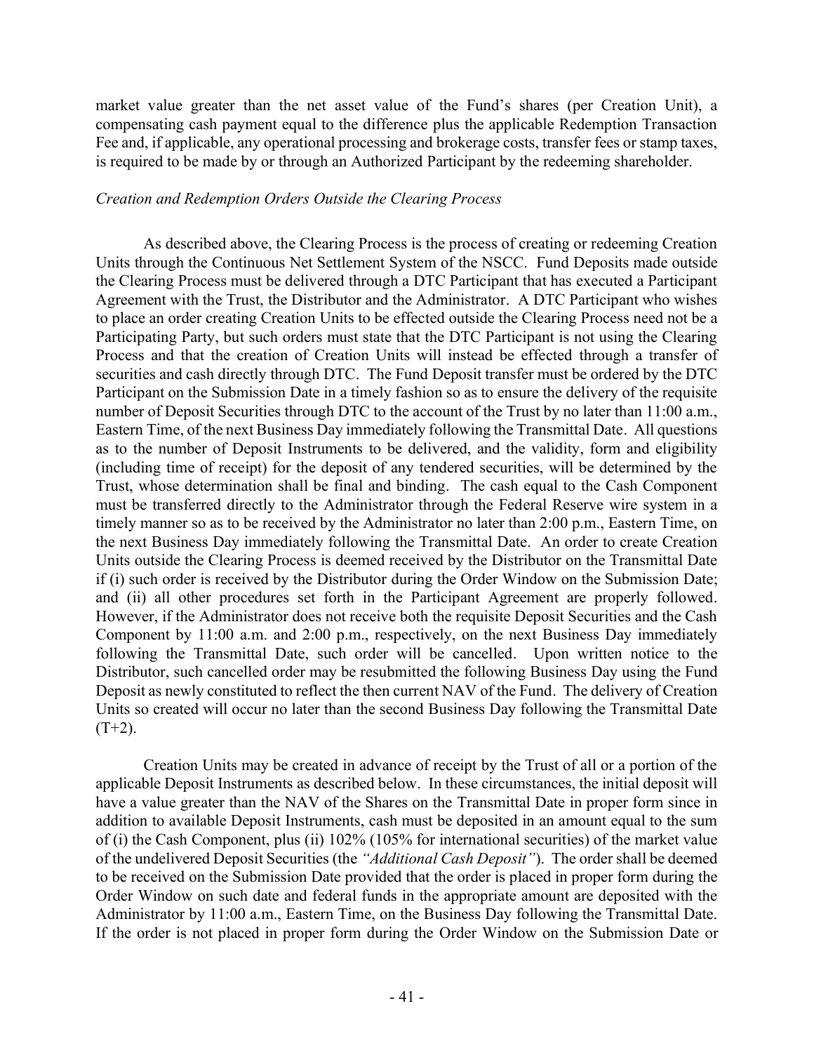market value greater than the net asset value of the Fund's shares (per Creation Unit), a compensating cash payment equal to the difference plus the applicable Redemption Transaction Fee and, if applicable, any operational processing and brokerage costs, transfer fees or stamp taxes, is required to be made by or through an Authorized Participant by the redeeming shareholder.

*Creation and Redemption Orders Outside the Clearing Process*

As described above, the Clearing Process is the process of creating or redeeming Creation Units through the Continuous Net Settlement System of the NSCC. Fund Deposits made outside the Clearing Process must be delivered through a DTC Participant that has executed a Participant Agreement with the Trust, the Distributor and the Administrator. A DTC Participant who wishes to place an order creating Creation Units to be effected outside the Clearing Process need not be a Participating Party, but such orders must state that the DTC Participant is not using the Clearing Process and that the creation of Creation Units will instead be effected through a transfer of securities and cash directly through DTC. The Fund Deposit transfer must be ordered by the DTC Participant on the Submission Date in a timely fashion so as to ensure the delivery of the requisite number of Deposit Securities through DTC to the account of the Trust by no later than 11:00 a.m., Eastern Time, of the next Business Day immediately following the Transmittal Date. All questions as to the number of Deposit Instruments to be delivered, and the validity, form and eligibility (including time of receipt) for the deposit of any tendered securities, will be determined by the Trust, whose determination shall be final and binding. The cash equal to the Cash Component must be transferred directly to the Administrator through the Federal Reserve wire system in a timely manner so as to be received by the Administrator no later than 2:00 p.m., Eastern Time, on the next Business Day immediately following the Transmittal Date. An order to create Creation Units outside the Clearing Process is deemed received by the Distributor on the Transmittal Date if (i) such order is received by the Distributor during the Order Window on the Submission Date; and (ii) all other procedures set forth in the Participant Agreement are properly followed. However, if the Administrator does not receive both the requisite Deposit Securities and the Cash Component by 11:00 a.m. and 2:00 p.m., respectively, on the next Business Day immediately following the Transmittal Date, such order will be cancelled. Upon written notice to the Distributor, such cancelled order may be resubmitted the following Business Day using the Fund Deposit as newly constituted to reflect the then current NAV of the Fund. The delivery of Creation Units so created will occur no later than the second Business Day following the Transmittal Date (T+2).

Creation Units may be created in advance of receipt by the Trust of all or a portion of the applicable Deposit Instruments as described below. In these circumstances, the initial deposit will have a value greater than the NAV of the Shares on the Transmittal Date in proper form since in addition to available Deposit Instruments, cash must be deposited in an amount equal to the sum of (i) the Cash Component, plus (ii) 102% (105% for international securities) of the market value of the undelivered Deposit Securities (the *"Additional Cash Deposit"*). The order shall be deemed to be received on the Submission Date provided that the order is placed in proper form during the Order Window on such date and federal funds in the appropriate amount are deposited with the Administrator by 11:00 a.m., Eastern Time, on the Business Day following the Transmittal Date. If the order is not placed in proper form during the Order Window on the Submission Date or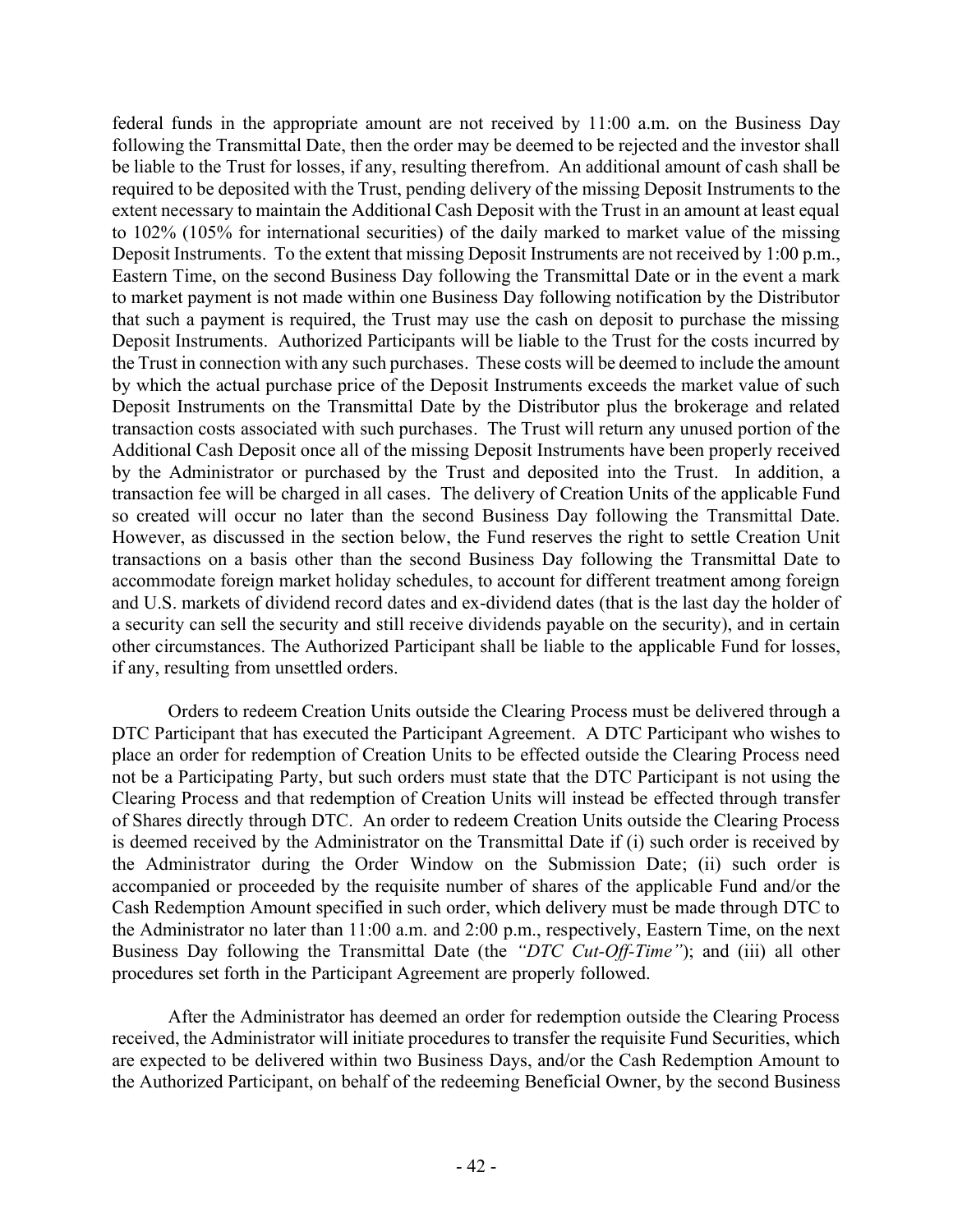federal funds in the appropriate amount are not received by 11:00 a.m. on the Business Day following the Transmittal Date, then the order may be deemed to be rejected and the investor shall be liable to the Trust for losses, if any, resulting therefrom. An additional amount of cash shall be required to be deposited with the Trust, pending delivery of the missing Deposit Instruments to the extent necessary to maintain the Additional Cash Deposit with the Trust in an amount at least equal to 102% (105% for international securities) of the daily marked to market value of the missing Deposit Instruments. To the extent that missing Deposit Instruments are not received by 1:00 p.m., Eastern Time, on the second Business Day following the Transmittal Date or in the event a mark to market payment is not made within one Business Day following notification by the Distributor that such a payment is required, the Trust may use the cash on deposit to purchase the missing Deposit Instruments. Authorized Participants will be liable to the Trust for the costs incurred by the Trust in connection with any such purchases. These costs will be deemed to include the amount by which the actual purchase price of the Deposit Instruments exceeds the market value of such Deposit Instruments on the Transmittal Date by the Distributor plus the brokerage and related transaction costs associated with such purchases. The Trust will return any unused portion of the Additional Cash Deposit once all of the missing Deposit Instruments have been properly received by the Administrator or purchased by the Trust and deposited into the Trust. In addition, a transaction fee will be charged in all cases. The delivery of Creation Units of the applicable Fund so created will occur no later than the second Business Day following the Transmittal Date. However, as discussed in the section below, the Fund reserves the right to settle Creation Unit transactions on a basis other than the second Business Day following the Transmittal Date to accommodate foreign market holiday schedules, to account for different treatment among foreign and U.S. markets of dividend record dates and ex-dividend dates (that is the last day the holder of a security can sell the security and still receive dividends payable on the security), and in certain other circumstances. The Authorized Participant shall be liable to the applicable Fund for losses, if any, resulting from unsettled orders.

Orders to redeem Creation Units outside the Clearing Process must be delivered through a DTC Participant that has executed the Participant Agreement. A DTC Participant who wishes to place an order for redemption of Creation Units to be effected outside the Clearing Process need not be a Participating Party, but such orders must state that the DTC Participant is not using the Clearing Process and that redemption of Creation Units will instead be effected through transfer of Shares directly through DTC. An order to redeem Creation Units outside the Clearing Process is deemed received by the Administrator on the Transmittal Date if (i) such order is received by the Administrator during the Order Window on the Submission Date; (ii) such order is accompanied or proceeded by the requisite number of shares of the applicable Fund and/or the Cash Redemption Amount specified in such order, which delivery must be made through DTC to the Administrator no later than 11:00 a.m. and 2:00 p.m., respectively, Eastern Time, on the next Business Day following the Transmittal Date (the *"DTC Cut-Off-Time"*); and (iii) all other procedures set forth in the Participant Agreement are properly followed.

After the Administrator has deemed an order for redemption outside the Clearing Process received, the Administrator will initiate procedures to transfer the requisite Fund Securities, which are expected to be delivered within two Business Days, and/or the Cash Redemption Amount to the Authorized Participant, on behalf of the redeeming Beneficial Owner, by the second Business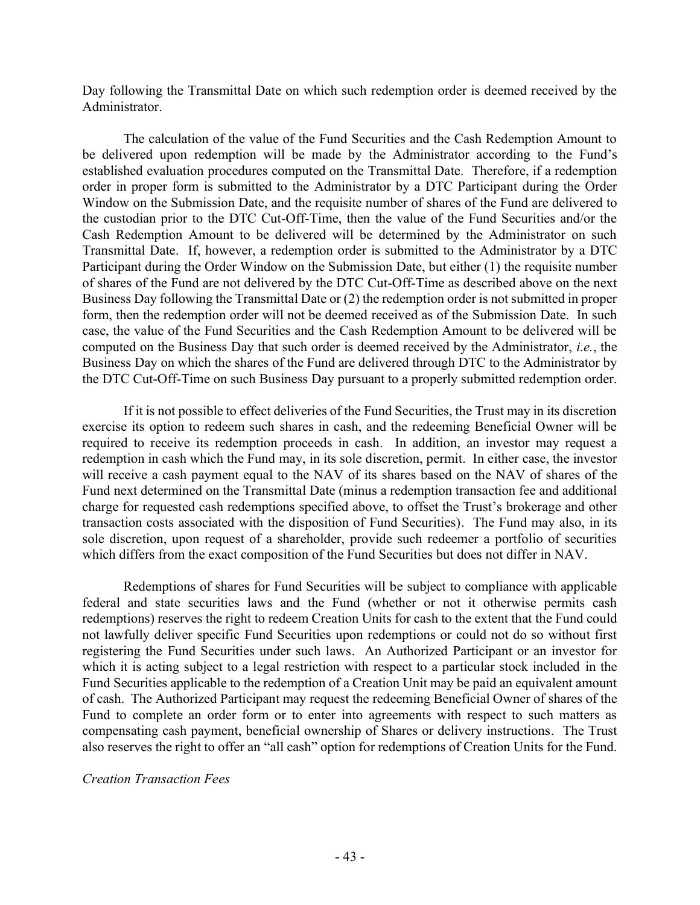Day following the Transmittal Date on which such redemption order is deemed received by the Administrator.

The calculation of the value of the Fund Securities and the Cash Redemption Amount to be delivered upon redemption will be made by the Administrator according to the Fund's established evaluation procedures computed on the Transmittal Date. Therefore, if a redemption order in proper form is submitted to the Administrator by a DTC Participant during the Order Window on the Submission Date, and the requisite number of shares of the Fund are delivered to the custodian prior to the DTC Cut-Off-Time, then the value of the Fund Securities and/or the Cash Redemption Amount to be delivered will be determined by the Administrator on such Transmittal Date. If, however, a redemption order is submitted to the Administrator by a DTC Participant during the Order Window on the Submission Date, but either (1) the requisite number of shares of the Fund are not delivered by the DTC Cut-Off-Time as described above on the next Business Day following the Transmittal Date or (2) the redemption order is not submitted in proper form, then the redemption order will not be deemed received as of the Submission Date. In such case, the value of the Fund Securities and the Cash Redemption Amount to be delivered will be computed on the Business Day that such order is deemed received by the Administrator, *i.e.*, the Business Day on which the shares of the Fund are delivered through DTC to the Administrator by the DTC Cut-Off-Time on such Business Day pursuant to a properly submitted redemption order.

If it is not possible to effect deliveries of the Fund Securities, the Trust may in its discretion exercise its option to redeem such shares in cash, and the redeeming Beneficial Owner will be required to receive its redemption proceeds in cash. In addition, an investor may request a redemption in cash which the Fund may, in its sole discretion, permit. In either case, the investor will receive a cash payment equal to the NAV of its shares based on the NAV of shares of the Fund next determined on the Transmittal Date (minus a redemption transaction fee and additional charge for requested cash redemptions specified above, to offset the Trust's brokerage and other transaction costs associated with the disposition of Fund Securities). The Fund may also, in its sole discretion, upon request of a shareholder, provide such redeemer a portfolio of securities which differs from the exact composition of the Fund Securities but does not differ in NAV.

Redemptions of shares for Fund Securities will be subject to compliance with applicable federal and state securities laws and the Fund (whether or not it otherwise permits cash redemptions) reserves the right to redeem Creation Units for cash to the extent that the Fund could not lawfully deliver specific Fund Securities upon redemptions or could not do so without first registering the Fund Securities under such laws. An Authorized Participant or an investor for which it is acting subject to a legal restriction with respect to a particular stock included in the Fund Securities applicable to the redemption of a Creation Unit may be paid an equivalent amount of cash. The Authorized Participant may request the redeeming Beneficial Owner of shares of the Fund to complete an order form or to enter into agreements with respect to such matters as compensating cash payment, beneficial ownership of Shares or delivery instructions. The Trust also reserves the right to offer an "all cash" option for redemptions of Creation Units for the Fund.

*Creation Transaction Fees*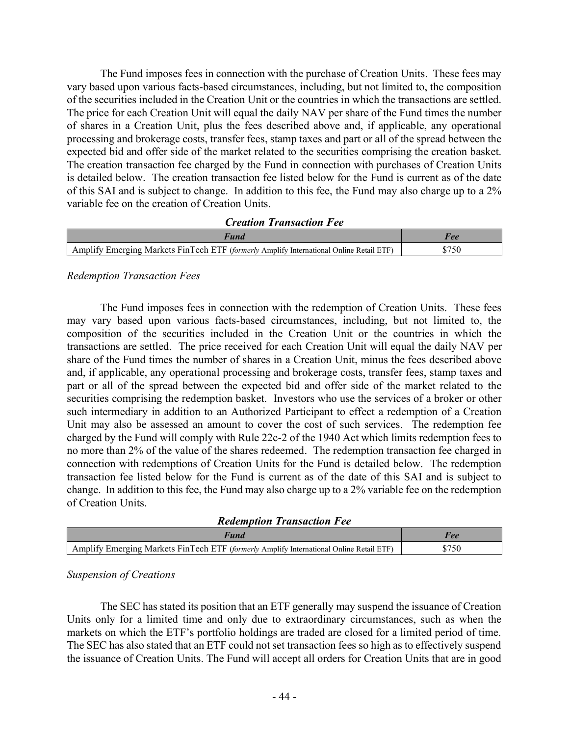The Fund imposes fees in connection with the purchase of Creation Units. These fees may vary based upon various facts-based circumstances, including, but not limited to, the composition of the securities included in the Creation Unit or the countries in which the transactions are settled. The price for each Creation Unit will equal the daily NAV per share of the Fund times the number of shares in a Creation Unit, plus the fees described above and, if applicable, any operational processing and brokerage costs, transfer fees, stamp taxes and part or all of the spread between the expected bid and offer side of the market related to the securities comprising the creation basket. The creation transaction fee charged by the Fund in connection with purchases of Creation Units is detailed below. The creation transaction fee listed below for the Fund is current as of the date of this SAI and is subject to change. In addition to this fee, the Fund may also charge up to a 2% variable fee on the creation of Creation Units.

***Creation Transaction Fee***

| *Fund* | *Fee* |
|---|---|
| Amplify Emerging Markets FinTech ETF (*formerly* Amplify International Online Retail ETF) | $750 |

*Redemption Transaction Fees*

The Fund imposes fees in connection with the redemption of Creation Units. These fees may vary based upon various facts-based circumstances, including, but not limited to, the composition of the securities included in the Creation Unit or the countries in which the transactions are settled. The price received for each Creation Unit will equal the daily NAV per share of the Fund times the number of shares in a Creation Unit, minus the fees described above and, if applicable, any operational processing and brokerage costs, transfer fees, stamp taxes and part or all of the spread between the expected bid and offer side of the market related to the securities comprising the redemption basket. Investors who use the services of a broker or other such intermediary in addition to an Authorized Participant to effect a redemption of a Creation Unit may also be assessed an amount to cover the cost of such services. The redemption fee charged by the Fund will comply with Rule 22c-2 of the 1940 Act which limits redemption fees to no more than 2% of the value of the shares redeemed. The redemption transaction fee charged in connection with redemptions of Creation Units for the Fund is detailed below. The redemption transaction fee listed below for the Fund is current as of the date of this SAI and is subject to change. In addition to this fee, the Fund may also charge up to a 2% variable fee on the redemption of Creation Units.

***Redemption Transaction Fee***

| *Fund* | *Fee* |
|---|---|
| Amplify Emerging Markets FinTech ETF (*formerly* Amplify International Online Retail ETF) | $750 |

*Suspension of Creations*

The SEC has stated its position that an ETF generally may suspend the issuance of Creation Units only for a limited time and only due to extraordinary circumstances, such as when the markets on which the ETF's portfolio holdings are traded are closed for a limited period of time. The SEC has also stated that an ETF could not set transaction fees so high as to effectively suspend the issuance of Creation Units. The Fund will accept all orders for Creation Units that are in good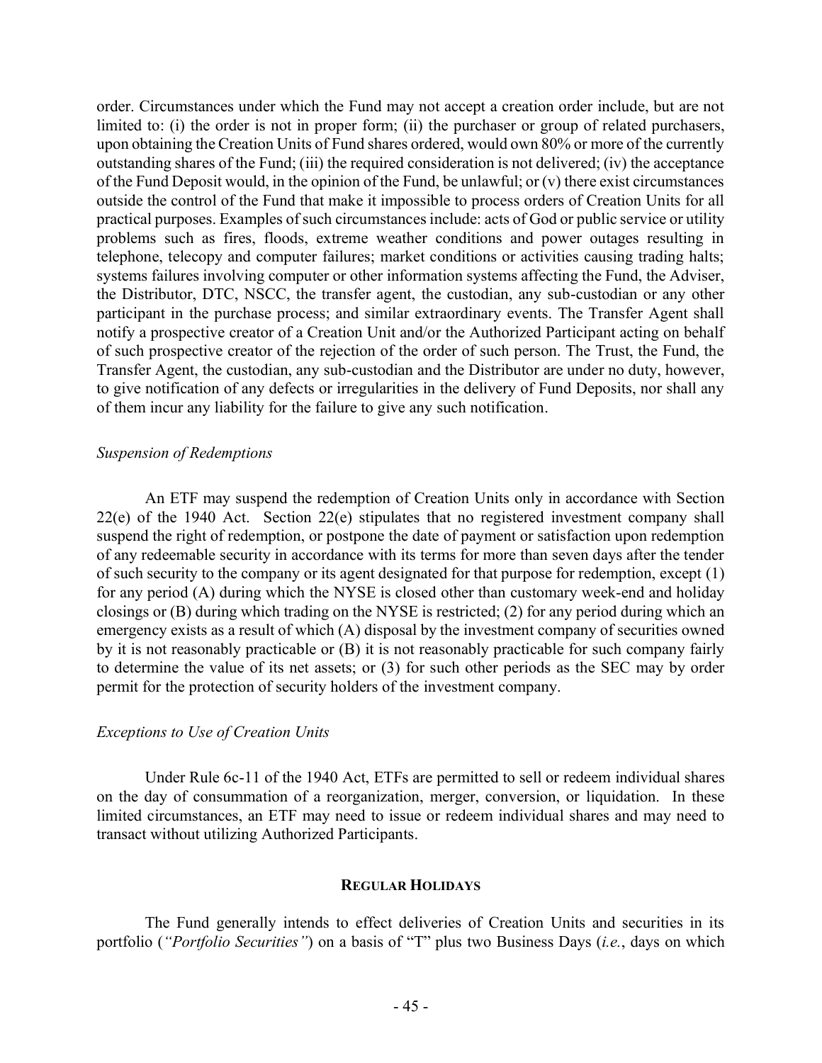order. Circumstances under which the Fund may not accept a creation order include, but are not limited to: (i) the order is not in proper form; (ii) the purchaser or group of related purchasers, upon obtaining the Creation Units of Fund shares ordered, would own 80% or more of the currently outstanding shares of the Fund; (iii) the required consideration is not delivered; (iv) the acceptance of the Fund Deposit would, in the opinion of the Fund, be unlawful; or (v) there exist circumstances outside the control of the Fund that make it impossible to process orders of Creation Units for all practical purposes. Examples of such circumstances include: acts of God or public service or utility problems such as fires, floods, extreme weather conditions and power outages resulting in telephone, telecopy and computer failures; market conditions or activities causing trading halts; systems failures involving computer or other information systems affecting the Fund, the Adviser, the Distributor, DTC, NSCC, the transfer agent, the custodian, any sub-custodian or any other participant in the purchase process; and similar extraordinary events. The Transfer Agent shall notify a prospective creator of a Creation Unit and/or the Authorized Participant acting on behalf of such prospective creator of the rejection of the order of such person. The Trust, the Fund, the Transfer Agent, the custodian, any sub-custodian and the Distributor are under no duty, however, to give notification of any defects or irregularities in the delivery of Fund Deposits, nor shall any of them incur any liability for the failure to give any such notification.

*Suspension of Redemptions*

An ETF may suspend the redemption of Creation Units only in accordance with Section 22(e) of the 1940 Act. Section 22(e) stipulates that no registered investment company shall suspend the right of redemption, or postpone the date of payment or satisfaction upon redemption of any redeemable security in accordance with its terms for more than seven days after the tender of such security to the company or its agent designated for that purpose for redemption, except (1) for any period (A) during which the NYSE is closed other than customary week-end and holiday closings or (B) during which trading on the NYSE is restricted; (2) for any period during which an emergency exists as a result of which (A) disposal by the investment company of securities owned by it is not reasonably practicable or (B) it is not reasonably practicable for such company fairly to determine the value of its net assets; or (3) for such other periods as the SEC may by order permit for the protection of security holders of the investment company.

*Exceptions to Use of Creation Units*

Under Rule 6c-11 of the 1940 Act, ETFs are permitted to sell or redeem individual shares on the day of consummation of a reorganization, merger, conversion, or liquidation. In these limited circumstances, an ETF may need to issue or redeem individual shares and may need to transact without utilizing Authorized Participants.

## REGULAR HOLIDAYS

The Fund generally intends to effect deliveries of Creation Units and securities in its portfolio (*"Portfolio Securities"*) on a basis of "T" plus two Business Days (*i.e.*, days on which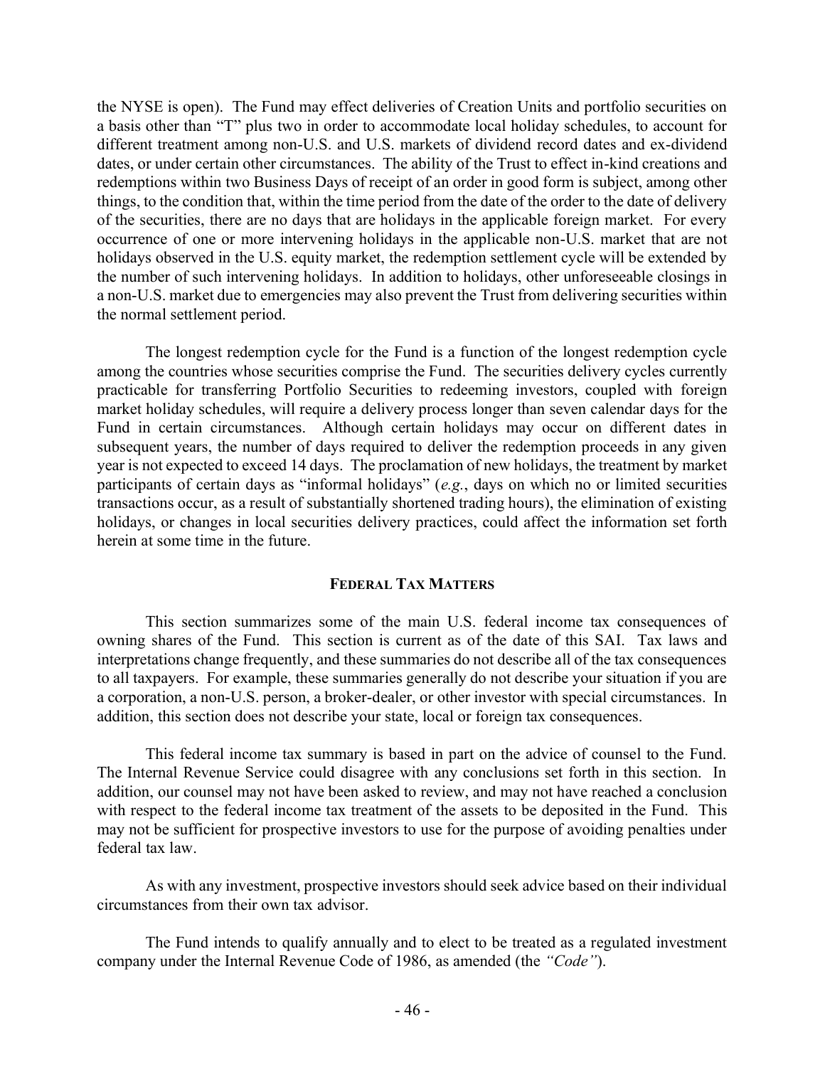the NYSE is open). The Fund may effect deliveries of Creation Units and portfolio securities on a basis other than "T" plus two in order to accommodate local holiday schedules, to account for different treatment among non-U.S. and U.S. markets of dividend record dates and ex-dividend dates, or under certain other circumstances. The ability of the Trust to effect in-kind creations and redemptions within two Business Days of receipt of an order in good form is subject, among other things, to the condition that, within the time period from the date of the order to the date of delivery of the securities, there are no days that are holidays in the applicable foreign market. For every occurrence of one or more intervening holidays in the applicable non-U.S. market that are not holidays observed in the U.S. equity market, the redemption settlement cycle will be extended by the number of such intervening holidays. In addition to holidays, other unforeseeable closings in a non-U.S. market due to emergencies may also prevent the Trust from delivering securities within the normal settlement period.

The longest redemption cycle for the Fund is a function of the longest redemption cycle among the countries whose securities comprise the Fund. The securities delivery cycles currently practicable for transferring Portfolio Securities to redeeming investors, coupled with foreign market holiday schedules, will require a delivery process longer than seven calendar days for the Fund in certain circumstances. Although certain holidays may occur on different dates in subsequent years, the number of days required to deliver the redemption proceeds in any given year is not expected to exceed 14 days. The proclamation of new holidays, the treatment by market participants of certain days as "informal holidays" (*e.g.*, days on which no or limited securities transactions occur, as a result of substantially shortened trading hours), the elimination of existing holidays, or changes in local securities delivery practices, could affect the information set forth herein at some time in the future.

## FEDERAL TAX MATTERS

This section summarizes some of the main U.S. federal income tax consequences of owning shares of the Fund. This section is current as of the date of this SAI. Tax laws and interpretations change frequently, and these summaries do not describe all of the tax consequences to all taxpayers. For example, these summaries generally do not describe your situation if you are a corporation, a non-U.S. person, a broker-dealer, or other investor with special circumstances. In addition, this section does not describe your state, local or foreign tax consequences.

This federal income tax summary is based in part on the advice of counsel to the Fund. The Internal Revenue Service could disagree with any conclusions set forth in this section. In addition, our counsel may not have been asked to review, and may not have reached a conclusion with respect to the federal income tax treatment of the assets to be deposited in the Fund. This may not be sufficient for prospective investors to use for the purpose of avoiding penalties under federal tax law.

As with any investment, prospective investors should seek advice based on their individual circumstances from their own tax advisor.

The Fund intends to qualify annually and to elect to be treated as a regulated investment company under the Internal Revenue Code of 1986, as amended (the *"Code"*).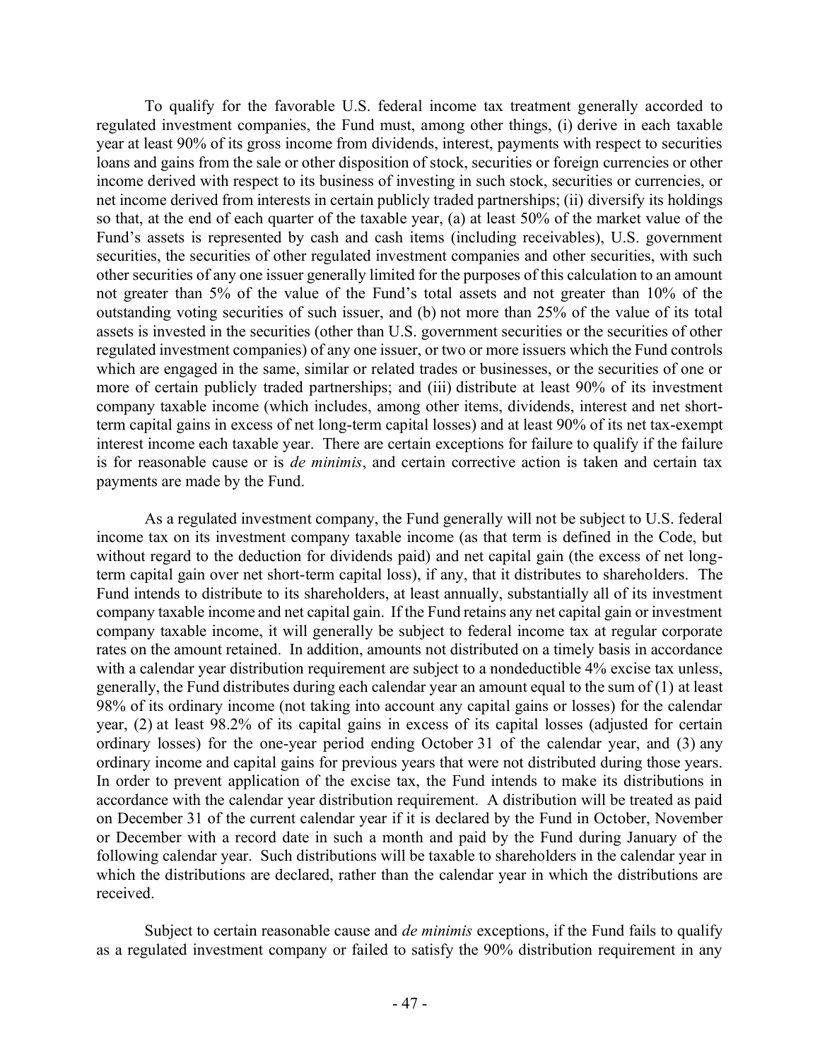To qualify for the favorable U.S. federal income tax treatment generally accorded to regulated investment companies, the Fund must, among other things, (i) derive in each taxable year at least 90% of its gross income from dividends, interest, payments with respect to securities loans and gains from the sale or other disposition of stock, securities or foreign currencies or other income derived with respect to its business of investing in such stock, securities or currencies, or net income derived from interests in certain publicly traded partnerships; (ii) diversify its holdings so that, at the end of each quarter of the taxable year, (a) at least 50% of the market value of the Fund's assets is represented by cash and cash items (including receivables), U.S. government securities, the securities of other regulated investment companies and other securities, with such other securities of any one issuer generally limited for the purposes of this calculation to an amount not greater than 5% of the value of the Fund's total assets and not greater than 10% of the outstanding voting securities of such issuer, and (b) not more than 25% of the value of its total assets is invested in the securities (other than U.S. government securities or the securities of other regulated investment companies) of any one issuer, or two or more issuers which the Fund controls which are engaged in the same, similar or related trades or businesses, or the securities of one or more of certain publicly traded partnerships; and (iii) distribute at least 90% of its investment company taxable income (which includes, among other items, dividends, interest and net short-term capital gains in excess of net long-term capital losses) and at least 90% of its net tax-exempt interest income each taxable year. There are certain exceptions for failure to qualify if the failure is for reasonable cause or is *de minimis*, and certain corrective action is taken and certain tax payments are made by the Fund.

As a regulated investment company, the Fund generally will not be subject to U.S. federal income tax on its investment company taxable income (as that term is defined in the Code, but without regard to the deduction for dividends paid) and net capital gain (the excess of net long-term capital gain over net short-term capital loss), if any, that it distributes to shareholders. The Fund intends to distribute to its shareholders, at least annually, substantially all of its investment company taxable income and net capital gain. If the Fund retains any net capital gain or investment company taxable income, it will generally be subject to federal income tax at regular corporate rates on the amount retained. In addition, amounts not distributed on a timely basis in accordance with a calendar year distribution requirement are subject to a nondeductible 4% excise tax unless, generally, the Fund distributes during each calendar year an amount equal to the sum of (1) at least 98% of its ordinary income (not taking into account any capital gains or losses) for the calendar year, (2) at least 98.2% of its capital gains in excess of its capital losses (adjusted for certain ordinary losses) for the one-year period ending October 31 of the calendar year, and (3) any ordinary income and capital gains for previous years that were not distributed during those years. In order to prevent application of the excise tax, the Fund intends to make its distributions in accordance with the calendar year distribution requirement. A distribution will be treated as paid on December 31 of the current calendar year if it is declared by the Fund in October, November or December with a record date in such a month and paid by the Fund during January of the following calendar year. Such distributions will be taxable to shareholders in the calendar year in which the distributions are declared, rather than the calendar year in which the distributions are received.

Subject to certain reasonable cause and *de minimis* exceptions, if the Fund fails to qualify as a regulated investment company or failed to satisfy the 90% distribution requirement in any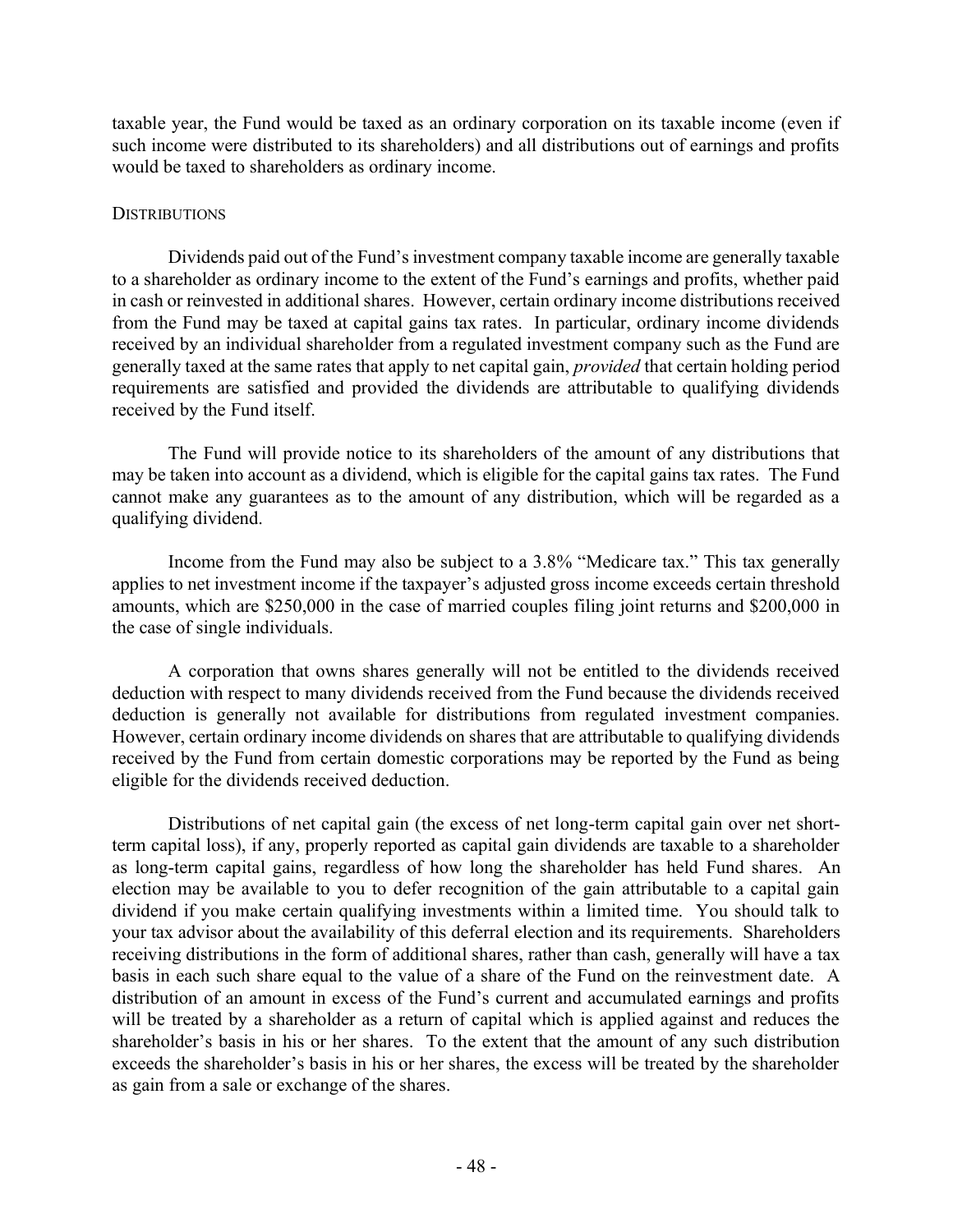taxable year, the Fund would be taxed as an ordinary corporation on its taxable income (even if such income were distributed to its shareholders) and all distributions out of earnings and profits would be taxed to shareholders as ordinary income.

### DISTRIBUTIONS

Dividends paid out of the Fund's investment company taxable income are generally taxable to a shareholder as ordinary income to the extent of the Fund's earnings and profits, whether paid in cash or reinvested in additional shares. However, certain ordinary income distributions received from the Fund may be taxed at capital gains tax rates. In particular, ordinary income dividends received by an individual shareholder from a regulated investment company such as the Fund are generally taxed at the same rates that apply to net capital gain, *provided* that certain holding period requirements are satisfied and provided the dividends are attributable to qualifying dividends received by the Fund itself.

The Fund will provide notice to its shareholders of the amount of any distributions that may be taken into account as a dividend, which is eligible for the capital gains tax rates. The Fund cannot make any guarantees as to the amount of any distribution, which will be regarded as a qualifying dividend.

Income from the Fund may also be subject to a 3.8% "Medicare tax." This tax generally applies to net investment income if the taxpayer's adjusted gross income exceeds certain threshold amounts, which are $250,000 in the case of married couples filing joint returns and $200,000 in the case of single individuals.

A corporation that owns shares generally will not be entitled to the dividends received deduction with respect to many dividends received from the Fund because the dividends received deduction is generally not available for distributions from regulated investment companies. However, certain ordinary income dividends on shares that are attributable to qualifying dividends received by the Fund from certain domestic corporations may be reported by the Fund as being eligible for the dividends received deduction.

Distributions of net capital gain (the excess of net long-term capital gain over net short-term capital loss), if any, properly reported as capital gain dividends are taxable to a shareholder as long-term capital gains, regardless of how long the shareholder has held Fund shares. An election may be available to you to defer recognition of the gain attributable to a capital gain dividend if you make certain qualifying investments within a limited time. You should talk to your tax advisor about the availability of this deferral election and its requirements. Shareholders receiving distributions in the form of additional shares, rather than cash, generally will have a tax basis in each such share equal to the value of a share of the Fund on the reinvestment date. A distribution of an amount in excess of the Fund's current and accumulated earnings and profits will be treated by a shareholder as a return of capital which is applied against and reduces the shareholder's basis in his or her shares. To the extent that the amount of any such distribution exceeds the shareholder's basis in his or her shares, the excess will be treated by the shareholder as gain from a sale or exchange of the shares.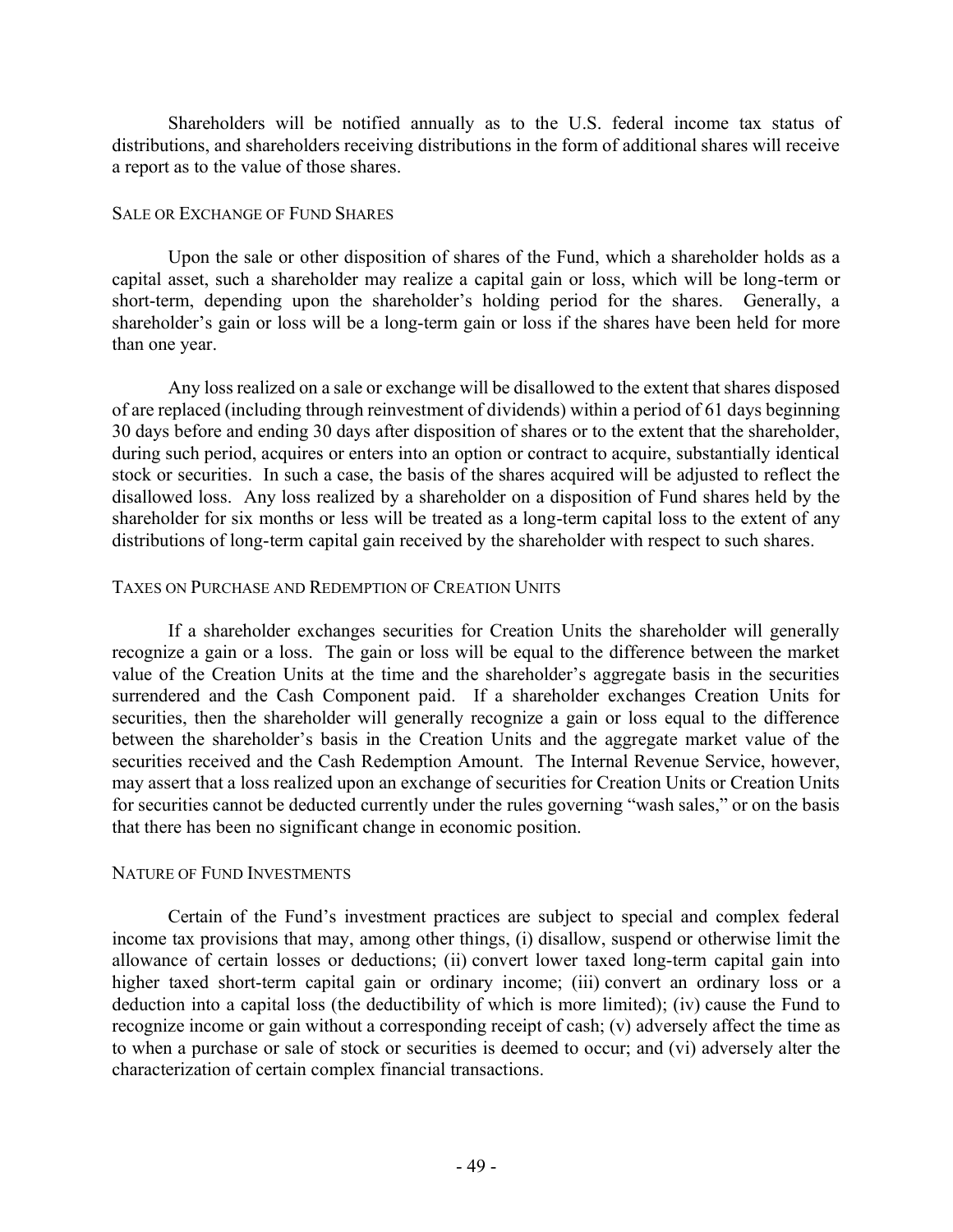Shareholders will be notified annually as to the U.S. federal income tax status of distributions, and shareholders receiving distributions in the form of additional shares will receive a report as to the value of those shares.

### SALE OR EXCHANGE OF FUND SHARES

Upon the sale or other disposition of shares of the Fund, which a shareholder holds as a capital asset, such a shareholder may realize a capital gain or loss, which will be long-term or short-term, depending upon the shareholder's holding period for the shares. Generally, a shareholder's gain or loss will be a long-term gain or loss if the shares have been held for more than one year.

Any loss realized on a sale or exchange will be disallowed to the extent that shares disposed of are replaced (including through reinvestment of dividends) within a period of 61 days beginning 30 days before and ending 30 days after disposition of shares or to the extent that the shareholder, during such period, acquires or enters into an option or contract to acquire, substantially identical stock or securities. In such a case, the basis of the shares acquired will be adjusted to reflect the disallowed loss. Any loss realized by a shareholder on a disposition of Fund shares held by the shareholder for six months or less will be treated as a long-term capital loss to the extent of any distributions of long-term capital gain received by the shareholder with respect to such shares.

### TAXES ON PURCHASE AND REDEMPTION OF CREATION UNITS

If a shareholder exchanges securities for Creation Units the shareholder will generally recognize a gain or a loss. The gain or loss will be equal to the difference between the market value of the Creation Units at the time and the shareholder's aggregate basis in the securities surrendered and the Cash Component paid. If a shareholder exchanges Creation Units for securities, then the shareholder will generally recognize a gain or loss equal to the difference between the shareholder's basis in the Creation Units and the aggregate market value of the securities received and the Cash Redemption Amount. The Internal Revenue Service, however, may assert that a loss realized upon an exchange of securities for Creation Units or Creation Units for securities cannot be deducted currently under the rules governing "wash sales," or on the basis that there has been no significant change in economic position.

### NATURE OF FUND INVESTMENTS

Certain of the Fund's investment practices are subject to special and complex federal income tax provisions that may, among other things, (i) disallow, suspend or otherwise limit the allowance of certain losses or deductions; (ii) convert lower taxed long-term capital gain into higher taxed short-term capital gain or ordinary income; (iii) convert an ordinary loss or a deduction into a capital loss (the deductibility of which is more limited); (iv) cause the Fund to recognize income or gain without a corresponding receipt of cash; (v) adversely affect the time as to when a purchase or sale of stock or securities is deemed to occur; and (vi) adversely alter the characterization of certain complex financial transactions.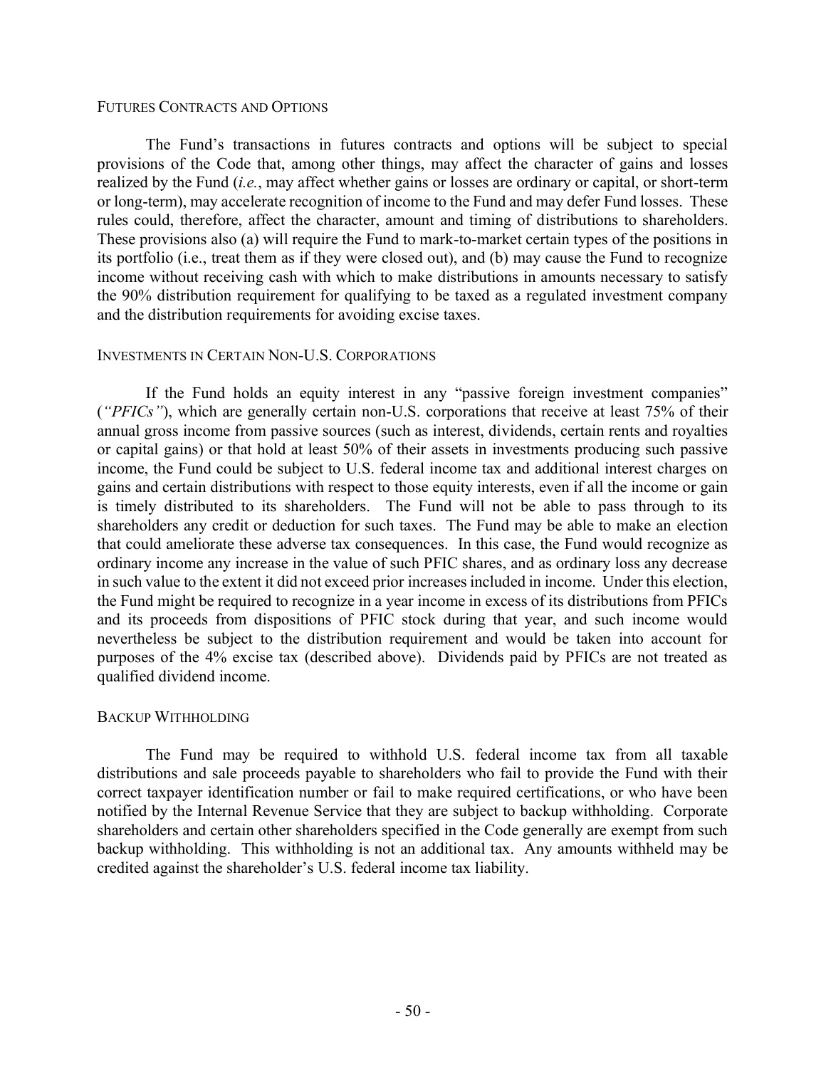### FUTURES CONTRACTS AND OPTIONS

The Fund's transactions in futures contracts and options will be subject to special provisions of the Code that, among other things, may affect the character of gains and losses realized by the Fund (*i.e.*, may affect whether gains or losses are ordinary or capital, or short-term or long-term), may accelerate recognition of income to the Fund and may defer Fund losses. These rules could, therefore, affect the character, amount and timing of distributions to shareholders. These provisions also (a) will require the Fund to mark-to-market certain types of the positions in its portfolio (i.e., treat them as if they were closed out), and (b) may cause the Fund to recognize income without receiving cash with which to make distributions in amounts necessary to satisfy the 90% distribution requirement for qualifying to be taxed as a regulated investment company and the distribution requirements for avoiding excise taxes.

### INVESTMENTS IN CERTAIN NON-U.S. CORPORATIONS

If the Fund holds an equity interest in any "passive foreign investment companies" (*"PFICs"*), which are generally certain non-U.S. corporations that receive at least 75% of their annual gross income from passive sources (such as interest, dividends, certain rents and royalties or capital gains) or that hold at least 50% of their assets in investments producing such passive income, the Fund could be subject to U.S. federal income tax and additional interest charges on gains and certain distributions with respect to those equity interests, even if all the income or gain is timely distributed to its shareholders. The Fund will not be able to pass through to its shareholders any credit or deduction for such taxes. The Fund may be able to make an election that could ameliorate these adverse tax consequences. In this case, the Fund would recognize as ordinary income any increase in the value of such PFIC shares, and as ordinary loss any decrease in such value to the extent it did not exceed prior increases included in income. Under this election, the Fund might be required to recognize in a year income in excess of its distributions from PFICs and its proceeds from dispositions of PFIC stock during that year, and such income would nevertheless be subject to the distribution requirement and would be taken into account for purposes of the 4% excise tax (described above). Dividends paid by PFICs are not treated as qualified dividend income.

### BACKUP WITHHOLDING

The Fund may be required to withhold U.S. federal income tax from all taxable distributions and sale proceeds payable to shareholders who fail to provide the Fund with their correct taxpayer identification number or fail to make required certifications, or who have been notified by the Internal Revenue Service that they are subject to backup withholding. Corporate shareholders and certain other shareholders specified in the Code generally are exempt from such backup withholding. This withholding is not an additional tax. Any amounts withheld may be credited against the shareholder's U.S. federal income tax liability.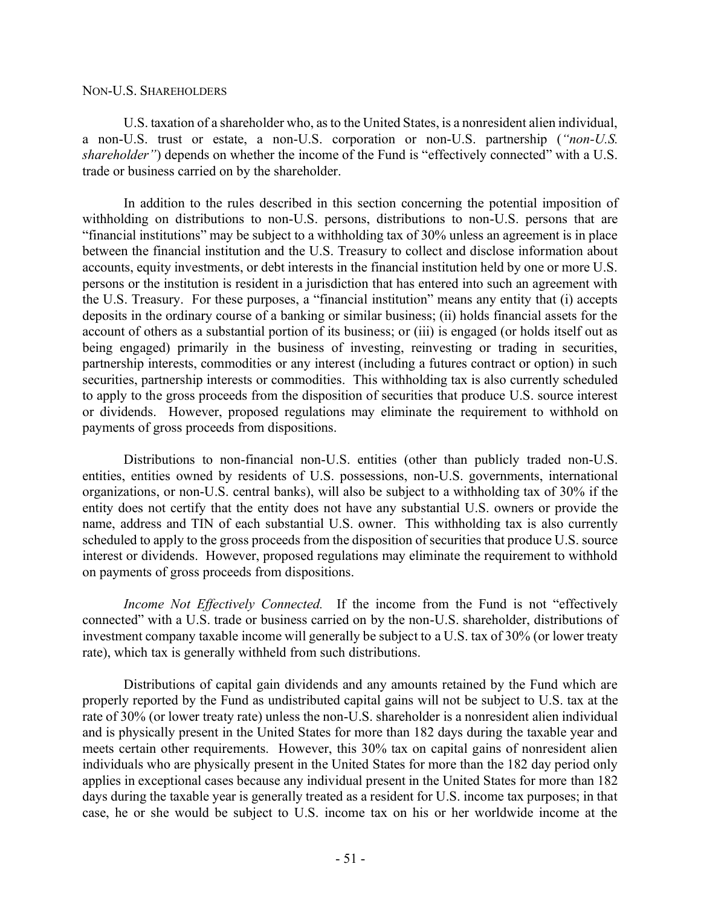NON-U.S. SHAREHOLDERS

U.S. taxation of a shareholder who, as to the United States, is a nonresident alien individual, a non-U.S. trust or estate, a non-U.S. corporation or non-U.S. partnership (*"non-U.S. shareholder"*) depends on whether the income of the Fund is "effectively connected" with a U.S. trade or business carried on by the shareholder.

In addition to the rules described in this section concerning the potential imposition of withholding on distributions to non-U.S. persons, distributions to non-U.S. persons that are "financial institutions" may be subject to a withholding tax of 30% unless an agreement is in place between the financial institution and the U.S. Treasury to collect and disclose information about accounts, equity investments, or debt interests in the financial institution held by one or more U.S. persons or the institution is resident in a jurisdiction that has entered into such an agreement with the U.S. Treasury. For these purposes, a "financial institution" means any entity that (i) accepts deposits in the ordinary course of a banking or similar business; (ii) holds financial assets for the account of others as a substantial portion of its business; or (iii) is engaged (or holds itself out as being engaged) primarily in the business of investing, reinvesting or trading in securities, partnership interests, commodities or any interest (including a futures contract or option) in such securities, partnership interests or commodities. This withholding tax is also currently scheduled to apply to the gross proceeds from the disposition of securities that produce U.S. source interest or dividends. However, proposed regulations may eliminate the requirement to withhold on payments of gross proceeds from dispositions.

Distributions to non-financial non-U.S. entities (other than publicly traded non-U.S. entities, entities owned by residents of U.S. possessions, non-U.S. governments, international organizations, or non-U.S. central banks), will also be subject to a withholding tax of 30% if the entity does not certify that the entity does not have any substantial U.S. owners or provide the name, address and TIN of each substantial U.S. owner. This withholding tax is also currently scheduled to apply to the gross proceeds from the disposition of securities that produce U.S. source interest or dividends. However, proposed regulations may eliminate the requirement to withhold on payments of gross proceeds from dispositions.

*Income Not Effectively Connected.* If the income from the Fund is not "effectively connected" with a U.S. trade or business carried on by the non-U.S. shareholder, distributions of investment company taxable income will generally be subject to a U.S. tax of 30% (or lower treaty rate), which tax is generally withheld from such distributions.

Distributions of capital gain dividends and any amounts retained by the Fund which are properly reported by the Fund as undistributed capital gains will not be subject to U.S. tax at the rate of 30% (or lower treaty rate) unless the non-U.S. shareholder is a nonresident alien individual and is physically present in the United States for more than 182 days during the taxable year and meets certain other requirements. However, this 30% tax on capital gains of nonresident alien individuals who are physically present in the United States for more than the 182 day period only applies in exceptional cases because any individual present in the United States for more than 182 days during the taxable year is generally treated as a resident for U.S. income tax purposes; in that case, he or she would be subject to U.S. income tax on his or her worldwide income at the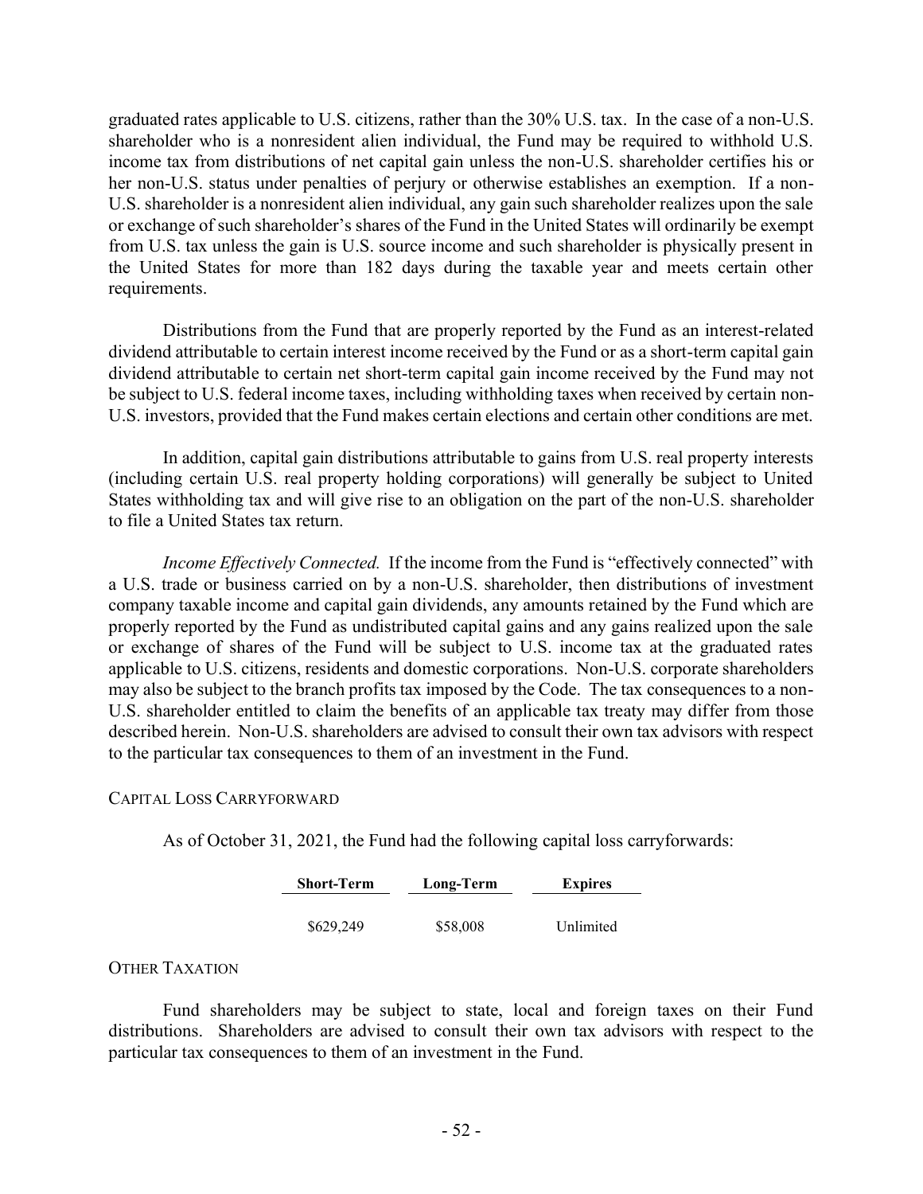graduated rates applicable to U.S. citizens, rather than the 30% U.S. tax. In the case of a non-U.S. shareholder who is a nonresident alien individual, the Fund may be required to withhold U.S. income tax from distributions of net capital gain unless the non-U.S. shareholder certifies his or her non-U.S. status under penalties of perjury or otherwise establishes an exemption. If a non-U.S. shareholder is a nonresident alien individual, any gain such shareholder realizes upon the sale or exchange of such shareholder's shares of the Fund in the United States will ordinarily be exempt from U.S. tax unless the gain is U.S. source income and such shareholder is physically present in the United States for more than 182 days during the taxable year and meets certain other requirements.

Distributions from the Fund that are properly reported by the Fund as an interest-related dividend attributable to certain interest income received by the Fund or as a short-term capital gain dividend attributable to certain net short-term capital gain income received by the Fund may not be subject to U.S. federal income taxes, including withholding taxes when received by certain non-U.S. investors, provided that the Fund makes certain elections and certain other conditions are met.

In addition, capital gain distributions attributable to gains from U.S. real property interests (including certain U.S. real property holding corporations) will generally be subject to United States withholding tax and will give rise to an obligation on the part of the non-U.S. shareholder to file a United States tax return.

*Income Effectively Connected.* If the income from the Fund is "effectively connected" with a U.S. trade or business carried on by a non-U.S. shareholder, then distributions of investment company taxable income and capital gain dividends, any amounts retained by the Fund which are properly reported by the Fund as undistributed capital gains and any gains realized upon the sale or exchange of shares of the Fund will be subject to U.S. income tax at the graduated rates applicable to U.S. citizens, residents and domestic corporations. Non-U.S. corporate shareholders may also be subject to the branch profits tax imposed by the Code. The tax consequences to a non-U.S. shareholder entitled to claim the benefits of an applicable tax treaty may differ from those described herein. Non-U.S. shareholders are advised to consult their own tax advisors with respect to the particular tax consequences to them of an investment in the Fund.

CAPITAL LOSS CARRYFORWARD

As of October 31, 2021, the Fund had the following capital loss carryforwards:

| Short-Term | Long-Term | Expires |
|---|---|---|
| $629,249 | $58,008 | Unlimited |

OTHER TAXATION

Fund shareholders may be subject to state, local and foreign taxes on their Fund distributions. Shareholders are advised to consult their own tax advisors with respect to the particular tax consequences to them of an investment in the Fund.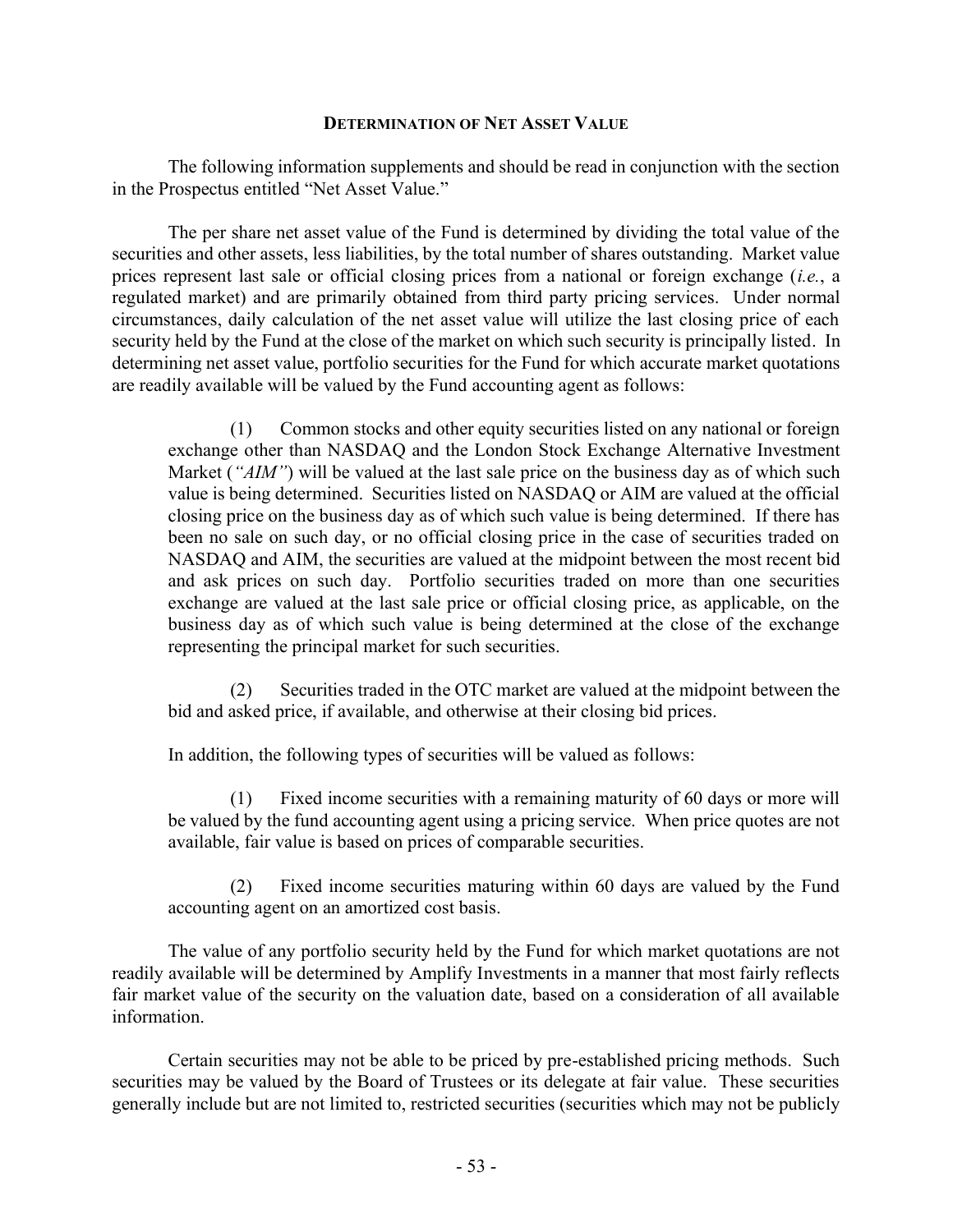## Determination of Net Asset Value

The following information supplements and should be read in conjunction with the section in the Prospectus entitled "Net Asset Value."

The per share net asset value of the Fund is determined by dividing the total value of the securities and other assets, less liabilities, by the total number of shares outstanding. Market value prices represent last sale or official closing prices from a national or foreign exchange (*i.e.*, a regulated market) and are primarily obtained from third party pricing services. Under normal circumstances, daily calculation of the net asset value will utilize the last closing price of each security held by the Fund at the close of the market on which such security is principally listed. In determining net asset value, portfolio securities for the Fund for which accurate market quotations are readily available will be valued by the Fund accounting agent as follows:

> (1) Common stocks and other equity securities listed on any national or foreign exchange other than NASDAQ and the London Stock Exchange Alternative Investment Market (*"AIM"*) will be valued at the last sale price on the business day as of which such value is being determined. Securities listed on NASDAQ or AIM are valued at the official closing price on the business day as of which such value is being determined. If there has been no sale on such day, or no official closing price in the case of securities traded on NASDAQ and AIM, the securities are valued at the midpoint between the most recent bid and ask prices on such day. Portfolio securities traded on more than one securities exchange are valued at the last sale price or official closing price, as applicable, on the business day as of which such value is being determined at the close of the exchange representing the principal market for such securities.
>
> (2) Securities traded in the OTC market are valued at the midpoint between the bid and asked price, if available, and otherwise at their closing bid prices.
>
> In addition, the following types of securities will be valued as follows:
>
> (1) Fixed income securities with a remaining maturity of 60 days or more will be valued by the fund accounting agent using a pricing service. When price quotes are not available, fair value is based on prices of comparable securities.
>
> (2) Fixed income securities maturing within 60 days are valued by the Fund accounting agent on an amortized cost basis.

The value of any portfolio security held by the Fund for which market quotations are not readily available will be determined by Amplify Investments in a manner that most fairly reflects fair market value of the security on the valuation date, based on a consideration of all available information.

Certain securities may not be able to be priced by pre-established pricing methods. Such securities may be valued by the Board of Trustees or its delegate at fair value. These securities generally include but are not limited to, restricted securities (securities which may not be publicly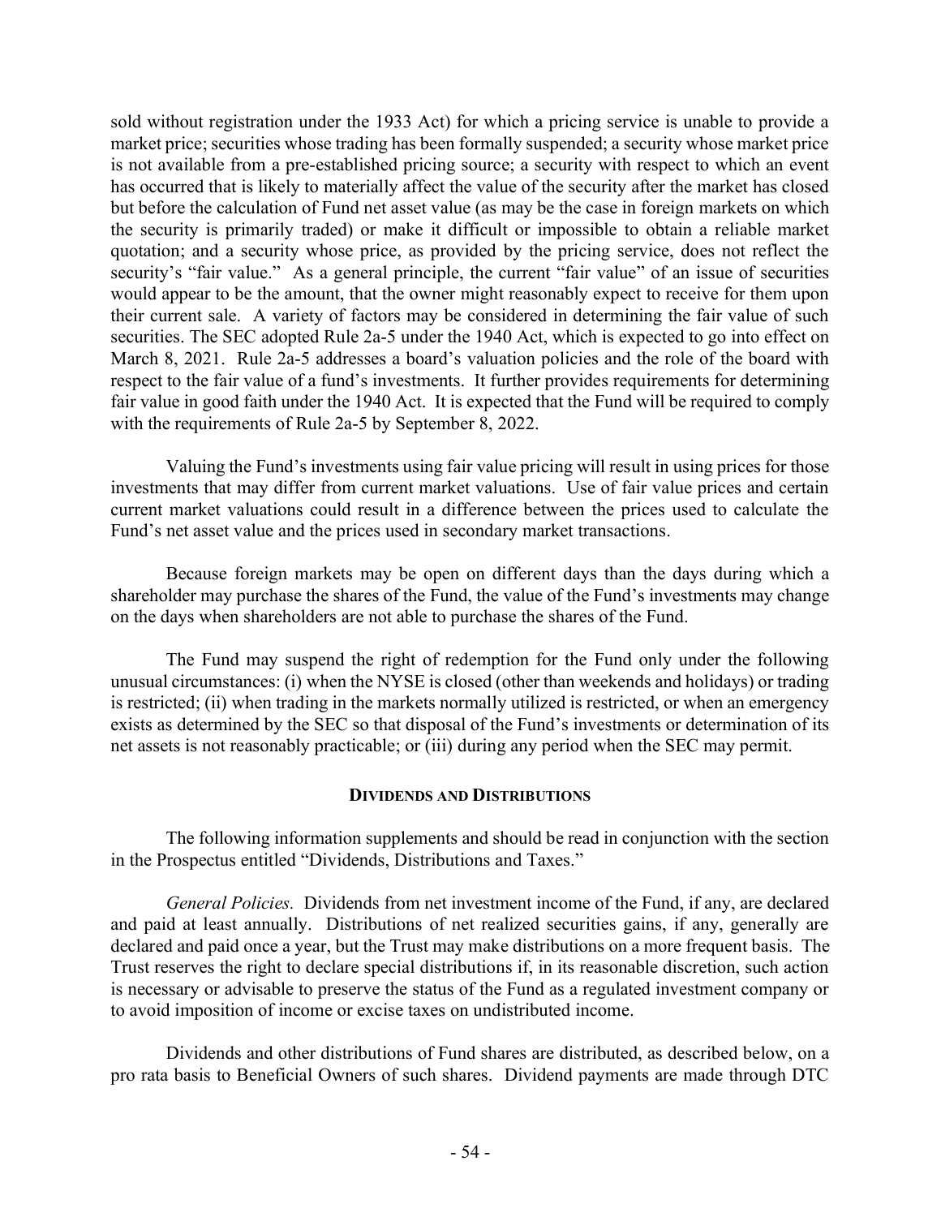sold without registration under the 1933 Act) for which a pricing service is unable to provide a market price; securities whose trading has been formally suspended; a security whose market price is not available from a pre-established pricing source; a security with respect to which an event has occurred that is likely to materially affect the value of the security after the market has closed but before the calculation of Fund net asset value (as may be the case in foreign markets on which the security is primarily traded) or make it difficult or impossible to obtain a reliable market quotation; and a security whose price, as provided by the pricing service, does not reflect the security's "fair value." As a general principle, the current "fair value" of an issue of securities would appear to be the amount, that the owner might reasonably expect to receive for them upon their current sale. A variety of factors may be considered in determining the fair value of such securities. The SEC adopted Rule 2a-5 under the 1940 Act, which is expected to go into effect on March 8, 2021. Rule 2a-5 addresses a board's valuation policies and the role of the board with respect to the fair value of a fund's investments. It further provides requirements for determining fair value in good faith under the 1940 Act. It is expected that the Fund will be required to comply with the requirements of Rule 2a-5 by September 8, 2022.

Valuing the Fund's investments using fair value pricing will result in using prices for those investments that may differ from current market valuations. Use of fair value prices and certain current market valuations could result in a difference between the prices used to calculate the Fund's net asset value and the prices used in secondary market transactions.

Because foreign markets may be open on different days than the days during which a shareholder may purchase the shares of the Fund, the value of the Fund's investments may change on the days when shareholders are not able to purchase the shares of the Fund.

The Fund may suspend the right of redemption for the Fund only under the following unusual circumstances: (i) when the NYSE is closed (other than weekends and holidays) or trading is restricted; (ii) when trading in the markets normally utilized is restricted, or when an emergency exists as determined by the SEC so that disposal of the Fund's investments or determination of its net assets is not reasonably practicable; or (iii) during any period when the SEC may permit.

## DIVIDENDS AND DISTRIBUTIONS

The following information supplements and should be read in conjunction with the section in the Prospectus entitled "Dividends, Distributions and Taxes."

*General Policies.* Dividends from net investment income of the Fund, if any, are declared and paid at least annually. Distributions of net realized securities gains, if any, generally are declared and paid once a year, but the Trust may make distributions on a more frequent basis. The Trust reserves the right to declare special distributions if, in its reasonable discretion, such action is necessary or advisable to preserve the status of the Fund as a regulated investment company or to avoid imposition of income or excise taxes on undistributed income.

Dividends and other distributions of Fund shares are distributed, as described below, on a pro rata basis to Beneficial Owners of such shares. Dividend payments are made through DTC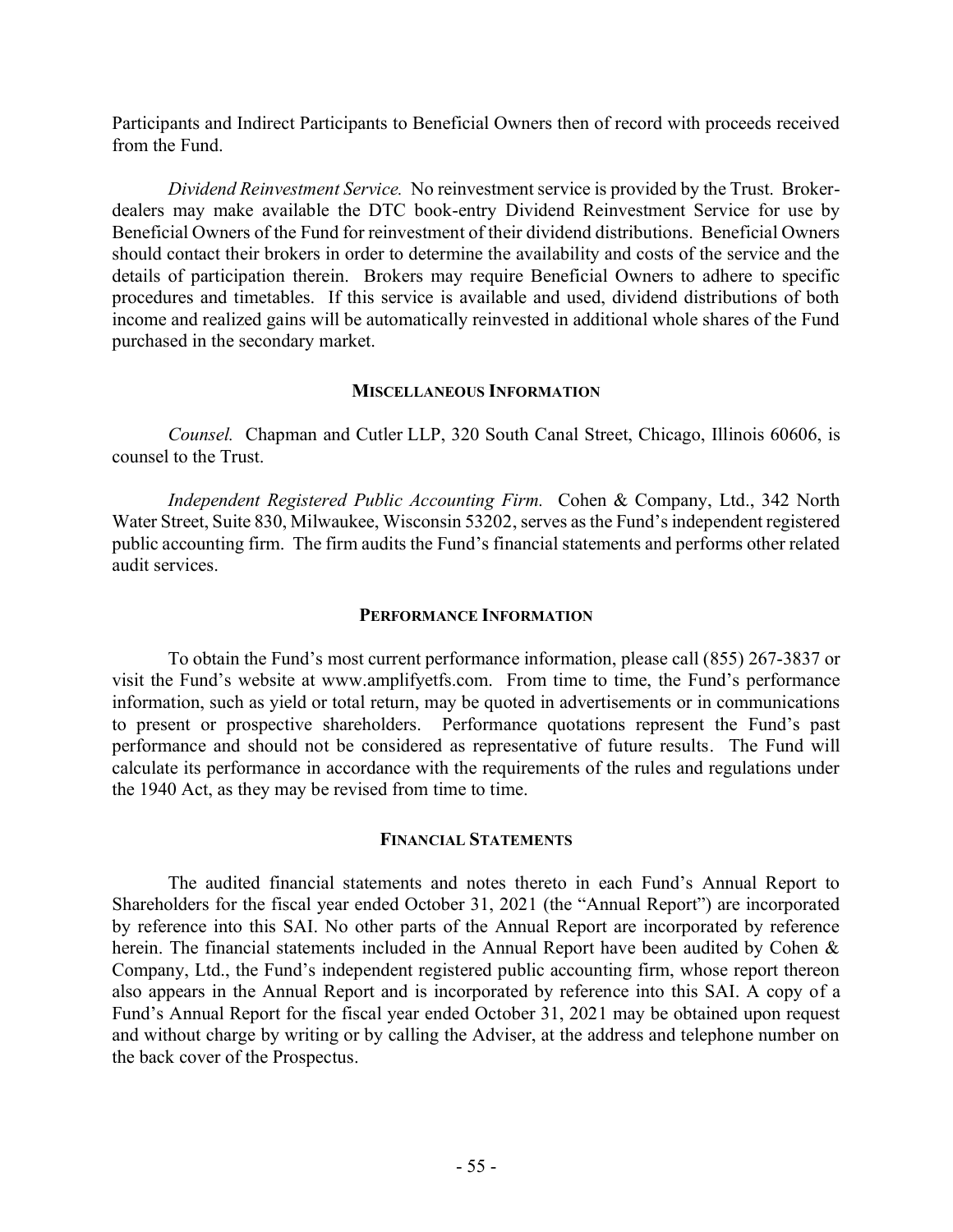Participants and Indirect Participants to Beneficial Owners then of record with proceeds received from the Fund.

*Dividend Reinvestment Service.* No reinvestment service is provided by the Trust. Broker-dealers may make available the DTC book-entry Dividend Reinvestment Service for use by Beneficial Owners of the Fund for reinvestment of their dividend distributions. Beneficial Owners should contact their brokers in order to determine the availability and costs of the service and the details of participation therein. Brokers may require Beneficial Owners to adhere to specific procedures and timetables. If this service is available and used, dividend distributions of both income and realized gains will be automatically reinvested in additional whole shares of the Fund purchased in the secondary market.

## MISCELLANEOUS INFORMATION

*Counsel.* Chapman and Cutler LLP, 320 South Canal Street, Chicago, Illinois 60606, is counsel to the Trust.

*Independent Registered Public Accounting Firm.* Cohen & Company, Ltd., 342 North Water Street, Suite 830, Milwaukee, Wisconsin 53202, serves as the Fund's independent registered public accounting firm. The firm audits the Fund's financial statements and performs other related audit services.

## PERFORMANCE INFORMATION

To obtain the Fund's most current performance information, please call (855) 267-3837 or visit the Fund's website at www.amplifyetfs.com. From time to time, the Fund's performance information, such as yield or total return, may be quoted in advertisements or in communications to present or prospective shareholders. Performance quotations represent the Fund's past performance and should not be considered as representative of future results. The Fund will calculate its performance in accordance with the requirements of the rules and regulations under the 1940 Act, as they may be revised from time to time.

## FINANCIAL STATEMENTS

The audited financial statements and notes thereto in each Fund's Annual Report to Shareholders for the fiscal year ended October 31, 2021 (the "Annual Report") are incorporated by reference into this SAI. No other parts of the Annual Report are incorporated by reference herein. The financial statements included in the Annual Report have been audited by Cohen & Company, Ltd., the Fund's independent registered public accounting firm, whose report thereon also appears in the Annual Report and is incorporated by reference into this SAI. A copy of a Fund's Annual Report for the fiscal year ended October 31, 2021 may be obtained upon request and without charge by writing or by calling the Adviser, at the address and telephone number on the back cover of the Prospectus.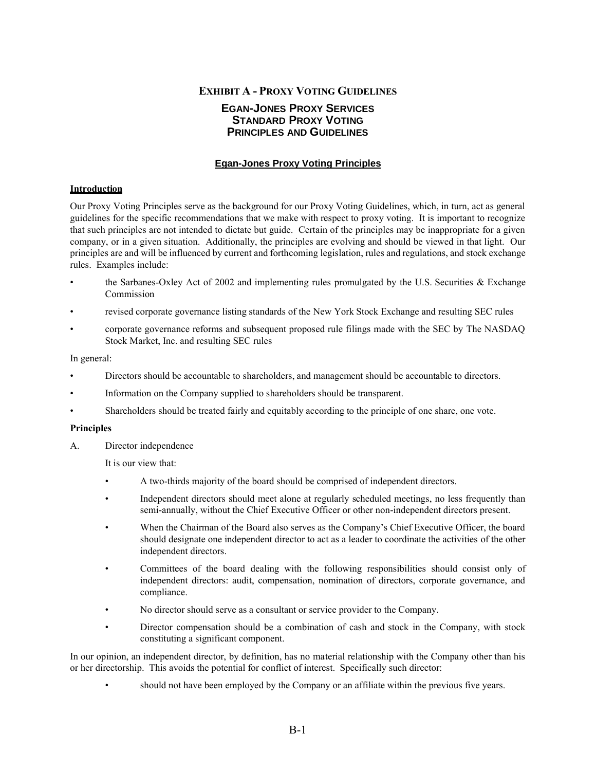## EXHIBIT A - PROXY VOTING GUIDELINES

### EGAN-JONES PROXY SERVICES
### STANDARD PROXY VOTING
### PRINCIPLES AND GUIDELINES

#### Egan-Jones Proxy Voting Principles

**Introduction**

Our Proxy Voting Principles serve as the background for our Proxy Voting Guidelines, which, in turn, act as general guidelines for the specific recommendations that we make with respect to proxy voting. It is important to recognize that such principles are not intended to dictate but guide. Certain of the principles may be inappropriate for a given company, or in a given situation. Additionally, the principles are evolving and should be viewed in that light. Our principles are and will be influenced by current and forthcoming legislation, rules and regulations, and stock exchange rules. Examples include:

- the Sarbanes-Oxley Act of 2002 and implementing rules promulgated by the U.S. Securities & Exchange Commission
- revised corporate governance listing standards of the New York Stock Exchange and resulting SEC rules
- corporate governance reforms and subsequent proposed rule filings made with the SEC by The NASDAQ Stock Market, Inc. and resulting SEC rules

In general:

- Directors should be accountable to shareholders, and management should be accountable to directors.
- Information on the Company supplied to shareholders should be transparent.
- Shareholders should be treated fairly and equitably according to the principle of one share, one vote.

**Principles**

A. Director independence

It is our view that:

- A two-thirds majority of the board should be comprised of independent directors.
- Independent directors should meet alone at regularly scheduled meetings, no less frequently than semi-annually, without the Chief Executive Officer or other non-independent directors present.
- When the Chairman of the Board also serves as the Company's Chief Executive Officer, the board should designate one independent director to act as a leader to coordinate the activities of the other independent directors.
- Committees of the board dealing with the following responsibilities should consist only of independent directors: audit, compensation, nomination of directors, corporate governance, and compliance.
- No director should serve as a consultant or service provider to the Company.
- Director compensation should be a combination of cash and stock in the Company, with stock constituting a significant component.

In our opinion, an independent director, by definition, has no material relationship with the Company other than his or her directorship. This avoids the potential for conflict of interest. Specifically such director:

- should not have been employed by the Company or an affiliate within the previous five years.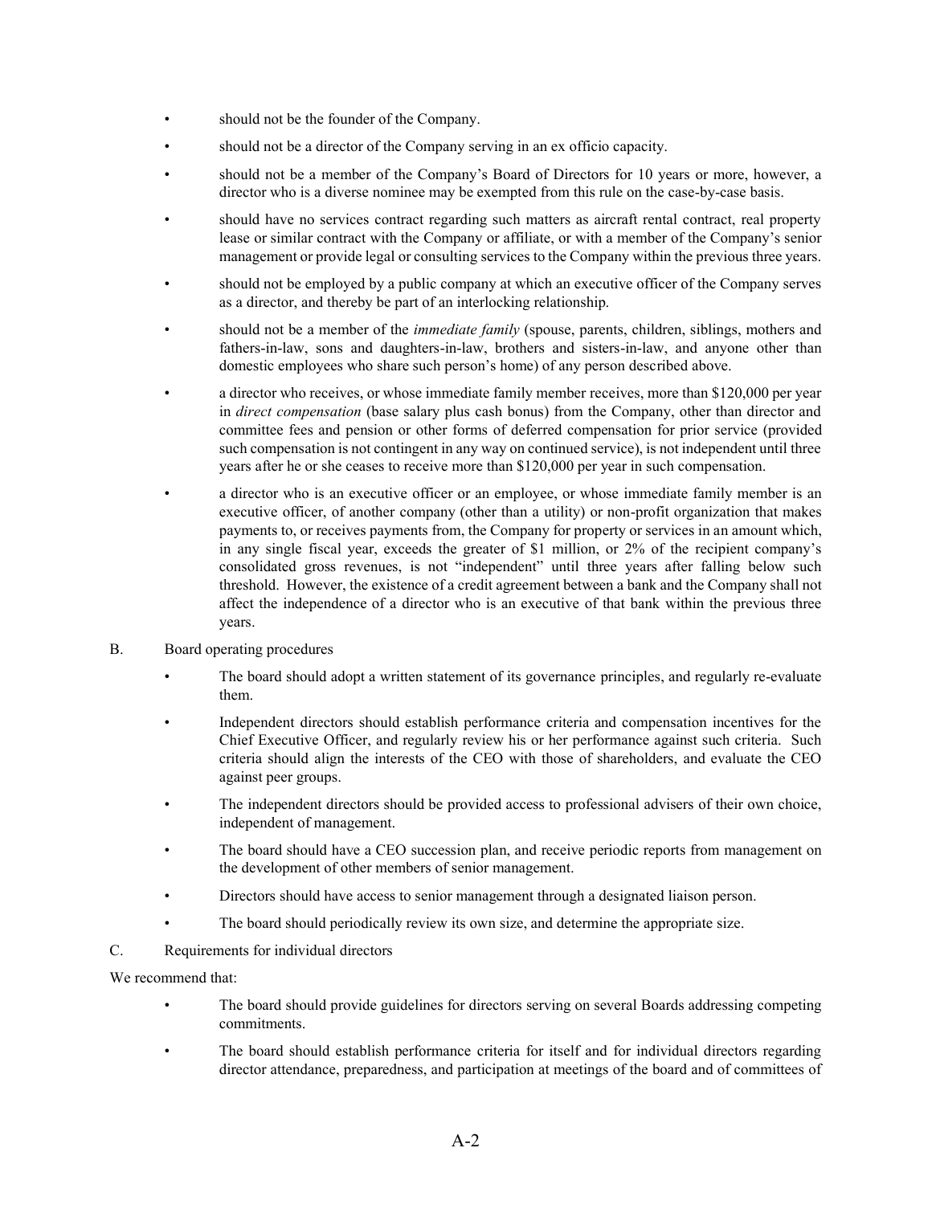- should not be the founder of the Company.
- should not be a director of the Company serving in an ex officio capacity.
- should not be a member of the Company's Board of Directors for 10 years or more, however, a director who is a diverse nominee may be exempted from this rule on the case-by-case basis.
- should have no services contract regarding such matters as aircraft rental contract, real property lease or similar contract with the Company or affiliate, or with a member of the Company's senior management or provide legal or consulting services to the Company within the previous three years.
- should not be employed by a public company at which an executive officer of the Company serves as a director, and thereby be part of an interlocking relationship.
- should not be a member of the *immediate family* (spouse, parents, children, siblings, mothers and fathers-in-law, sons and daughters-in-law, brothers and sisters-in-law, and anyone other than domestic employees who share such person's home) of any person described above.
- a director who receives, or whose immediate family member receives, more than $120,000 per year in *direct compensation* (base salary plus cash bonus) from the Company, other than director and committee fees and pension or other forms of deferred compensation for prior service (provided such compensation is not contingent in any way on continued service), is not independent until three years after he or she ceases to receive more than $120,000 per year in such compensation.
- a director who is an executive officer or an employee, or whose immediate family member is an executive officer, of another company (other than a utility) or non-profit organization that makes payments to, or receives payments from, the Company for property or services in an amount which, in any single fiscal year, exceeds the greater of $1 million, or 2% of the recipient company's consolidated gross revenues, is not "independent" until three years after falling below such threshold. However, the existence of a credit agreement between a bank and the Company shall not affect the independence of a director who is an executive of that bank within the previous three years.

B. Board operating procedures

- The board should adopt a written statement of its governance principles, and regularly re-evaluate them.
- Independent directors should establish performance criteria and compensation incentives for the Chief Executive Officer, and regularly review his or her performance against such criteria. Such criteria should align the interests of the CEO with those of shareholders, and evaluate the CEO against peer groups.
- The independent directors should be provided access to professional advisers of their own choice, independent of management.
- The board should have a CEO succession plan, and receive periodic reports from management on the development of other members of senior management.
- Directors should have access to senior management through a designated liaison person.
- The board should periodically review its own size, and determine the appropriate size.

C. Requirements for individual directors

We recommend that:

- The board should provide guidelines for directors serving on several Boards addressing competing commitments.
- The board should establish performance criteria for itself and for individual directors regarding director attendance, preparedness, and participation at meetings of the board and of committees of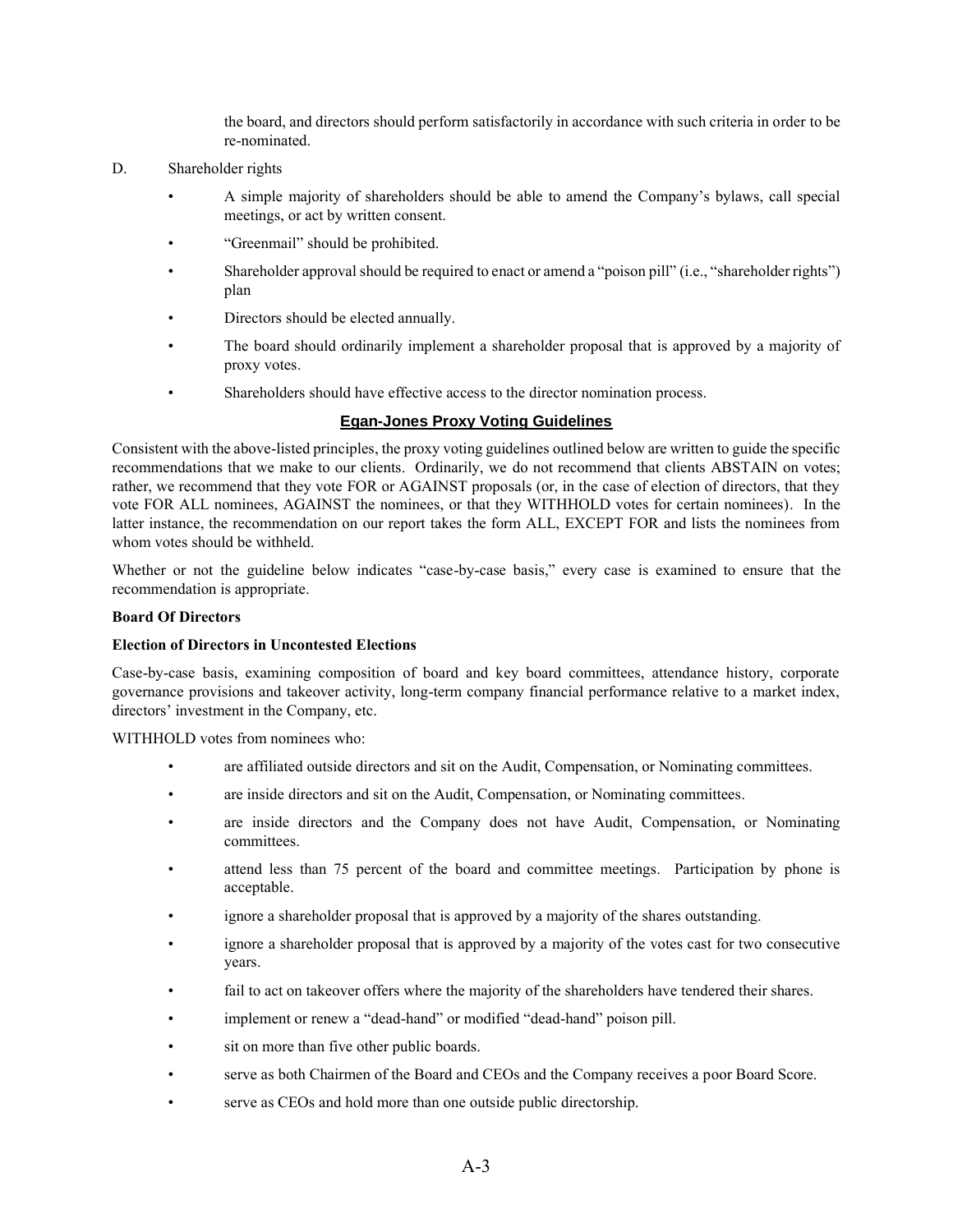the board, and directors should perform satisfactorily in accordance with such criteria in order to be re-nominated.

D. Shareholder rights

- A simple majority of shareholders should be able to amend the Company's bylaws, call special meetings, or act by written consent.
- "Greenmail" should be prohibited.
- Shareholder approval should be required to enact or amend a "poison pill" (i.e., "shareholder rights") plan
- Directors should be elected annually.
- The board should ordinarily implement a shareholder proposal that is approved by a majority of proxy votes.
- Shareholders should have effective access to the director nomination process.

## Egan-Jones Proxy Voting Guidelines

Consistent with the above-listed principles, the proxy voting guidelines outlined below are written to guide the specific recommendations that we make to our clients. Ordinarily, we do not recommend that clients ABSTAIN on votes; rather, we recommend that they vote FOR or AGAINST proposals (or, in the case of election of directors, that they vote FOR ALL nominees, AGAINST the nominees, or that they WITHHOLD votes for certain nominees). In the latter instance, the recommendation on our report takes the form ALL, EXCEPT FOR and lists the nominees from whom votes should be withheld.

Whether or not the guideline below indicates "case-by-case basis," every case is examined to ensure that the recommendation is appropriate.

**Board Of Directors**

**Election of Directors in Uncontested Elections**

Case-by-case basis, examining composition of board and key board committees, attendance history, corporate governance provisions and takeover activity, long-term company financial performance relative to a market index, directors' investment in the Company, etc.

WITHHOLD votes from nominees who:

- are affiliated outside directors and sit on the Audit, Compensation, or Nominating committees.
- are inside directors and sit on the Audit, Compensation, or Nominating committees.
- are inside directors and the Company does not have Audit, Compensation, or Nominating committees.
- attend less than 75 percent of the board and committee meetings. Participation by phone is acceptable.
- ignore a shareholder proposal that is approved by a majority of the shares outstanding.
- ignore a shareholder proposal that is approved by a majority of the votes cast for two consecutive years.
- fail to act on takeover offers where the majority of the shareholders have tendered their shares.
- implement or renew a "dead-hand" or modified "dead-hand" poison pill.
- sit on more than five other public boards.
- serve as both Chairmen of the Board and CEOs and the Company receives a poor Board Score.
- serve as CEOs and hold more than one outside public directorship.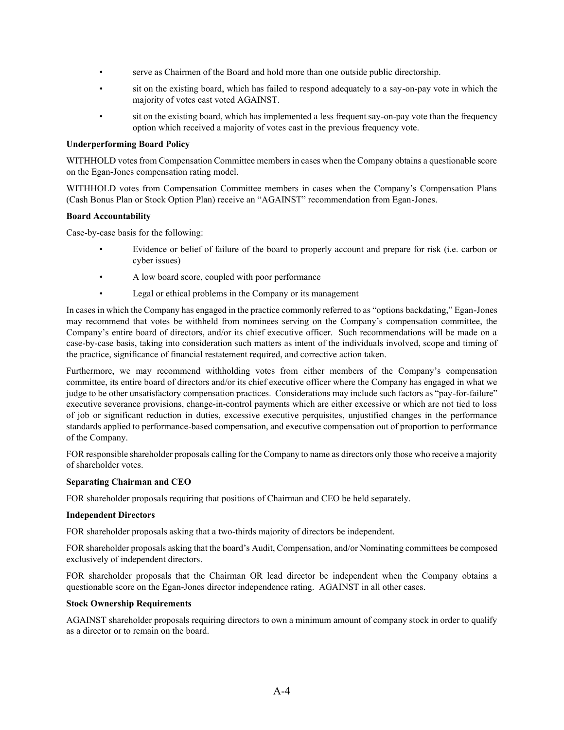- serve as Chairmen of the Board and hold more than one outside public directorship.
- sit on the existing board, which has failed to respond adequately to a say-on-pay vote in which the majority of votes cast voted AGAINST.
- sit on the existing board, which has implemented a less frequent say-on-pay vote than the frequency option which received a majority of votes cast in the previous frequency vote.

**Underperforming Board Policy**

WITHHOLD votes from Compensation Committee members in cases when the Company obtains a questionable score on the Egan-Jones compensation rating model.

WITHHOLD votes from Compensation Committee members in cases when the Company's Compensation Plans (Cash Bonus Plan or Stock Option Plan) receive an "AGAINST" recommendation from Egan-Jones.

**Board Accountability**

Case-by-case basis for the following:

- Evidence or belief of failure of the board to properly account and prepare for risk (i.e. carbon or cyber issues)
- A low board score, coupled with poor performance
- Legal or ethical problems in the Company or its management

In cases in which the Company has engaged in the practice commonly referred to as "options backdating," Egan-Jones may recommend that votes be withheld from nominees serving on the Company's compensation committee, the Company's entire board of directors, and/or its chief executive officer. Such recommendations will be made on a case-by-case basis, taking into consideration such matters as intent of the individuals involved, scope and timing of the practice, significance of financial restatement required, and corrective action taken.

Furthermore, we may recommend withholding votes from either members of the Company's compensation committee, its entire board of directors and/or its chief executive officer where the Company has engaged in what we judge to be other unsatisfactory compensation practices. Considerations may include such factors as "pay-for-failure" executive severance provisions, change-in-control payments which are either excessive or which are not tied to loss of job or significant reduction in duties, excessive executive perquisites, unjustified changes in the performance standards applied to performance-based compensation, and executive compensation out of proportion to performance of the Company.

FOR responsible shareholder proposals calling for the Company to name as directors only those who receive a majority of shareholder votes.

**Separating Chairman and CEO**

FOR shareholder proposals requiring that positions of Chairman and CEO be held separately.

**Independent Directors**

FOR shareholder proposals asking that a two-thirds majority of directors be independent.

FOR shareholder proposals asking that the board's Audit, Compensation, and/or Nominating committees be composed exclusively of independent directors.

FOR shareholder proposals that the Chairman OR lead director be independent when the Company obtains a questionable score on the Egan-Jones director independence rating. AGAINST in all other cases.

**Stock Ownership Requirements**

AGAINST shareholder proposals requiring directors to own a minimum amount of company stock in order to qualify as a director or to remain on the board.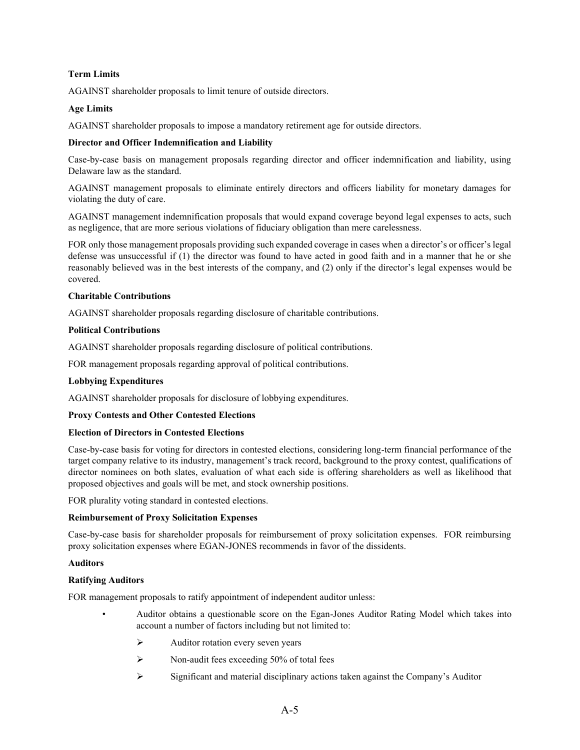**Term Limits**

AGAINST shareholder proposals to limit tenure of outside directors.

**Age Limits**

AGAINST shareholder proposals to impose a mandatory retirement age for outside directors.

**Director and Officer Indemnification and Liability**

Case-by-case basis on management proposals regarding director and officer indemnification and liability, using Delaware law as the standard.

AGAINST management proposals to eliminate entirely directors and officers liability for monetary damages for violating the duty of care.

AGAINST management indemnification proposals that would expand coverage beyond legal expenses to acts, such as negligence, that are more serious violations of fiduciary obligation than mere carelessness.

FOR only those management proposals providing such expanded coverage in cases when a director's or officer's legal defense was unsuccessful if (1) the director was found to have acted in good faith and in a manner that he or she reasonably believed was in the best interests of the company, and (2) only if the director's legal expenses would be covered.

**Charitable Contributions**

AGAINST shareholder proposals regarding disclosure of charitable contributions.

**Political Contributions**

AGAINST shareholder proposals regarding disclosure of political contributions.

FOR management proposals regarding approval of political contributions.

**Lobbying Expenditures**

AGAINST shareholder proposals for disclosure of lobbying expenditures.

**Proxy Contests and Other Contested Elections**

**Election of Directors in Contested Elections**

Case-by-case basis for voting for directors in contested elections, considering long-term financial performance of the target company relative to its industry, management's track record, background to the proxy contest, qualifications of director nominees on both slates, evaluation of what each side is offering shareholders as well as likelihood that proposed objectives and goals will be met, and stock ownership positions.

FOR plurality voting standard in contested elections.

**Reimbursement of Proxy Solicitation Expenses**

Case-by-case basis for shareholder proposals for reimbursement of proxy solicitation expenses. FOR reimbursing proxy solicitation expenses where EGAN-JONES recommends in favor of the dissidents.

**Auditors**

**Ratifying Auditors**

FOR management proposals to ratify appointment of independent auditor unless:

- Auditor obtains a questionable score on the Egan-Jones Auditor Rating Model which takes into account a number of factors including but not limited to:
  - Auditor rotation every seven years
  - Non-audit fees exceeding 50% of total fees
  - Significant and material disciplinary actions taken against the Company's Auditor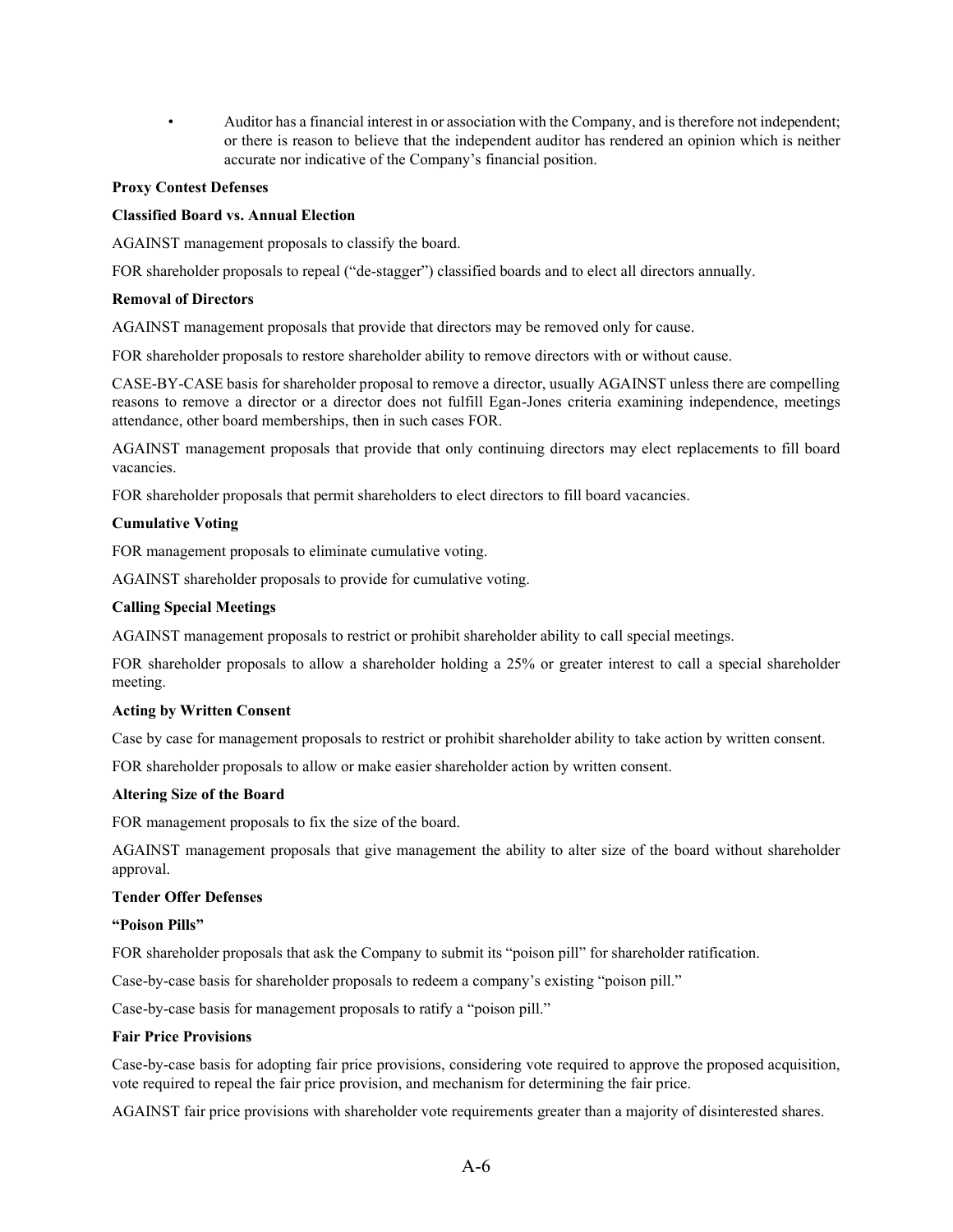- Auditor has a financial interest in or association with the Company, and is therefore not independent; or there is reason to believe that the independent auditor has rendered an opinion which is neither accurate nor indicative of the Company's financial position.

**Proxy Contest Defenses**

**Classified Board vs. Annual Election**

AGAINST management proposals to classify the board.

FOR shareholder proposals to repeal ("de-stagger") classified boards and to elect all directors annually.

**Removal of Directors**

AGAINST management proposals that provide that directors may be removed only for cause.

FOR shareholder proposals to restore shareholder ability to remove directors with or without cause.

CASE-BY-CASE basis for shareholder proposal to remove a director, usually AGAINST unless there are compelling reasons to remove a director or a director does not fulfill Egan-Jones criteria examining independence, meetings attendance, other board memberships, then in such cases FOR.

AGAINST management proposals that provide that only continuing directors may elect replacements to fill board vacancies.

FOR shareholder proposals that permit shareholders to elect directors to fill board vacancies.

**Cumulative Voting**

FOR management proposals to eliminate cumulative voting.

AGAINST shareholder proposals to provide for cumulative voting.

**Calling Special Meetings**

AGAINST management proposals to restrict or prohibit shareholder ability to call special meetings.

FOR shareholder proposals to allow a shareholder holding a 25% or greater interest to call a special shareholder meeting.

**Acting by Written Consent**

Case by case for management proposals to restrict or prohibit shareholder ability to take action by written consent.

FOR shareholder proposals to allow or make easier shareholder action by written consent.

**Altering Size of the Board**

FOR management proposals to fix the size of the board.

AGAINST management proposals that give management the ability to alter size of the board without shareholder approval.

**Tender Offer Defenses**

**"Poison Pills"**

FOR shareholder proposals that ask the Company to submit its "poison pill" for shareholder ratification.

Case-by-case basis for shareholder proposals to redeem a company's existing "poison pill."

Case-by-case basis for management proposals to ratify a "poison pill."

**Fair Price Provisions**

Case-by-case basis for adopting fair price provisions, considering vote required to approve the proposed acquisition, vote required to repeal the fair price provision, and mechanism for determining the fair price.

AGAINST fair price provisions with shareholder vote requirements greater than a majority of disinterested shares.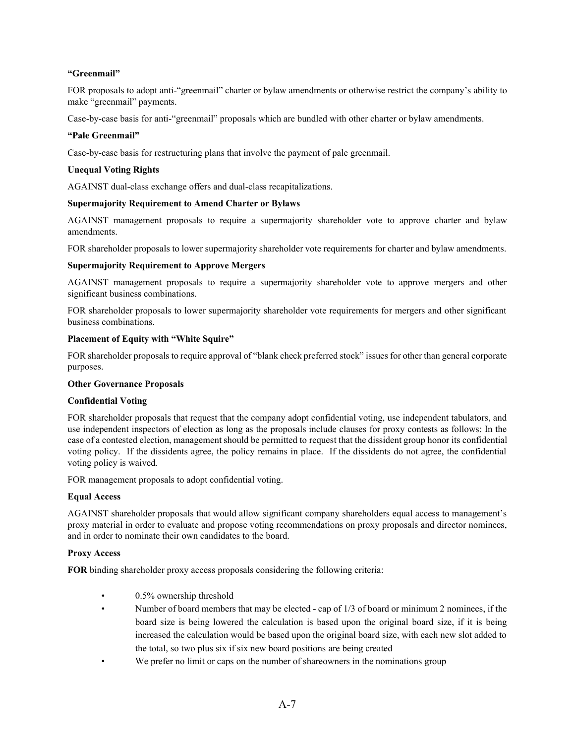**“Greenmail”**

FOR proposals to adopt anti-“greenmail” charter or bylaw amendments or otherwise restrict the company’s ability to make “greenmail” payments.

Case-by-case basis for anti-“greenmail” proposals which are bundled with other charter or bylaw amendments.

**“Pale Greenmail”**

Case-by-case basis for restructuring plans that involve the payment of pale greenmail.

**Unequal Voting Rights**

AGAINST dual-class exchange offers and dual-class recapitalizations.

**Supermajority Requirement to Amend Charter or Bylaws**

AGAINST management proposals to require a supermajority shareholder vote to approve charter and bylaw amendments.

FOR shareholder proposals to lower supermajority shareholder vote requirements for charter and bylaw amendments.

**Supermajority Requirement to Approve Mergers**

AGAINST management proposals to require a supermajority shareholder vote to approve mergers and other significant business combinations.

FOR shareholder proposals to lower supermajority shareholder vote requirements for mergers and other significant business combinations.

**Placement of Equity with “White Squire”**

FOR shareholder proposals to require approval of “blank check preferred stock” issues for other than general corporate purposes.

**Other Governance Proposals**

**Confidential Voting**

FOR shareholder proposals that request that the company adopt confidential voting, use independent tabulators, and use independent inspectors of election as long as the proposals include clauses for proxy contests as follows: In the case of a contested election, management should be permitted to request that the dissident group honor its confidential voting policy. If the dissidents agree, the policy remains in place. If the dissidents do not agree, the confidential voting policy is waived.

FOR management proposals to adopt confidential voting.

**Equal Access**

AGAINST shareholder proposals that would allow significant company shareholders equal access to management’s proxy material in order to evaluate and propose voting recommendations on proxy proposals and director nominees, and in order to nominate their own candidates to the board.

**Proxy Access**

**FOR** binding shareholder proxy access proposals considering the following criteria:

- 0.5% ownership threshold
- Number of board members that may be elected - cap of 1/3 of board or minimum 2 nominees, if the board size is being lowered the calculation is based upon the original board size, if it is being increased the calculation would be based upon the original board size, with each new slot added to the total, so two plus six if six new board positions are being created
- We prefer no limit or caps on the number of shareowners in the nominations group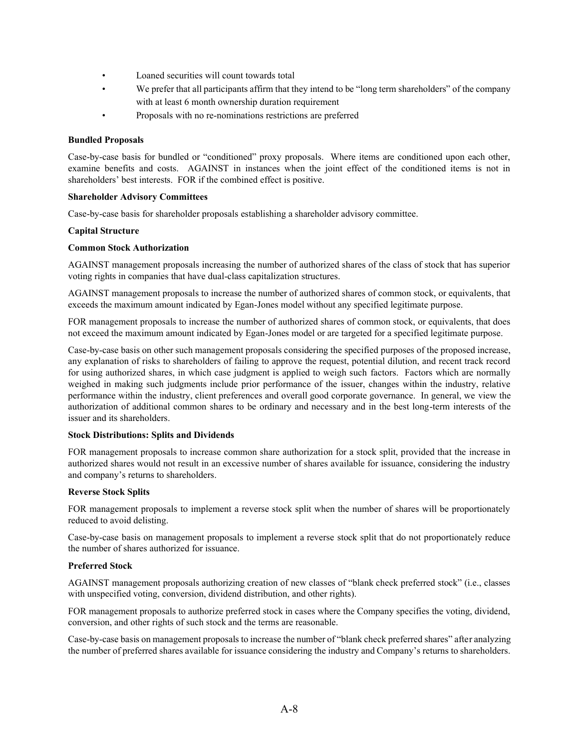- Loaned securities will count towards total
- We prefer that all participants affirm that they intend to be "long term shareholders" of the company with at least 6 month ownership duration requirement
- Proposals with no re-nominations restrictions are preferred

**Bundled Proposals**

Case-by-case basis for bundled or "conditioned" proxy proposals. Where items are conditioned upon each other, examine benefits and costs. AGAINST in instances when the joint effect of the conditioned items is not in shareholders' best interests. FOR if the combined effect is positive.

**Shareholder Advisory Committees**

Case-by-case basis for shareholder proposals establishing a shareholder advisory committee.

**Capital Structure**

**Common Stock Authorization**

AGAINST management proposals increasing the number of authorized shares of the class of stock that has superior voting rights in companies that have dual-class capitalization structures.

AGAINST management proposals to increase the number of authorized shares of common stock, or equivalents, that exceeds the maximum amount indicated by Egan-Jones model without any specified legitimate purpose.

FOR management proposals to increase the number of authorized shares of common stock, or equivalents, that does not exceed the maximum amount indicated by Egan-Jones model or are targeted for a specified legitimate purpose.

Case-by-case basis on other such management proposals considering the specified purposes of the proposed increase, any explanation of risks to shareholders of failing to approve the request, potential dilution, and recent track record for using authorized shares, in which case judgment is applied to weigh such factors. Factors which are normally weighed in making such judgments include prior performance of the issuer, changes within the industry, relative performance within the industry, client preferences and overall good corporate governance. In general, we view the authorization of additional common shares to be ordinary and necessary and in the best long-term interests of the issuer and its shareholders.

**Stock Distributions: Splits and Dividends**

FOR management proposals to increase common share authorization for a stock split, provided that the increase in authorized shares would not result in an excessive number of shares available for issuance, considering the industry and company's returns to shareholders.

**Reverse Stock Splits**

FOR management proposals to implement a reverse stock split when the number of shares will be proportionately reduced to avoid delisting.

Case-by-case basis on management proposals to implement a reverse stock split that do not proportionately reduce the number of shares authorized for issuance.

**Preferred Stock**

AGAINST management proposals authorizing creation of new classes of "blank check preferred stock" (i.e., classes with unspecified voting, conversion, dividend distribution, and other rights).

FOR management proposals to authorize preferred stock in cases where the Company specifies the voting, dividend, conversion, and other rights of such stock and the terms are reasonable.

Case-by-case basis on management proposals to increase the number of "blank check preferred shares" after analyzing the number of preferred shares available for issuance considering the industry and Company's returns to shareholders.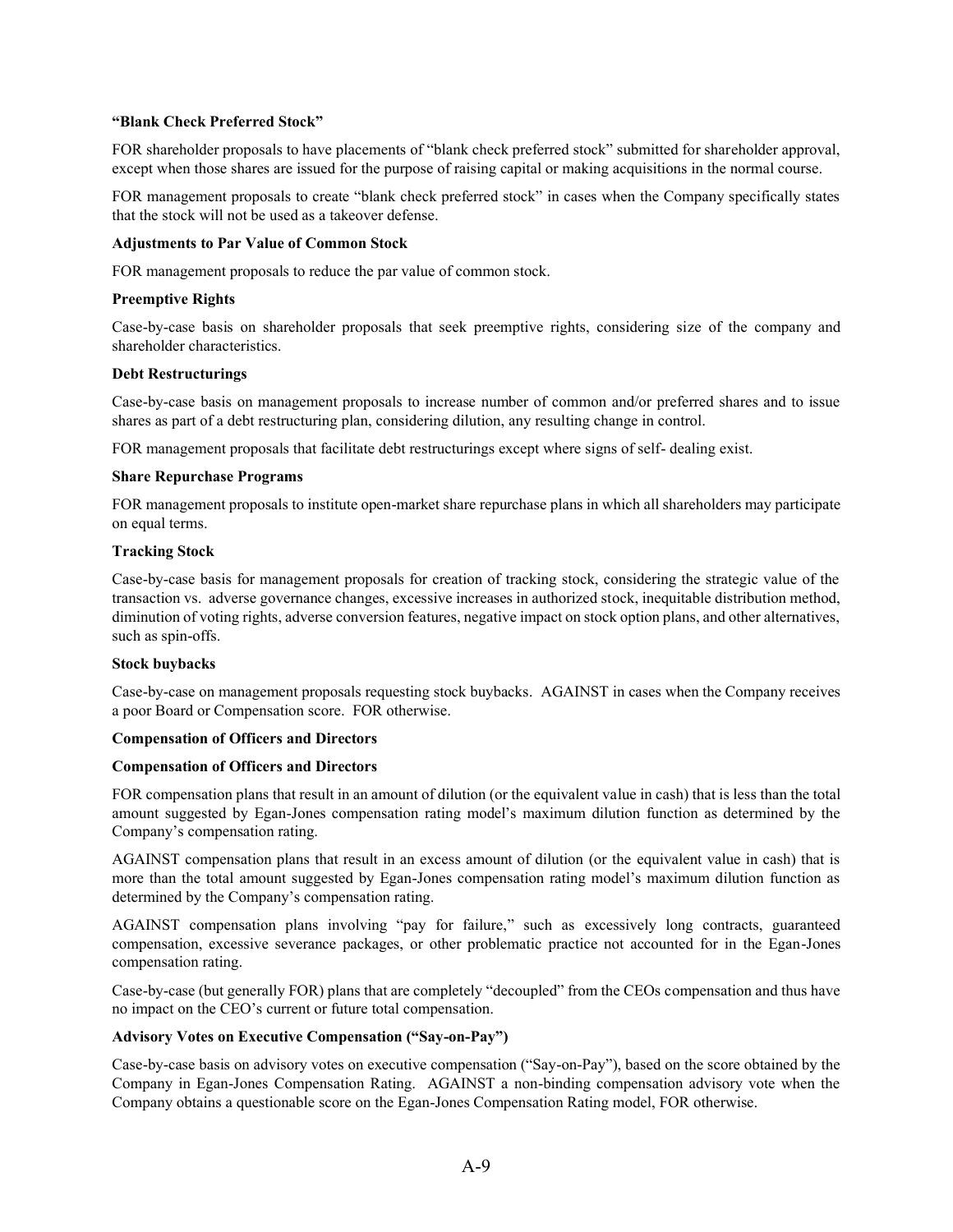**"Blank Check Preferred Stock"**

FOR shareholder proposals to have placements of "blank check preferred stock" submitted for shareholder approval, except when those shares are issued for the purpose of raising capital or making acquisitions in the normal course.

FOR management proposals to create "blank check preferred stock" in cases when the Company specifically states that the stock will not be used as a takeover defense.

**Adjustments to Par Value of Common Stock**

FOR management proposals to reduce the par value of common stock.

**Preemptive Rights**

Case-by-case basis on shareholder proposals that seek preemptive rights, considering size of the company and shareholder characteristics.

**Debt Restructurings**

Case-by-case basis on management proposals to increase number of common and/or preferred shares and to issue shares as part of a debt restructuring plan, considering dilution, any resulting change in control.

FOR management proposals that facilitate debt restructurings except where signs of self- dealing exist.

**Share Repurchase Programs**

FOR management proposals to institute open-market share repurchase plans in which all shareholders may participate on equal terms.

**Tracking Stock**

Case-by-case basis for management proposals for creation of tracking stock, considering the strategic value of the transaction vs. adverse governance changes, excessive increases in authorized stock, inequitable distribution method, diminution of voting rights, adverse conversion features, negative impact on stock option plans, and other alternatives, such as spin-offs.

**Stock buybacks**

Case-by-case on management proposals requesting stock buybacks. AGAINST in cases when the Company receives a poor Board or Compensation score. FOR otherwise.

**Compensation of Officers and Directors**

**Compensation of Officers and Directors**

FOR compensation plans that result in an amount of dilution (or the equivalent value in cash) that is less than the total amount suggested by Egan-Jones compensation rating model's maximum dilution function as determined by the Company's compensation rating.

AGAINST compensation plans that result in an excess amount of dilution (or the equivalent value in cash) that is more than the total amount suggested by Egan-Jones compensation rating model's maximum dilution function as determined by the Company's compensation rating.

AGAINST compensation plans involving "pay for failure," such as excessively long contracts, guaranteed compensation, excessive severance packages, or other problematic practice not accounted for in the Egan-Jones compensation rating.

Case-by-case (but generally FOR) plans that are completely "decoupled" from the CEOs compensation and thus have no impact on the CEO's current or future total compensation.

**Advisory Votes on Executive Compensation ("Say-on-Pay")**

Case-by-case basis on advisory votes on executive compensation ("Say-on-Pay"), based on the score obtained by the Company in Egan-Jones Compensation Rating. AGAINST a non-binding compensation advisory vote when the Company obtains a questionable score on the Egan-Jones Compensation Rating model, FOR otherwise.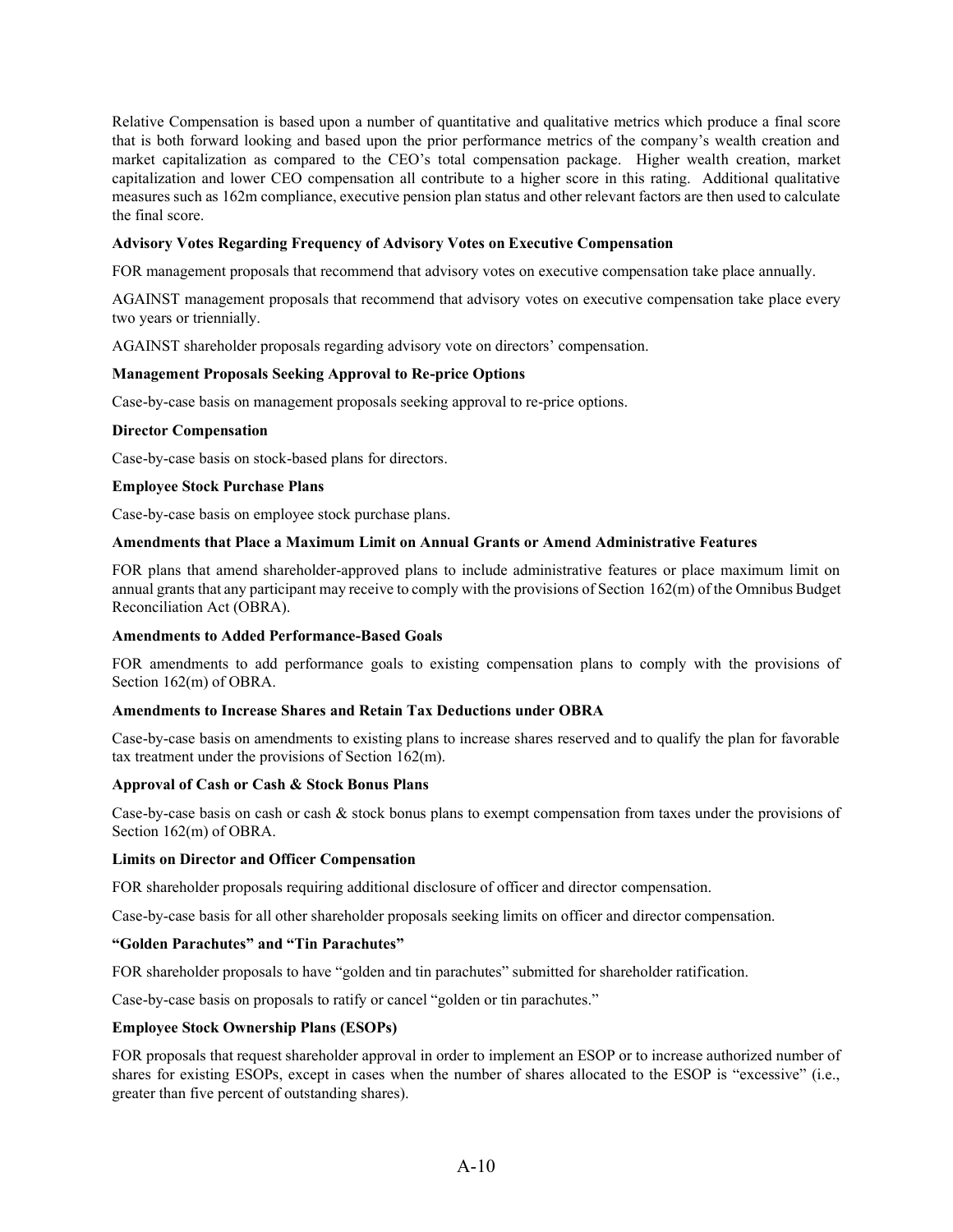Relative Compensation is based upon a number of quantitative and qualitative metrics which produce a final score that is both forward looking and based upon the prior performance metrics of the company's wealth creation and market capitalization as compared to the CEO's total compensation package. Higher wealth creation, market capitalization and lower CEO compensation all contribute to a higher score in this rating. Additional qualitative measures such as 162m compliance, executive pension plan status and other relevant factors are then used to calculate the final score.

**Advisory Votes Regarding Frequency of Advisory Votes on Executive Compensation**

FOR management proposals that recommend that advisory votes on executive compensation take place annually.

AGAINST management proposals that recommend that advisory votes on executive compensation take place every two years or triennially.

AGAINST shareholder proposals regarding advisory vote on directors' compensation.

**Management Proposals Seeking Approval to Re-price Options**

Case-by-case basis on management proposals seeking approval to re-price options.

**Director Compensation**

Case-by-case basis on stock-based plans for directors.

**Employee Stock Purchase Plans**

Case-by-case basis on employee stock purchase plans.

**Amendments that Place a Maximum Limit on Annual Grants or Amend Administrative Features**

FOR plans that amend shareholder-approved plans to include administrative features or place maximum limit on annual grants that any participant may receive to comply with the provisions of Section 162(m) of the Omnibus Budget Reconciliation Act (OBRA).

**Amendments to Added Performance-Based Goals**

FOR amendments to add performance goals to existing compensation plans to comply with the provisions of Section 162(m) of OBRA.

**Amendments to Increase Shares and Retain Tax Deductions under OBRA**

Case-by-case basis on amendments to existing plans to increase shares reserved and to qualify the plan for favorable tax treatment under the provisions of Section 162(m).

**Approval of Cash or Cash & Stock Bonus Plans**

Case-by-case basis on cash or cash & stock bonus plans to exempt compensation from taxes under the provisions of Section 162(m) of OBRA.

**Limits on Director and Officer Compensation**

FOR shareholder proposals requiring additional disclosure of officer and director compensation.

Case-by-case basis for all other shareholder proposals seeking limits on officer and director compensation.

**"Golden Parachutes" and "Tin Parachutes"**

FOR shareholder proposals to have "golden and tin parachutes" submitted for shareholder ratification.

Case-by-case basis on proposals to ratify or cancel "golden or tin parachutes."

**Employee Stock Ownership Plans (ESOPs)**

FOR proposals that request shareholder approval in order to implement an ESOP or to increase authorized number of shares for existing ESOPs, except in cases when the number of shares allocated to the ESOP is "excessive" (i.e., greater than five percent of outstanding shares).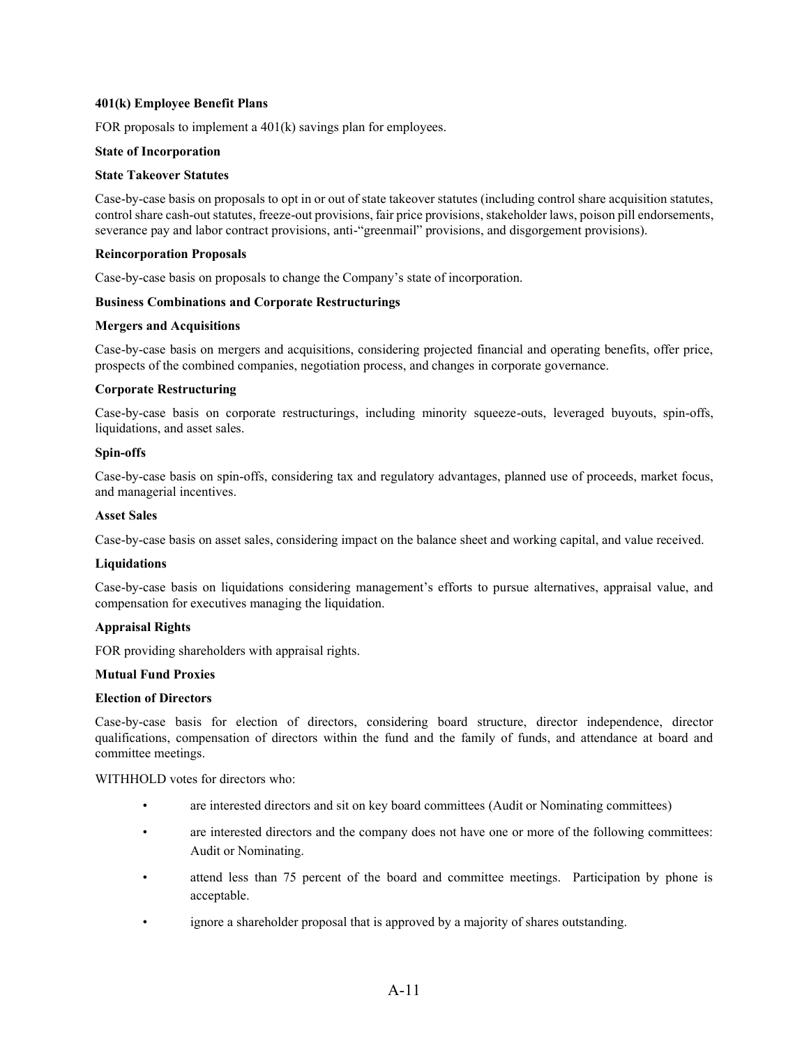**401(k) Employee Benefit Plans**

FOR proposals to implement a 401(k) savings plan for employees.

**State of Incorporation**

**State Takeover Statutes**

Case-by-case basis on proposals to opt in or out of state takeover statutes (including control share acquisition statutes, control share cash-out statutes, freeze-out provisions, fair price provisions, stakeholder laws, poison pill endorsements, severance pay and labor contract provisions, anti-"greenmail" provisions, and disgorgement provisions).

**Reincorporation Proposals**

Case-by-case basis on proposals to change the Company's state of incorporation.

**Business Combinations and Corporate Restructurings**

**Mergers and Acquisitions**

Case-by-case basis on mergers and acquisitions, considering projected financial and operating benefits, offer price, prospects of the combined companies, negotiation process, and changes in corporate governance.

**Corporate Restructuring**

Case-by-case basis on corporate restructurings, including minority squeeze-outs, leveraged buyouts, spin-offs, liquidations, and asset sales.

**Spin-offs**

Case-by-case basis on spin-offs, considering tax and regulatory advantages, planned use of proceeds, market focus, and managerial incentives.

**Asset Sales**

Case-by-case basis on asset sales, considering impact on the balance sheet and working capital, and value received.

**Liquidations**

Case-by-case basis on liquidations considering management's efforts to pursue alternatives, appraisal value, and compensation for executives managing the liquidation.

**Appraisal Rights**

FOR providing shareholders with appraisal rights.

**Mutual Fund Proxies**

**Election of Directors**

Case-by-case basis for election of directors, considering board structure, director independence, director qualifications, compensation of directors within the fund and the family of funds, and attendance at board and committee meetings.

WITHHOLD votes for directors who:

- are interested directors and sit on key board committees (Audit or Nominating committees)
- are interested directors and the company does not have one or more of the following committees: Audit or Nominating.
- attend less than 75 percent of the board and committee meetings. Participation by phone is acceptable.
- ignore a shareholder proposal that is approved by a majority of shares outstanding.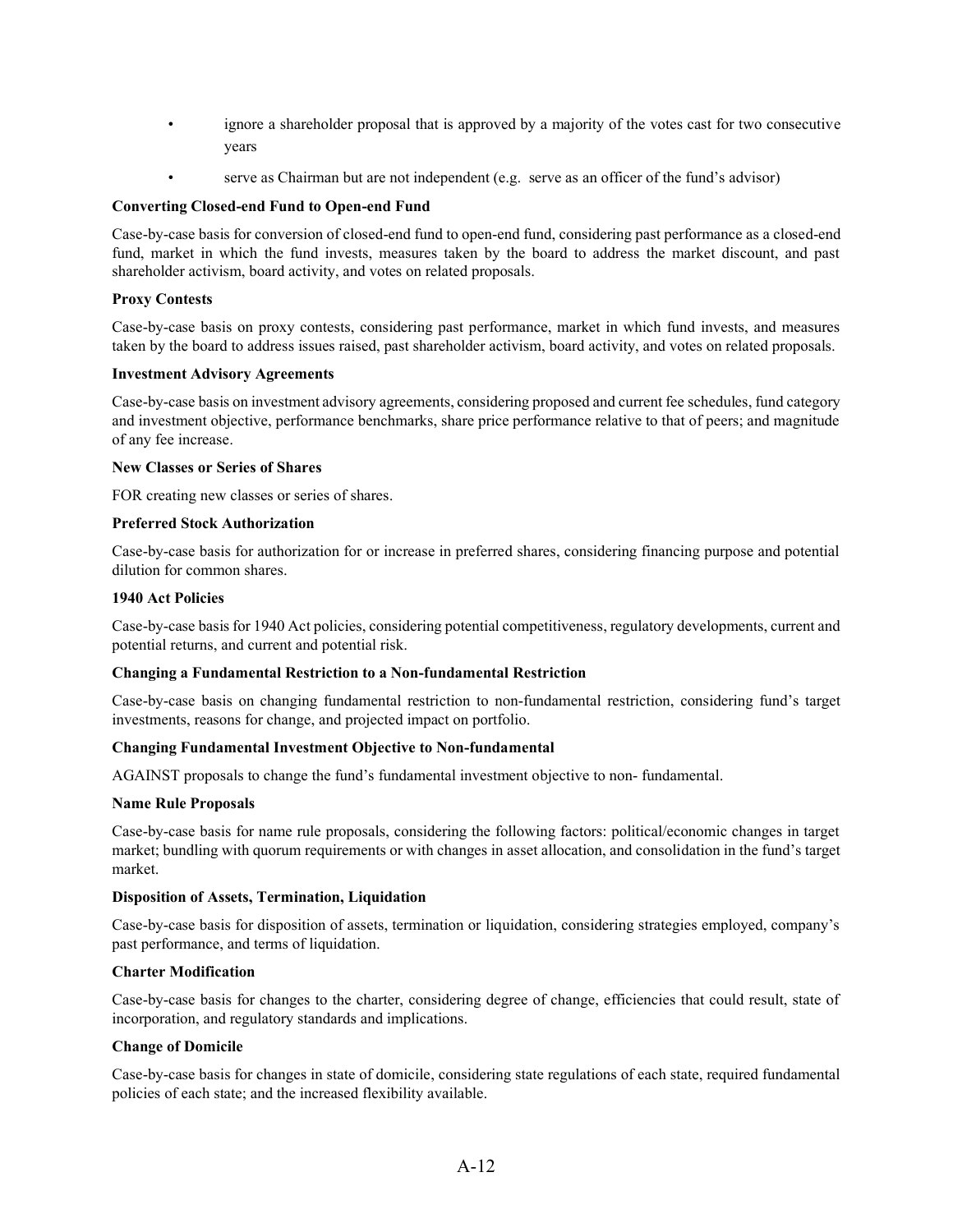- ignore a shareholder proposal that is approved by a majority of the votes cast for two consecutive years
- serve as Chairman but are not independent (e.g. serve as an officer of the fund's advisor)

**Converting Closed-end Fund to Open-end Fund**

Case-by-case basis for conversion of closed-end fund to open-end fund, considering past performance as a closed-end fund, market in which the fund invests, measures taken by the board to address the market discount, and past shareholder activism, board activity, and votes on related proposals.

**Proxy Contests**

Case-by-case basis on proxy contests, considering past performance, market in which fund invests, and measures taken by the board to address issues raised, past shareholder activism, board activity, and votes on related proposals.

**Investment Advisory Agreements**

Case-by-case basis on investment advisory agreements, considering proposed and current fee schedules, fund category and investment objective, performance benchmarks, share price performance relative to that of peers; and magnitude of any fee increase.

**New Classes or Series of Shares**

FOR creating new classes or series of shares.

**Preferred Stock Authorization**

Case-by-case basis for authorization for or increase in preferred shares, considering financing purpose and potential dilution for common shares.

**1940 Act Policies**

Case-by-case basis for 1940 Act policies, considering potential competitiveness, regulatory developments, current and potential returns, and current and potential risk.

**Changing a Fundamental Restriction to a Non-fundamental Restriction**

Case-by-case basis on changing fundamental restriction to non-fundamental restriction, considering fund's target investments, reasons for change, and projected impact on portfolio.

**Changing Fundamental Investment Objective to Non-fundamental**

AGAINST proposals to change the fund's fundamental investment objective to non- fundamental.

**Name Rule Proposals**

Case-by-case basis for name rule proposals, considering the following factors: political/economic changes in target market; bundling with quorum requirements or with changes in asset allocation, and consolidation in the fund's target market.

**Disposition of Assets, Termination, Liquidation**

Case-by-case basis for disposition of assets, termination or liquidation, considering strategies employed, company's past performance, and terms of liquidation.

**Charter Modification**

Case-by-case basis for changes to the charter, considering degree of change, efficiencies that could result, state of incorporation, and regulatory standards and implications.

**Change of Domicile**

Case-by-case basis for changes in state of domicile, considering state regulations of each state, required fundamental policies of each state; and the increased flexibility available.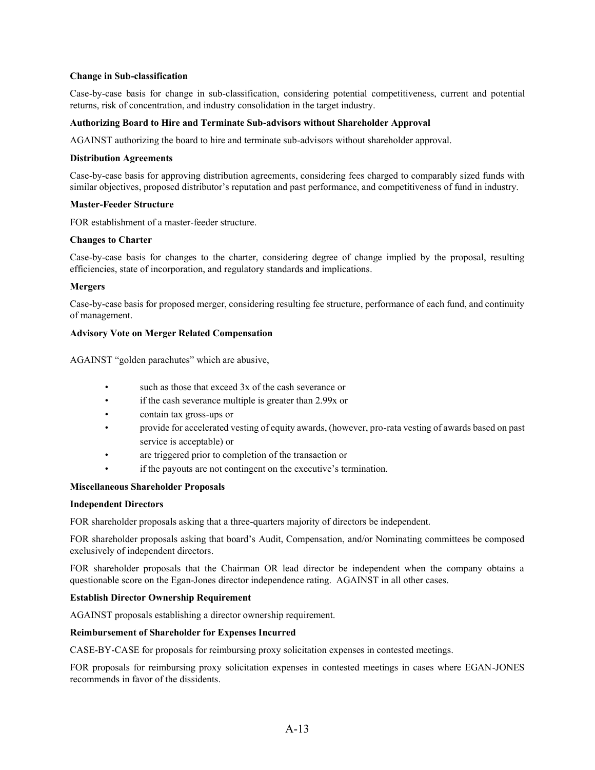**Change in Sub-classification**

Case-by-case basis for change in sub-classification, considering potential competitiveness, current and potential returns, risk of concentration, and industry consolidation in the target industry.

**Authorizing Board to Hire and Terminate Sub-advisors without Shareholder Approval**

AGAINST authorizing the board to hire and terminate sub-advisors without shareholder approval.

**Distribution Agreements**

Case-by-case basis for approving distribution agreements, considering fees charged to comparably sized funds with similar objectives, proposed distributor's reputation and past performance, and competitiveness of fund in industry.

**Master-Feeder Structure**

FOR establishment of a master-feeder structure.

**Changes to Charter**

Case-by-case basis for changes to the charter, considering degree of change implied by the proposal, resulting efficiencies, state of incorporation, and regulatory standards and implications.

**Mergers**

Case-by-case basis for proposed merger, considering resulting fee structure, performance of each fund, and continuity of management.

**Advisory Vote on Merger Related Compensation**

AGAINST "golden parachutes" which are abusive,

- such as those that exceed 3x of the cash severance or
- if the cash severance multiple is greater than 2.99x or
- contain tax gross-ups or
- provide for accelerated vesting of equity awards, (however, pro-rata vesting of awards based on past service is acceptable) or
- are triggered prior to completion of the transaction or
- if the payouts are not contingent on the executive's termination.

**Miscellaneous Shareholder Proposals**

**Independent Directors**

FOR shareholder proposals asking that a three-quarters majority of directors be independent.

FOR shareholder proposals asking that board's Audit, Compensation, and/or Nominating committees be composed exclusively of independent directors.

FOR shareholder proposals that the Chairman OR lead director be independent when the company obtains a questionable score on the Egan-Jones director independence rating. AGAINST in all other cases.

**Establish Director Ownership Requirement**

AGAINST proposals establishing a director ownership requirement.

**Reimbursement of Shareholder for Expenses Incurred**

CASE-BY-CASE for proposals for reimbursing proxy solicitation expenses in contested meetings.

FOR proposals for reimbursing proxy solicitation expenses in contested meetings in cases where EGAN-JONES recommends in favor of the dissidents.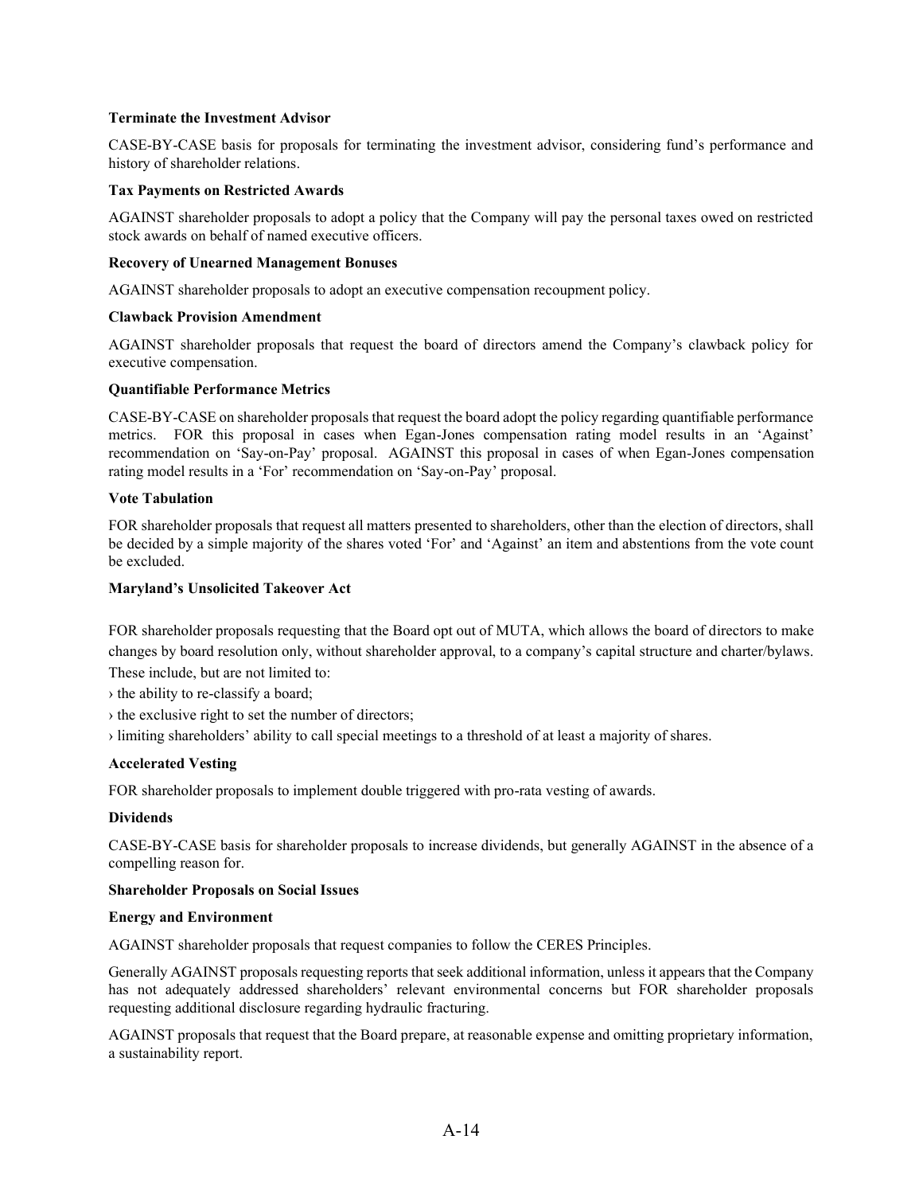**Terminate the Investment Advisor**

CASE-BY-CASE basis for proposals for terminating the investment advisor, considering fund's performance and history of shareholder relations.

**Tax Payments on Restricted Awards**

AGAINST shareholder proposals to adopt a policy that the Company will pay the personal taxes owed on restricted stock awards on behalf of named executive officers.

**Recovery of Unearned Management Bonuses**

AGAINST shareholder proposals to adopt an executive compensation recoupment policy.

**Clawback Provision Amendment**

AGAINST shareholder proposals that request the board of directors amend the Company's clawback policy for executive compensation.

**Quantifiable Performance Metrics**

CASE-BY-CASE on shareholder proposals that request the board adopt the policy regarding quantifiable performance metrics. FOR this proposal in cases when Egan-Jones compensation rating model results in an 'Against' recommendation on 'Say-on-Pay' proposal. AGAINST this proposal in cases of when Egan-Jones compensation rating model results in a 'For' recommendation on 'Say-on-Pay' proposal.

**Vote Tabulation**

FOR shareholder proposals that request all matters presented to shareholders, other than the election of directors, shall be decided by a simple majority of the shares voted 'For' and 'Against' an item and abstentions from the vote count be excluded.

**Maryland's Unsolicited Takeover Act**

FOR shareholder proposals requesting that the Board opt out of MUTA, which allows the board of directors to make changes by board resolution only, without shareholder approval, to a company's capital structure and charter/bylaws. These include, but are not limited to:

› the ability to re-classify a board;

› the exclusive right to set the number of directors;

› limiting shareholders' ability to call special meetings to a threshold of at least a majority of shares.

**Accelerated Vesting**

FOR shareholder proposals to implement double triggered with pro-rata vesting of awards.

**Dividends**

CASE-BY-CASE basis for shareholder proposals to increase dividends, but generally AGAINST in the absence of a compelling reason for.

**Shareholder Proposals on Social Issues**

**Energy and Environment**

AGAINST shareholder proposals that request companies to follow the CERES Principles.

Generally AGAINST proposals requesting reports that seek additional information, unless it appears that the Company has not adequately addressed shareholders' relevant environmental concerns but FOR shareholder proposals requesting additional disclosure regarding hydraulic fracturing.

AGAINST proposals that request that the Board prepare, at reasonable expense and omitting proprietary information, a sustainability report.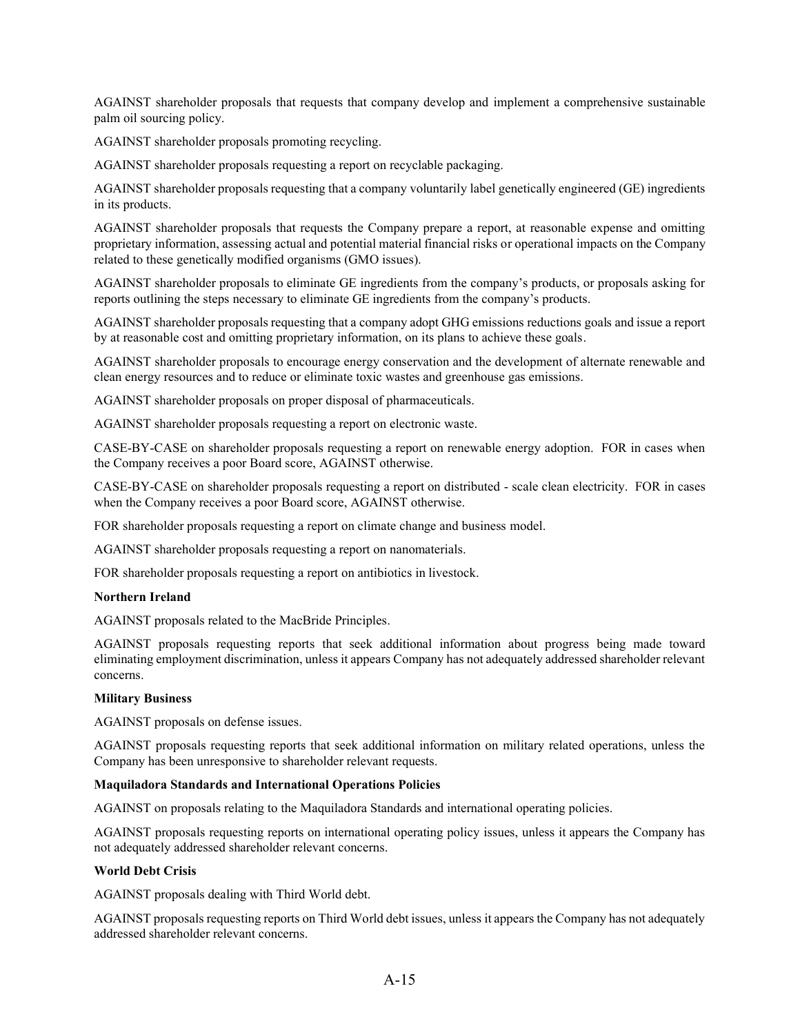AGAINST shareholder proposals that requests that company develop and implement a comprehensive sustainable palm oil sourcing policy.

AGAINST shareholder proposals promoting recycling.

AGAINST shareholder proposals requesting a report on recyclable packaging.

AGAINST shareholder proposals requesting that a company voluntarily label genetically engineered (GE) ingredients in its products.

AGAINST shareholder proposals that requests the Company prepare a report, at reasonable expense and omitting proprietary information, assessing actual and potential material financial risks or operational impacts on the Company related to these genetically modified organisms (GMO issues).

AGAINST shareholder proposals to eliminate GE ingredients from the company's products, or proposals asking for reports outlining the steps necessary to eliminate GE ingredients from the company's products.

AGAINST shareholder proposals requesting that a company adopt GHG emissions reductions goals and issue a report by at reasonable cost and omitting proprietary information, on its plans to achieve these goals.

AGAINST shareholder proposals to encourage energy conservation and the development of alternate renewable and clean energy resources and to reduce or eliminate toxic wastes and greenhouse gas emissions.

AGAINST shareholder proposals on proper disposal of pharmaceuticals.

AGAINST shareholder proposals requesting a report on electronic waste.

CASE-BY-CASE on shareholder proposals requesting a report on renewable energy adoption. FOR in cases when the Company receives a poor Board score, AGAINST otherwise.

CASE-BY-CASE on shareholder proposals requesting a report on distributed - scale clean electricity. FOR in cases when the Company receives a poor Board score, AGAINST otherwise.

FOR shareholder proposals requesting a report on climate change and business model.

AGAINST shareholder proposals requesting a report on nanomaterials.

FOR shareholder proposals requesting a report on antibiotics in livestock.

**Northern Ireland**

AGAINST proposals related to the MacBride Principles.

AGAINST proposals requesting reports that seek additional information about progress being made toward eliminating employment discrimination, unless it appears Company has not adequately addressed shareholder relevant concerns.

**Military Business**

AGAINST proposals on defense issues.

AGAINST proposals requesting reports that seek additional information on military related operations, unless the Company has been unresponsive to shareholder relevant requests.

**Maquiladora Standards and International Operations Policies**

AGAINST on proposals relating to the Maquiladora Standards and international operating policies.

AGAINST proposals requesting reports on international operating policy issues, unless it appears the Company has not adequately addressed shareholder relevant concerns.

**World Debt Crisis**

AGAINST proposals dealing with Third World debt.

AGAINST proposals requesting reports on Third World debt issues, unless it appears the Company has not adequately addressed shareholder relevant concerns.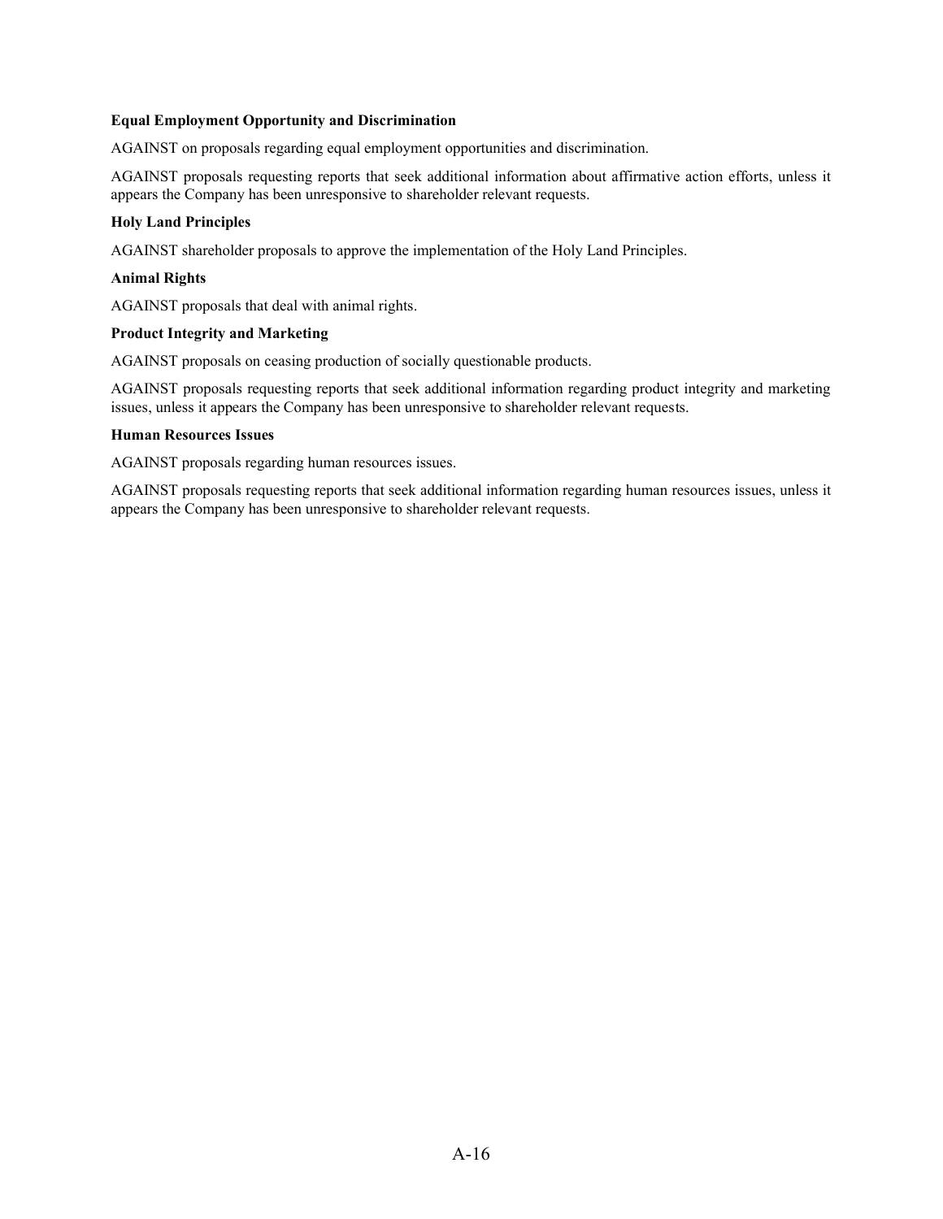**Equal Employment Opportunity and Discrimination**

AGAINST on proposals regarding equal employment opportunities and discrimination.

AGAINST proposals requesting reports that seek additional information about affirmative action efforts, unless it appears the Company has been unresponsive to shareholder relevant requests.

**Holy Land Principles**

AGAINST shareholder proposals to approve the implementation of the Holy Land Principles.

**Animal Rights**

AGAINST proposals that deal with animal rights.

**Product Integrity and Marketing**

AGAINST proposals on ceasing production of socially questionable products.

AGAINST proposals requesting reports that seek additional information regarding product integrity and marketing issues, unless it appears the Company has been unresponsive to shareholder relevant requests.

**Human Resources Issues**

AGAINST proposals regarding human resources issues.

AGAINST proposals requesting reports that seek additional information regarding human resources issues, unless it appears the Company has been unresponsive to shareholder relevant requests.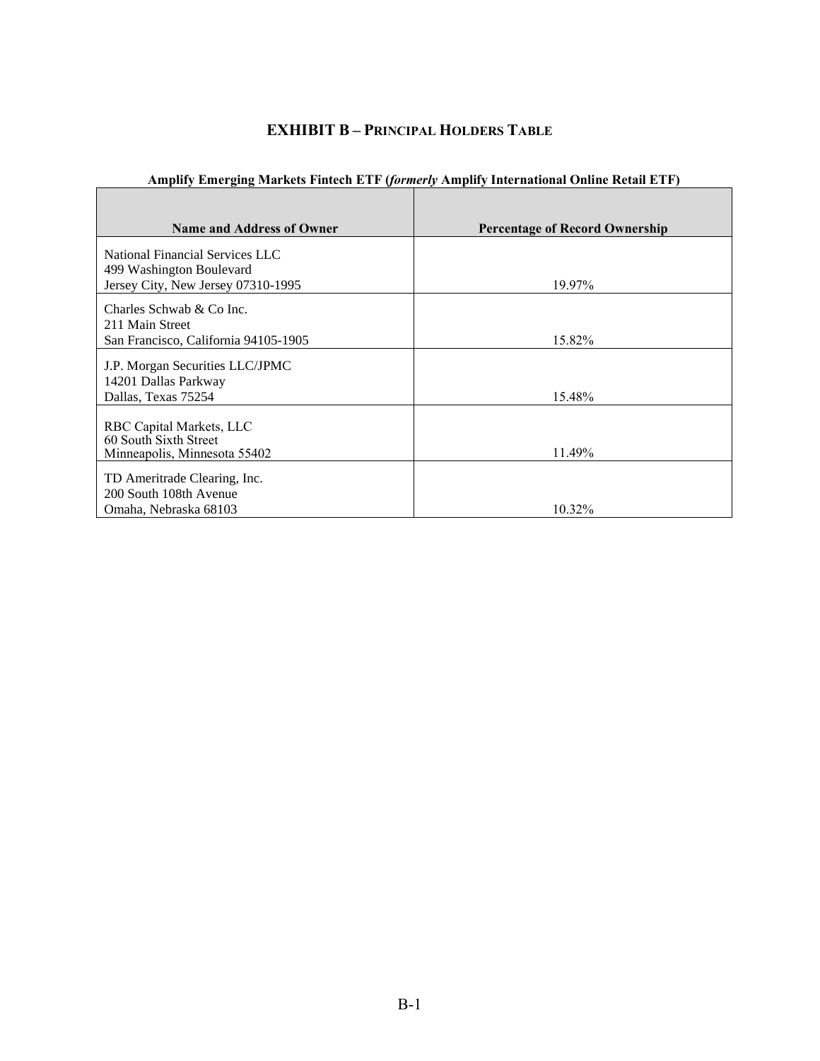# EXHIBIT B – PRINCIPAL HOLDERS TABLE

**Amplify Emerging Markets Fintech ETF (*formerly* Amplify International Online Retail ETF)**

| Name and Address of Owner | Percentage of Record Ownership |
|---|---|
| National Financial Services LLC<br>499 Washington Boulevard<br>Jersey City, New Jersey 07310-1995 | 19.97% |
| Charles Schwab & Co Inc.<br>211 Main Street<br>San Francisco, California 94105-1905 | 15.82% |
| J.P. Morgan Securities LLC/JPMC<br>14201 Dallas Parkway<br>Dallas, Texas 75254 | 15.48% |
| RBC Capital Markets, LLC<br>60 South Sixth Street<br>Minneapolis, Minnesota 55402 | 11.49% |
| TD Ameritrade Clearing, Inc.<br>200 South 108th Avenue<br>Omaha, Nebraska 68103 | 10.32% |